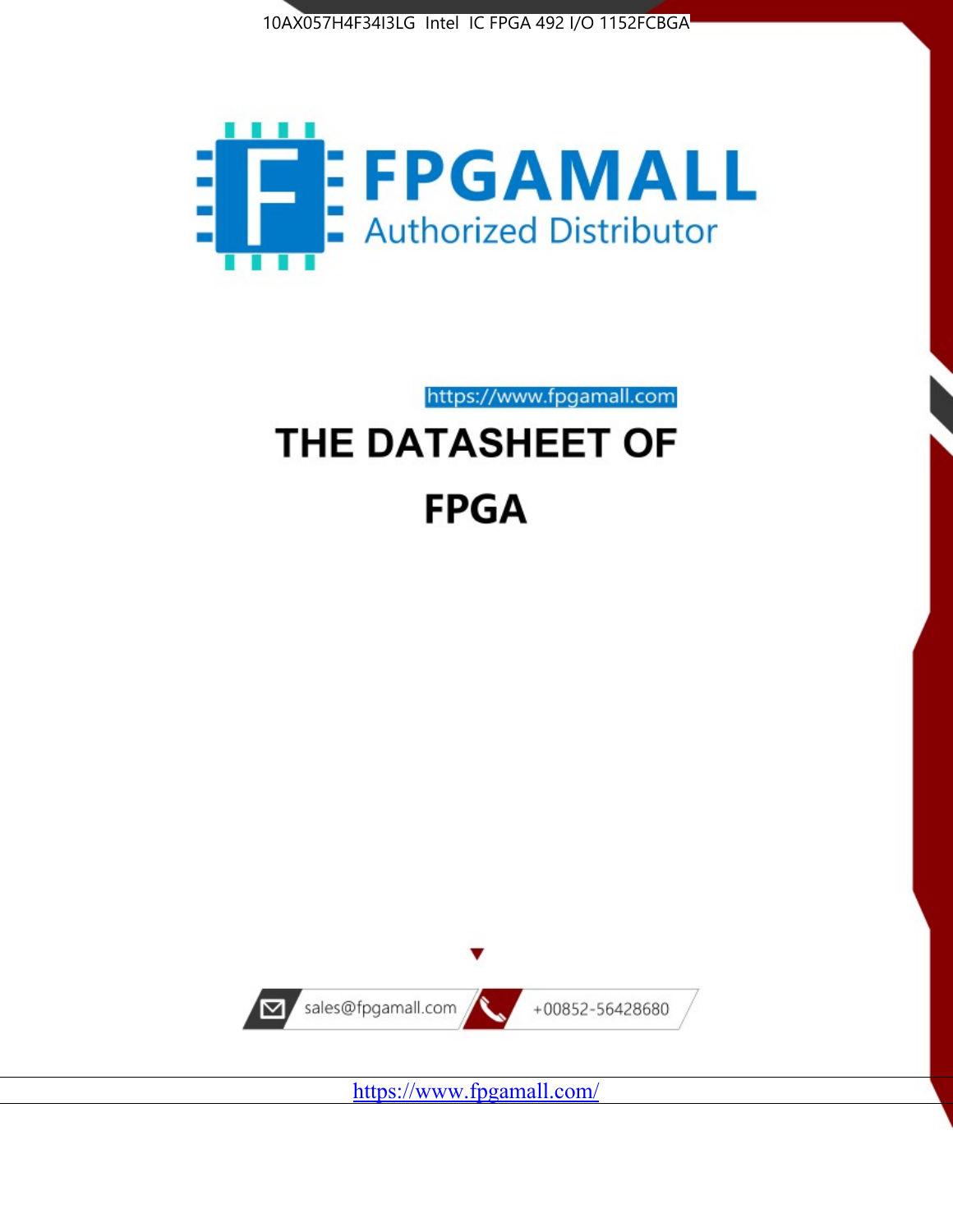10AX057H4F34I3LG Intel IC FPGA 492 I/O 1152FCBGA

FPGAMALL

Authorized Distributor

https://www.fpgamall.com

# THE DATASHEET OF

# FPGA

sales@fpgamall.com

+00852-56428680

https://www.fpgamall.com/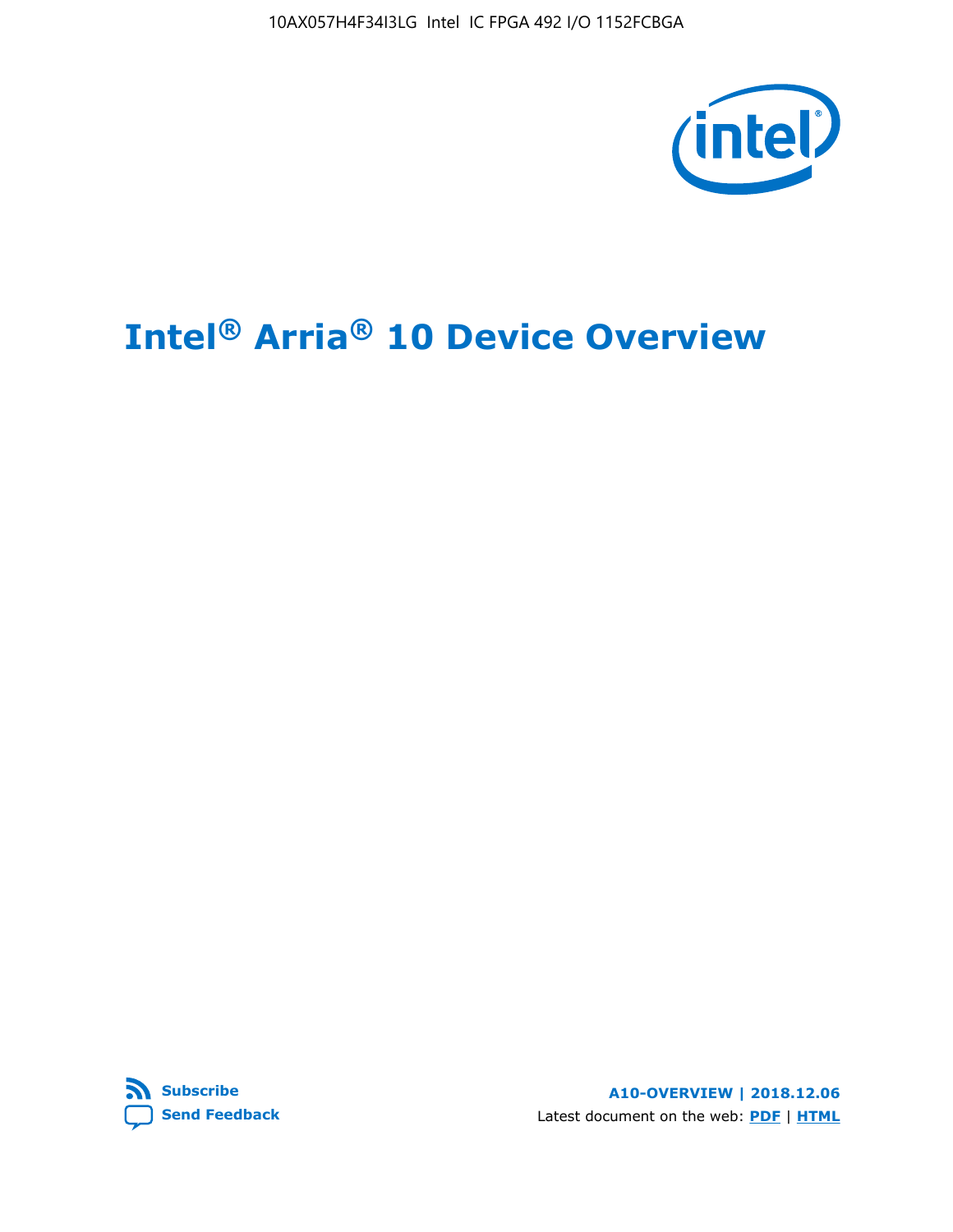# Intel® Arria® 10 Device Overview

**Subscribe**

**Send Feedback**

**A10-OVERVIEW | 2018.12.06**

Latest document on the web: **PDF** | **HTML**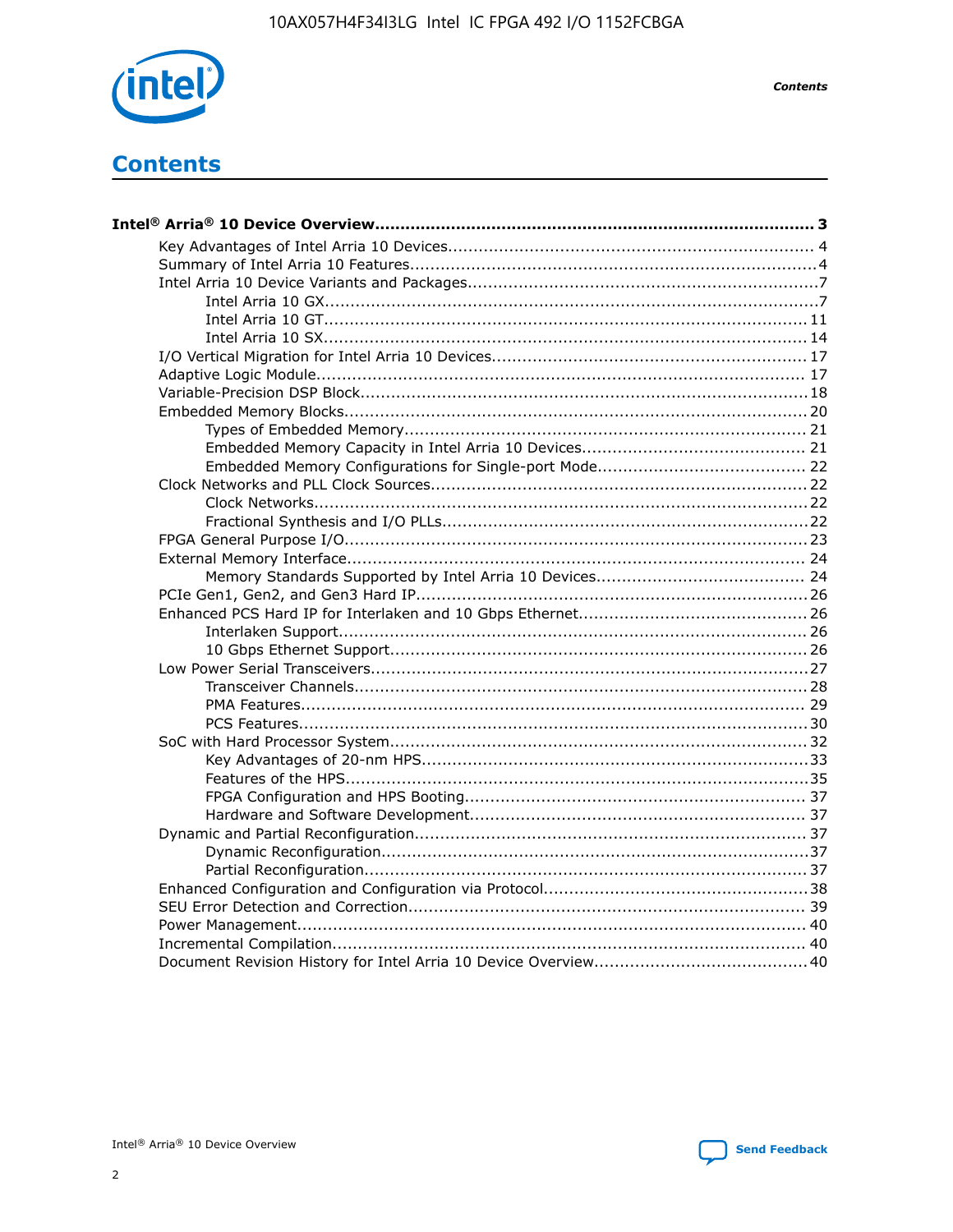# Contents

**Intel® Arria® 10 Device Overview....................................................................................... 3**

- Key Advantages of Intel Arria 10 Devices........................................................................ 4
- Summary of Intel Arria 10 Features................................................................................4
- Intel Arria 10 Device Variants and Packages.....................................................................7
  - Intel Arria 10 GX.................................................................................................7
  - Intel Arria 10 GT............................................................................................... 11
  - Intel Arria 10 SX............................................................................................... 14
- I/O Vertical Migration for Intel Arria 10 Devices.............................................................. 17
- Adaptive Logic Module................................................................................................ 17
- Variable-Precision DSP Block.......................................................................................18
- Embedded Memory Blocks.......................................................................................... 20
  - Types of Embedded Memory............................................................................... 21
  - Embedded Memory Capacity in Intel Arria 10 Devices............................................ 21
  - Embedded Memory Configurations for Single-port Mode......................................... 22
- Clock Networks and PLL Clock Sources......................................................................... 22
  - Clock Networks.................................................................................................22
  - Fractional Synthesis and I/O PLLs........................................................................22
- FPGA General Purpose I/O.......................................................................................... 23
- External Memory Interface.......................................................................................... 24
  - Memory Standards Supported by Intel Arria 10 Devices......................................... 24
- PCIe Gen1, Gen2, and Gen3 Hard IP............................................................................ 26
- Enhanced PCS Hard IP for Interlaken and 10 Gbps Ethernet............................................. 26
  - Interlaken Support............................................................................................ 26
  - 10 Gbps Ethernet Support.................................................................................. 26
- Low Power Serial Transceivers.....................................................................................27
  - Transceiver Channels.........................................................................................28
  - PMA Features................................................................................................... 29
  - PCS Features....................................................................................................30
- SoC with Hard Processor System.................................................................................. 32
  - Key Advantages of 20-nm HPS............................................................................33
  - Features of the HPS...........................................................................................35
  - FPGA Configuration and HPS Booting................................................................... 37
  - Hardware and Software Development.................................................................. 37
- Dynamic and Partial Reconfiguration............................................................................ 37
  - Dynamic Reconfiguration....................................................................................37
  - Partial Reconfiguration.......................................................................................37
- Enhanced Configuration and Configuration via Protocol....................................................38
- SEU Error Detection and Correction.............................................................................. 39
- Power Management.................................................................................................... 40
- Incremental Compilation............................................................................................. 40
- Document Revision History for Intel Arria 10 Device Overview.......................................... 40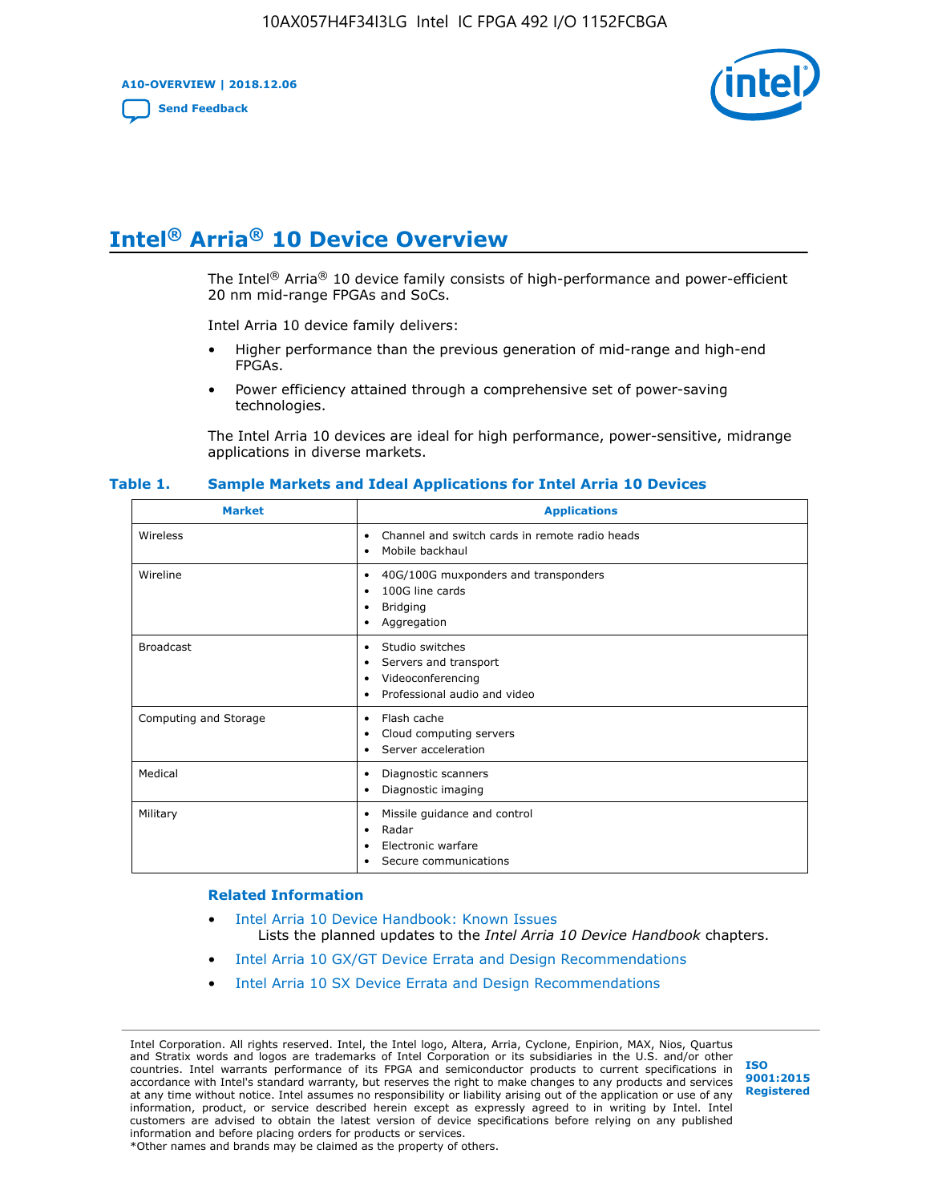# Intel® Arria® 10 Device Overview

The Intel® Arria® 10 device family consists of high-performance and power-efficient 20 nm mid-range FPGAs and SoCs.

Intel Arria 10 device family delivers:

- Higher performance than the previous generation of mid-range and high-end FPGAs.
- Power efficiency attained through a comprehensive set of power-saving technologies.

The Intel Arria 10 devices are ideal for high performance, power-sensitive, midrange applications in diverse markets.

**Table 1. Sample Markets and Ideal Applications for Intel Arria 10 Devices**

| Market | Applications |
|---|---|
| Wireless | • Channel and switch cards in remote radio heads<br>• Mobile backhaul |
| Wireline | • 40G/100G muxponders and transponders<br>• 100G line cards<br>• Bridging<br>• Aggregation |
| Broadcast | • Studio switches<br>• Servers and transport<br>• Videoconferencing<br>• Professional audio and video |
| Computing and Storage | • Flash cache<br>• Cloud computing servers<br>• Server acceleration |
| Medical | • Diagnostic scanners<br>• Diagnostic imaging |
| Military | • Missile guidance and control<br>• Radar<br>• Electronic warfare<br>• Secure communications |

### Related Information

- Intel Arria 10 Device Handbook: Known Issues
  Lists the planned updates to the *Intel Arria 10 Device Handbook* chapters.
- Intel Arria 10 GX/GT Device Errata and Design Recommendations
- Intel Arria 10 SX Device Errata and Design Recommendations

Intel Corporation. All rights reserved. Intel, the Intel logo, Altera, Arria, Cyclone, Enpirion, MAX, Nios, Quartus and Stratix words and logos are trademarks of Intel Corporation or its subsidiaries in the U.S. and/or other countries. Intel warrants performance of its FPGA and semiconductor products to current specifications in accordance with Intel's standard warranty, but reserves the right to make changes to any products and services at any time without notice. Intel assumes no responsibility or liability arising out of the application or use of any information, product, or service described herein except as expressly agreed to in writing by Intel. Intel customers are advised to obtain the latest version of device specifications before relying on any published information and before placing orders for products or services.
*Other names and brands may be claimed as the property of others.

ISO 9001:2015 Registered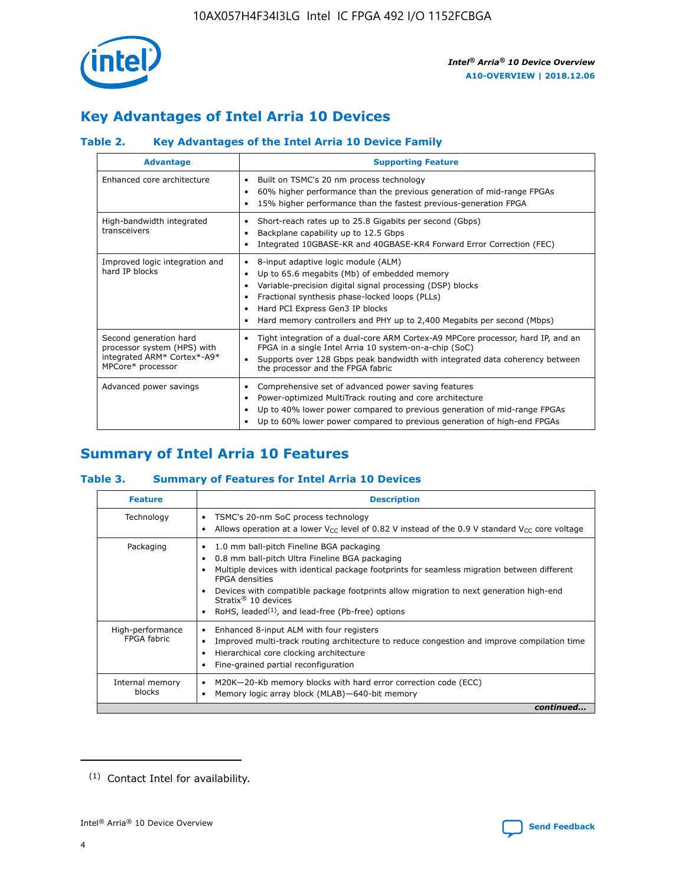## Key Advantages of Intel Arria 10 Devices

### Table 2. Key Advantages of the Intel Arria 10 Device Family

| Advantage | Supporting Feature |
| --- | --- |
| Enhanced core architecture | • Built on TSMC's 20 nm process technology<br>• 60% higher performance than the previous generation of mid-range FPGAs<br>• 15% higher performance than the fastest previous-generation FPGA |
| High-bandwidth integrated transceivers | • Short-reach rates up to 25.8 Gigabits per second (Gbps)<br>• Backplane capability up to 12.5 Gbps<br>• Integrated 10GBASE-KR and 40GBASE-KR4 Forward Error Correction (FEC) |
| Improved logic integration and hard IP blocks | • 8-input adaptive logic module (ALM)<br>• Up to 65.6 megabits (Mb) of embedded memory<br>• Variable-precision digital signal processing (DSP) blocks<br>• Fractional synthesis phase-locked loops (PLLs)<br>• Hard PCI Express Gen3 IP blocks<br>• Hard memory controllers and PHY up to 2,400 Megabits per second (Mbps) |
| Second generation hard processor system (HPS) with integrated ARM* Cortex*-A9* MPCore* processor | • Tight integration of a dual-core ARM Cortex-A9 MPCore processor, hard IP, and an FPGA in a single Intel Arria 10 system-on-a-chip (SoC)<br>• Supports over 128 Gbps peak bandwidth with integrated data coherency between the processor and the FPGA fabric |
| Advanced power savings | • Comprehensive set of advanced power saving features<br>• Power-optimized MultiTrack routing and core architecture<br>• Up to 40% lower power compared to previous generation of mid-range FPGAs<br>• Up to 60% lower power compared to previous generation of high-end FPGAs |

## Summary of Intel Arria 10 Features

### Table 3. Summary of Features for Intel Arria 10 Devices

| Feature | Description |
| --- | --- |
| Technology | • TSMC's 20-nm SoC process technology<br>• Allows operation at a lower $V_{CC}$ level of 0.82 V instead of the 0.9 V standard $V_{CC}$ core voltage |
| Packaging | • 1.0 mm ball-pitch Fineline BGA packaging<br>• 0.8 mm ball-pitch Ultra Fineline BGA packaging<br>• Multiple devices with identical package footprints for seamless migration between different FPGA densities<br>• Devices with compatible package footprints allow migration to next generation high-end Stratix® 10 devices<br>• RoHS, leaded[(1)], and lead-free (Pb-free) options |
| High-performance FPGA fabric | • Enhanced 8-input ALM with four registers<br>• Improved multi-track routing architecture to reduce congestion and improve compilation time<br>• Hierarchical core clocking architecture<br>• Fine-grained partial reconfiguration |
| Internal memory blocks | • M20K—20-Kb memory blocks with hard error correction code (ECC)<br>• Memory logic array block (MLAB)—640-bit memory |

*continued...*

(1) Contact Intel for availability.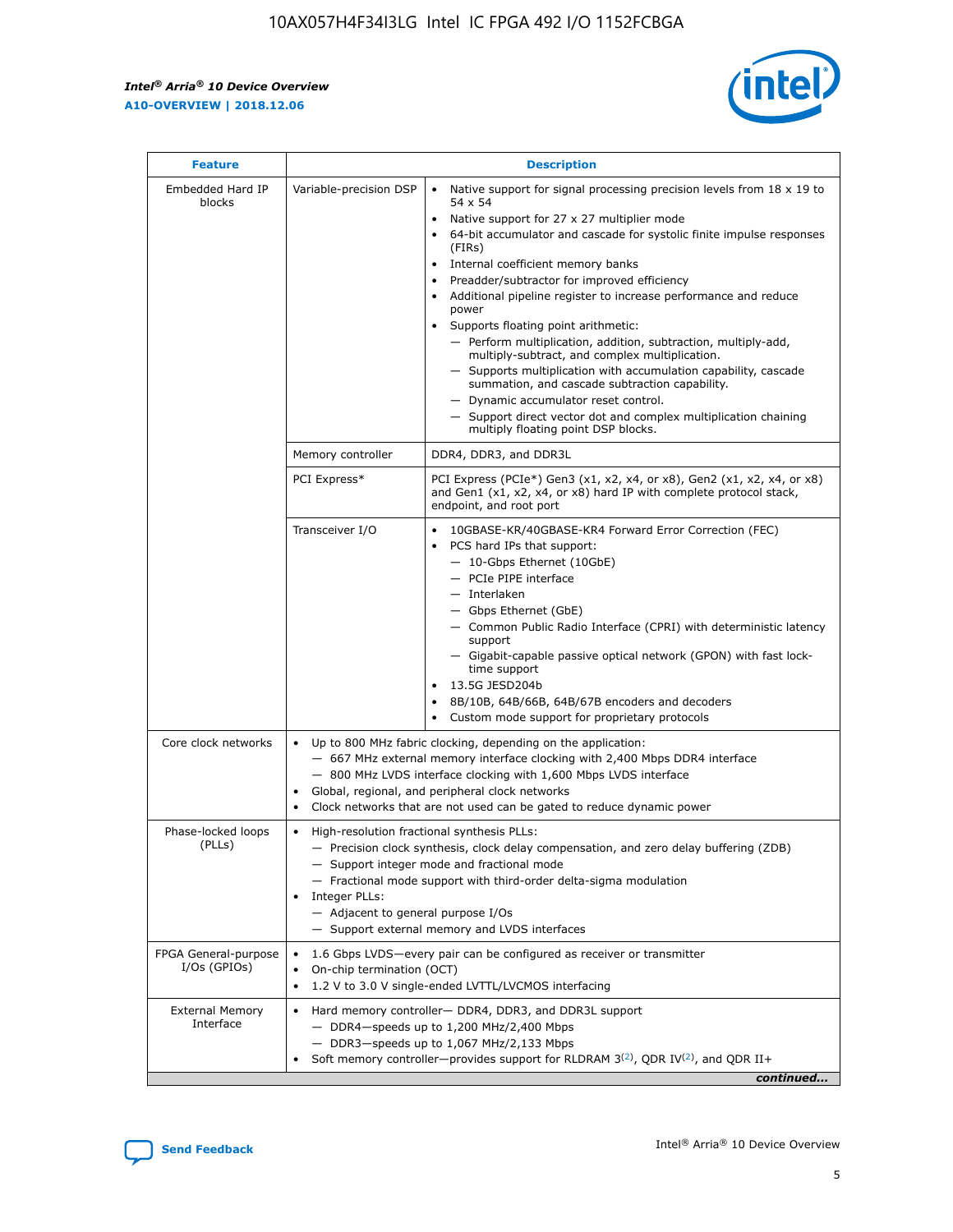| Feature | Description | |
|---|---|---|
| Embedded Hard IP blocks | Variable-precision DSP | • Native support for signal processing precision levels from 18 x 19 to 54 x 54<br>• Native support for 27 x 27 multiplier mode<br>• 64-bit accumulator and cascade for systolic finite impulse responses (FIRs)<br>• Internal coefficient memory banks<br>• Preadder/subtractor for improved efficiency<br>• Additional pipeline register to increase performance and reduce power<br>• Supports floating point arithmetic:<br>— Perform multiplication, addition, subtraction, multiply-add, multiply-subtract, and complex multiplication.<br>— Supports multiplication with accumulation capability, cascade summation, and cascade subtraction capability.<br>— Dynamic accumulator reset control.<br>— Support direct vector dot and complex multiplication chaining multiply floating point DSP blocks. |
| | Memory controller | DDR4, DDR3, and DDR3L |
| | PCI Express* | PCI Express (PCIe*) Gen3 (x1, x2, x4, or x8), Gen2 (x1, x2, x4, or x8) and Gen1 (x1, x2, x4, or x8) hard IP with complete protocol stack, endpoint, and root port |
| | Transceiver I/O | • 10GBASE-KR/40GBASE-KR4 Forward Error Correction (FEC)<br>• PCS hard IPs that support:<br>— 10-Gbps Ethernet (10GbE)<br>— PCIe PIPE interface<br>— Interlaken<br>— Gbps Ethernet (GbE)<br>— Common Public Radio Interface (CPRI) with deterministic latency support<br>— Gigabit-capable passive optical network (GPON) with fast lock-time support<br>• 13.5G JESD204b<br>• 8B/10B, 64B/66B, 64B/67B encoders and decoders<br>• Custom mode support for proprietary protocols |
| Core clock networks | • Up to 800 MHz fabric clocking, depending on the application:<br>— 667 MHz external memory interface clocking with 2,400 Mbps DDR4 interface<br>— 800 MHz LVDS interface clocking with 1,600 Mbps LVDS interface<br>• Global, regional, and peripheral clock networks<br>• Clock networks that are not used can be gated to reduce dynamic power | |
| Phase-locked loops (PLLs) | • High-resolution fractional synthesis PLLs:<br>— Precision clock synthesis, clock delay compensation, and zero delay buffering (ZDB)<br>— Support integer mode and fractional mode<br>— Fractional mode support with third-order delta-sigma modulation<br>• Integer PLLs:<br>— Adjacent to general purpose I/Os<br>— Support external memory and LVDS interfaces | |
| FPGA General-purpose I/Os (GPIOs) | • 1.6 Gbps LVDS—every pair can be configured as receiver or transmitter<br>• On-chip termination (OCT)<br>• 1.2 V to 3.0 V single-ended LVTTL/LVCMOS interfacing | |
| External Memory Interface | • Hard memory controller— DDR4, DDR3, and DDR3L support<br>— DDR4—speeds up to 1,200 MHz/2,400 Mbps<br>— DDR3—speeds up to 1,067 MHz/2,133 Mbps<br>• Soft memory controller—provides support for RLDRAM 3[(2)], QDR IV[(2)], and QDR II+ | |

*continued...*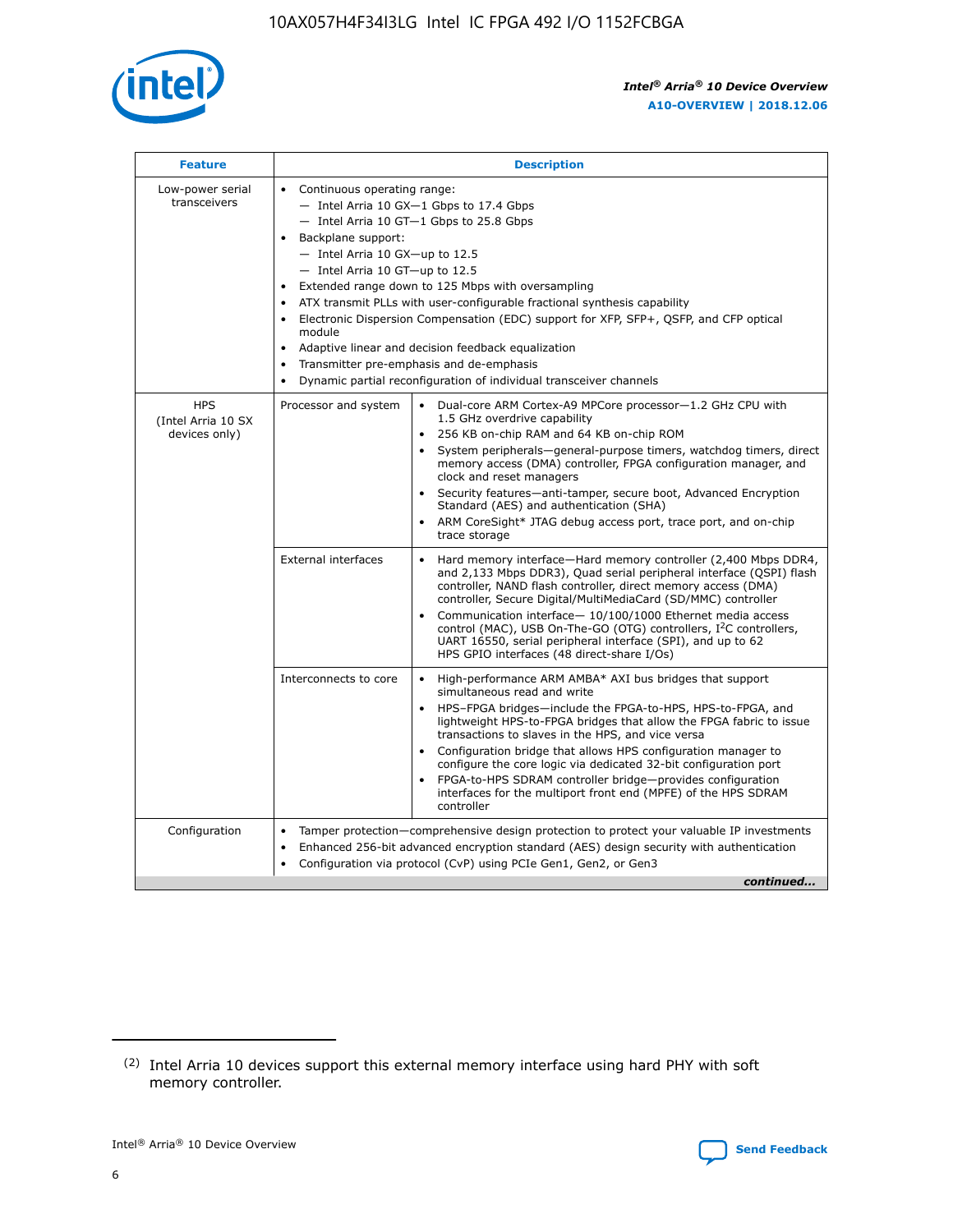| Feature | Description | |
|---|---|---|
| Low-power serial transceivers | • Continuous operating range:<br>— Intel Arria 10 GX—1 Gbps to 17.4 Gbps<br>— Intel Arria 10 GT—1 Gbps to 25.8 Gbps<br>• Backplane support:<br>— Intel Arria 10 GX—up to 12.5<br>— Intel Arria 10 GT—up to 12.5<br>• Extended range down to 125 Mbps with oversampling<br>• ATX transmit PLLs with user-configurable fractional synthesis capability<br>• Electronic Dispersion Compensation (EDC) support for XFP, SFP+, QSFP, and CFP optical module<br>• Adaptive linear and decision feedback equalization<br>• Transmitter pre-emphasis and de-emphasis<br>• Dynamic partial reconfiguration of individual transceiver channels | |
| HPS (Intel Arria 10 SX devices only) | Processor and system | • Dual-core ARM Cortex-A9 MPCore processor—1.2 GHz CPU with 1.5 GHz overdrive capability<br>• 256 KB on-chip RAM and 64 KB on-chip ROM<br>• System peripherals—general-purpose timers, watchdog timers, direct memory access (DMA) controller, FPGA configuration manager, and clock and reset managers<br>• Security features—anti-tamper, secure boot, Advanced Encryption Standard (AES) and authentication (SHA)<br>• ARM CoreSight* JTAG debug access port, trace port, and on-chip trace storage |
| | External interfaces | • Hard memory interface—Hard memory controller (2,400 Mbps DDR4, and 2,133 Mbps DDR3), Quad serial peripheral interface (QSPI) flash controller, NAND flash controller, direct memory access (DMA) controller, Secure Digital/MultiMediaCard (SD/MMC) controller<br>• Communication interface— 10/100/1000 Ethernet media access control (MAC), USB On-The-GO (OTG) controllers, I²C controllers, UART 16550, serial peripheral interface (SPI), and up to 62 HPS GPIO interfaces (48 direct-share I/Os) |
| | Interconnects to core | • High-performance ARM AMBA* AXI bus bridges that support simultaneous read and write<br>• HPS–FPGA bridges—include the FPGA-to-HPS, HPS-to-FPGA, and lightweight HPS-to-FPGA bridges that allow the FPGA fabric to issue transactions to slaves in the HPS, and vice versa<br>• Configuration bridge that allows HPS configuration manager to configure the core logic via dedicated 32-bit configuration port<br>• FPGA-to-HPS SDRAM controller bridge—provides configuration interfaces for the multiport front end (MPFE) of the HPS SDRAM controller |
| Configuration | • Tamper protection—comprehensive design protection to protect your valuable IP investments<br>• Enhanced 256-bit advanced encryption standard (AES) design security with authentication<br>• Configuration via protocol (CvP) using PCIe Gen1, Gen2, or Gen3 | |

*continued...*

(2) Intel Arria 10 devices support this external memory interface using hard PHY with soft memory controller.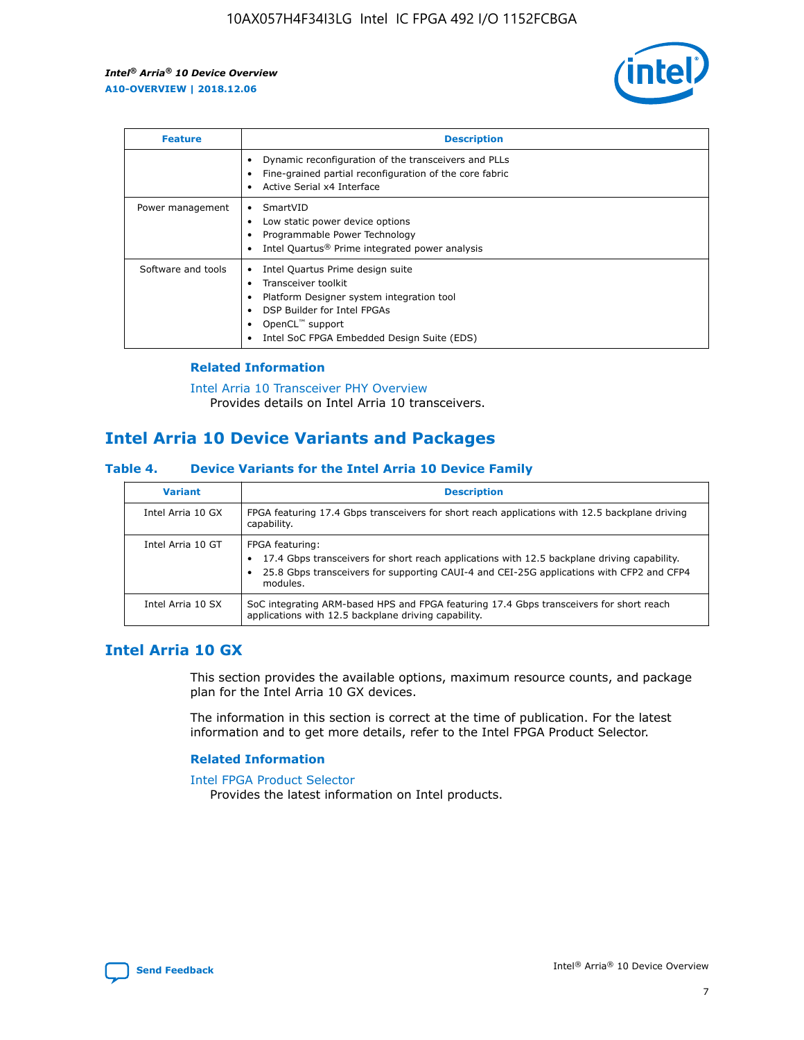| Feature | Description |
| --- | --- |
|  | • Dynamic reconfiguration of the transceivers and PLLs<br>• Fine-grained partial reconfiguration of the core fabric<br>• Active Serial x4 Interface |
| Power management | • SmartVID<br>• Low static power device options<br>• Programmable Power Technology<br>• Intel Quartus® Prime integrated power analysis |
| Software and tools | • Intel Quartus Prime design suite<br>• Transceiver toolkit<br>• Platform Designer system integration tool<br>• DSP Builder for Intel FPGAs<br>• OpenCL™ support<br>• Intel SoC FPGA Embedded Design Suite (EDS) |

### Related Information

Intel Arria 10 Transceiver PHY Overview
Provides details on Intel Arria 10 transceivers.

## Intel Arria 10 Device Variants and Packages

### Table 4. Device Variants for the Intel Arria 10 Device Family

| Variant | Description |
| --- | --- |
| Intel Arria 10 GX | FPGA featuring 17.4 Gbps transceivers for short reach applications with 12.5 backplane driving capability. |
| Intel Arria 10 GT | FPGA featuring:<br>• 17.4 Gbps transceivers for short reach applications with 12.5 backplane driving capability.<br>• 25.8 Gbps transceivers for supporting CAUI-4 and CEI-25G applications with CFP2 and CFP4 modules. |
| Intel Arria 10 SX | SoC integrating ARM-based HPS and FPGA featuring 17.4 Gbps transceivers for short reach applications with 12.5 backplane driving capability. |

## Intel Arria 10 GX

This section provides the available options, maximum resource counts, and package plan for the Intel Arria 10 GX devices.

The information in this section is correct at the time of publication. For the latest information and to get more details, refer to the Intel FPGA Product Selector.

### Related Information

Intel FPGA Product Selector
Provides the latest information on Intel products.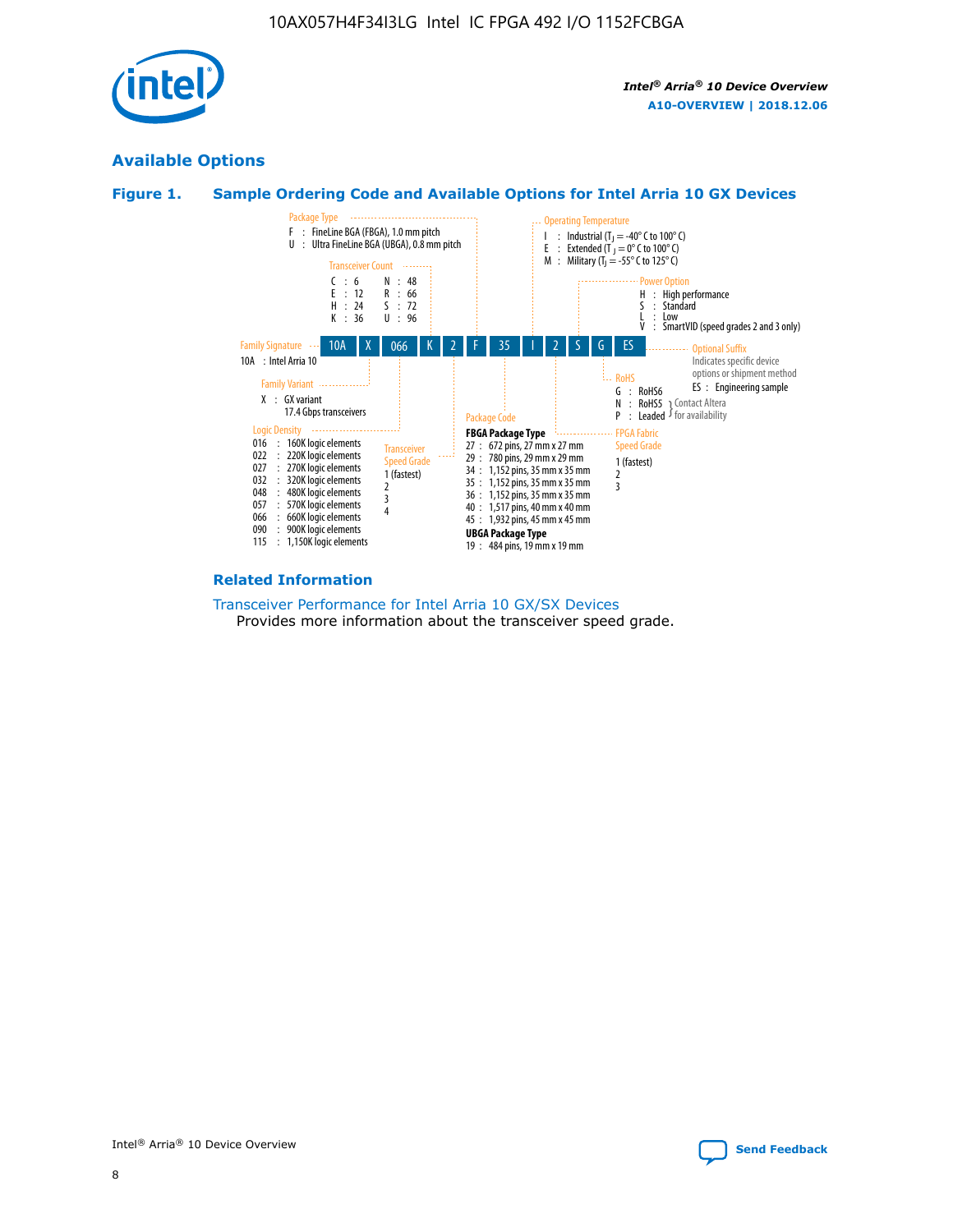## Available Options

### Figure 1. Sample Ordering Code and Available Options for Intel Arria 10 GX Devices

| 10A | X | 066 | K | 2 | F | 35 | I | 2 | S | G | ES |
|---|---|---|---|---|---|---|---|---|---|---|---|

**Family Signature**
10A : Intel Arria 10

**Family Variant**
X : GX variant
17.4 Gbps transceivers

**Logic Density**
- 016 : 160K logic elements
- 022 : 220K logic elements
- 027 : 270K logic elements
- 032 : 320K logic elements
- 048 : 480K logic elements
- 057 : 570K logic elements
- 066 : 660K logic elements
- 090 : 900K logic elements
- 115 : 1,150K logic elements

**Transceiver Count**
- C : 6
- E : 12
- H : 24
- K : 36
- N : 48
- R : 66
- S : 72
- U : 96

**Transceiver Speed Grade**
1 (fastest)
2
3
4

**Package Type**
- F : FineLine BGA (FBGA), 1.0 mm pitch
- U : Ultra FineLine BGA (UBGA), 0.8 mm pitch

**Package Code**

**FBGA Package Type**
- 27 : 672 pins, 27 mm x 27 mm
- 29 : 780 pins, 29 mm x 29 mm
- 34 : 1,152 pins, 35 mm x 35 mm
- 35 : 1,152 pins, 35 mm x 35 mm
- 36 : 1,152 pins, 35 mm x 35 mm
- 40 : 1,517 pins, 40 mm x 40 mm
- 45 : 1,932 pins, 45 mm x 45 mm

**UBGA Package Type**
- 19 : 484 pins, 19 mm x 19 mm

**Operating Temperature**
- I : Industrial ($T_J$ = -40° C to 100° C)
- E : Extended ($T_J$ = 0° C to 100° C)
- M : Military ($T_J$ = -55° C to 125° C)

**FPGA Fabric Speed Grade**
1 (fastest)
2
3

**Power Option**
- H : High performance
- S : Standard
- L : Low
- V : SmartVID (speed grades 2 and 3 only)

**RoHS**
- G : RoHS6
- N : RoHS5 } Contact Altera for availability
- P : Leaded } Contact Altera for availability

**Optional Suffix**
Indicates specific device options or shipment method
ES : Engineering sample

### Related Information

Transceiver Performance for Intel Arria 10 GX/SX Devices
Provides more information about the transceiver speed grade.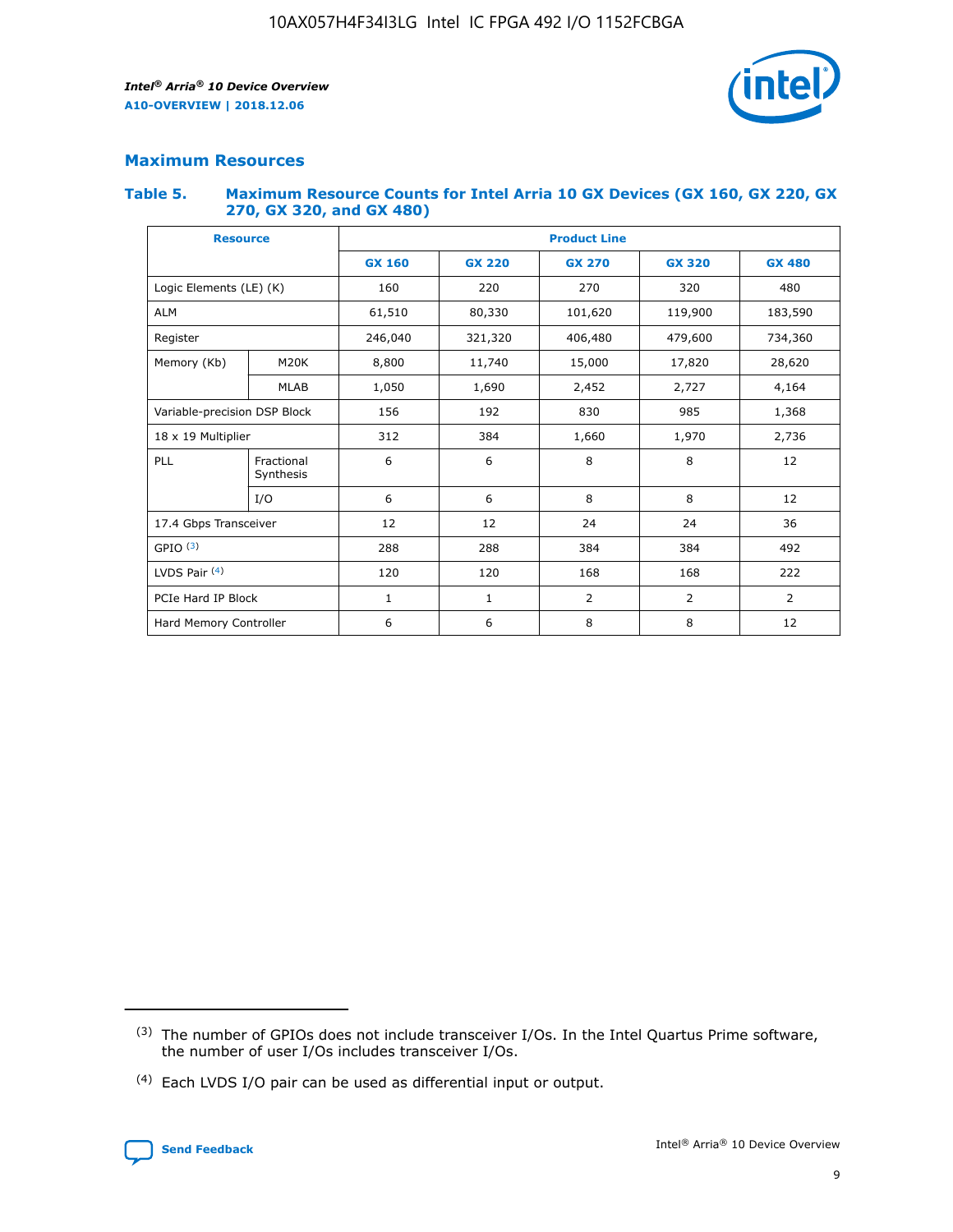## Maximum Resources

### Table 5. Maximum Resource Counts for Intel Arria 10 GX Devices (GX 160, GX 220, GX 270, GX 320, and GX 480)

| Resource | | Product Line | | | | |
|---|---|---|---|---|---|---|
| | | GX 160 | GX 220 | GX 270 | GX 320 | GX 480 |
| Logic Elements (LE) (K) | | 160 | 220 | 270 | 320 | 480 |
| ALM | | 61,510 | 80,330 | 101,620 | 119,900 | 183,590 |
| Register | | 246,040 | 321,320 | 406,480 | 479,600 | 734,360 |
| Memory (Kb) | M20K | 8,800 | 11,740 | 15,000 | 17,820 | 28,620 |
| | MLAB | 1,050 | 1,690 | 2,452 | 2,727 | 4,164 |
| Variable-precision DSP Block | | 156 | 192 | 830 | 985 | 1,368 |
| 18 x 19 Multiplier | | 312 | 384 | 1,660 | 1,970 | 2,736 |
| PLL | Fractional Synthesis | 6 | 6 | 8 | 8 | 12 |
| | I/O | 6 | 6 | 8 | 8 | 12 |
| 17.4 Gbps Transceiver | | 12 | 12 | 24 | 24 | 36 |
| GPIO [(3)] | | 288 | 288 | 384 | 384 | 492 |
| LVDS Pair [(4)] | | 120 | 120 | 168 | 168 | 222 |
| PCIe Hard IP Block | | 1 | 1 | 2 | 2 | 2 |
| Hard Memory Controller | | 6 | 6 | 8 | 8 | 12 |

(3) The number of GPIOs does not include transceiver I/Os. In the Intel Quartus Prime software, the number of user I/Os includes transceiver I/Os.

(4) Each LVDS I/O pair can be used as differential input or output.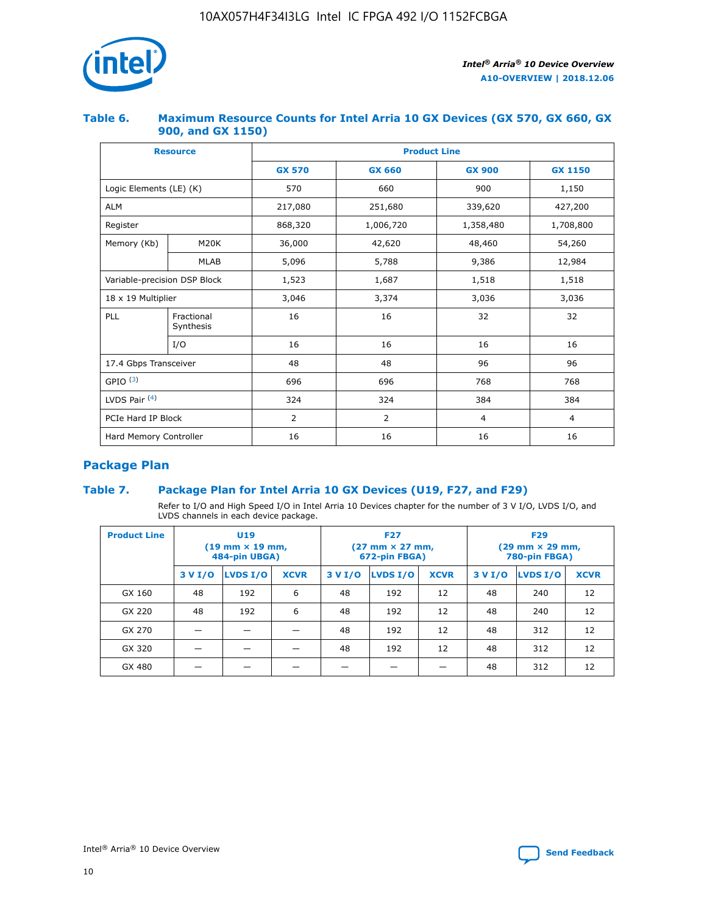## Table 6. Maximum Resource Counts for Intel Arria 10 GX Devices (GX 570, GX 660, GX 900, and GX 1150)

| Resource | | Product Line | | | |
|---|---|---|---|---|---|
| | | GX 570 | GX 660 | GX 900 | GX 1150 |
| Logic Elements (LE) (K) | | 570 | 660 | 900 | 1,150 |
| ALM | | 217,080 | 251,680 | 339,620 | 427,200 |
| Register | | 868,320 | 1,006,720 | 1,358,480 | 1,708,800 |
| Memory (Kb) | M20K | 36,000 | 42,620 | 48,460 | 54,260 |
| | MLAB | 5,096 | 5,788 | 9,386 | 12,984 |
| Variable-precision DSP Block | | 1,523 | 1,687 | 1,518 | 1,518 |
| 18 x 19 Multiplier | | 3,046 | 3,374 | 3,036 | 3,036 |
| PLL | Fractional Synthesis | 16 | 16 | 32 | 32 |
| | I/O | 16 | 16 | 16 | 16 |
| 17.4 Gbps Transceiver | | 48 | 48 | 96 | 96 |
| GPIO [(3)] | | 696 | 696 | 768 | 768 |
| LVDS Pair [(4)] | | 324 | 324 | 384 | 384 |
| PCIe Hard IP Block | | 2 | 2 | 4 | 4 |
| Hard Memory Controller | | 16 | 16 | 16 | 16 |

## Package Plan

## Table 7. Package Plan for Intel Arria 10 GX Devices (U19, F27, and F29)

Refer to I/O and High Speed I/O in Intel Arria 10 Devices chapter for the number of 3 V I/O, LVDS I/O, and LVDS channels in each device package.

| Product Line | U19 (19 mm × 19 mm, 484-pin UBGA) | | | F27 (27 mm × 27 mm, 672-pin FBGA) | | | F29 (29 mm × 29 mm, 780-pin FBGA) | | |
|---|---|---|---|---|---|---|---|---|---|
| | 3 V I/O | LVDS I/O | XCVR | 3 V I/O | LVDS I/O | XCVR | 3 V I/O | LVDS I/O | XCVR |
| GX 160 | 48 | 192 | 6 | 48 | 192 | 12 | 48 | 240 | 12 |
| GX 220 | 48 | 192 | 6 | 48 | 192 | 12 | 48 | 240 | 12 |
| GX 270 | — | — | — | 48 | 192 | 12 | 48 | 312 | 12 |
| GX 320 | — | — | — | 48 | 192 | 12 | 48 | 312 | 12 |
| GX 480 | — | — | — | — | — | — | 48 | 312 | 12 |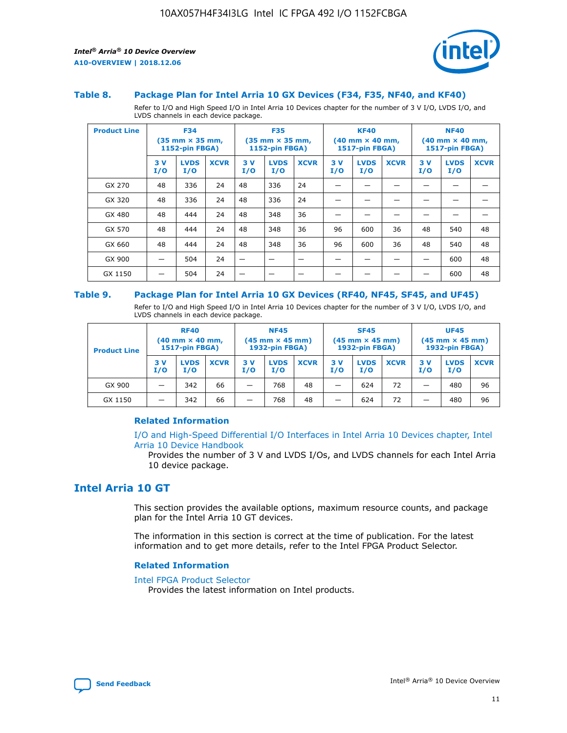## Table 8. Package Plan for Intel Arria 10 GX Devices (F34, F35, NF40, and KF40)

Refer to I/O and High Speed I/O in Intel Arria 10 Devices chapter for the number of 3 V I/O, LVDS I/O, and LVDS channels in each device package.

| Product Line | F34 (35 mm × 35 mm, 1152-pin FBGA) | | | F35 (35 mm × 35 mm, 1152-pin FBGA) | | | KF40 (40 mm × 40 mm, 1517-pin FBGA) | | | NF40 (40 mm × 40 mm, 1517-pin FBGA) | | |
|---|---|---|---|---|---|---|---|---|---|---|---|---|
| | 3 V I/O | LVDS I/O | XCVR | 3 V I/O | LVDS I/O | XCVR | 3 V I/O | LVDS I/O | XCVR | 3 V I/O | LVDS I/O | XCVR |
| GX 270 | 48 | 336 | 24 | 48 | 336 | 24 | — | — | — | — | — | — |
| GX 320 | 48 | 336 | 24 | 48 | 336 | 24 | — | — | — | — | — | — |
| GX 480 | 48 | 444 | 24 | 48 | 348 | 36 | — | — | — | — | — | — |
| GX 570 | 48 | 444 | 24 | 48 | 348 | 36 | 96 | 600 | 36 | 48 | 540 | 48 |
| GX 660 | 48 | 444 | 24 | 48 | 348 | 36 | 96 | 600 | 36 | 48 | 540 | 48 |
| GX 900 | — | 504 | 24 | — | — | — | — | — | — | — | 600 | 48 |
| GX 1150 | — | 504 | 24 | — | — | — | — | — | — | — | 600 | 48 |

## Table 9. Package Plan for Intel Arria 10 GX Devices (RF40, NF45, SF45, and UF45)

Refer to I/O and High Speed I/O in Intel Arria 10 Devices chapter for the number of 3 V I/O, LVDS I/O, and LVDS channels in each device package.

| Product Line | RF40 (40 mm × 40 mm, 1517-pin FBGA) | | | NF45 (45 mm × 45 mm) 1932-pin FBGA) | | | SF45 (45 mm × 45 mm) 1932-pin FBGA) | | | UF45 (45 mm × 45 mm) 1932-pin FBGA) | | |
|---|---|---|---|---|---|---|---|---|---|---|---|---|
| | 3 V I/O | LVDS I/O | XCVR | 3 V I/O | LVDS I/O | XCVR | 3 V I/O | LVDS I/O | XCVR | 3 V I/O | LVDS I/O | XCVR |
| GX 900 | — | 342 | 66 | — | 768 | 48 | — | 624 | 72 | — | 480 | 96 |
| GX 1150 | — | 342 | 66 | — | 768 | 48 | — | 624 | 72 | — | 480 | 96 |

### Related Information

I/O and High-Speed Differential I/O Interfaces in Intel Arria 10 Devices chapter, Intel Arria 10 Device Handbook

Provides the number of 3 V and LVDS I/Os, and LVDS channels for each Intel Arria 10 device package.

## Intel Arria 10 GT

This section provides the available options, maximum resource counts, and package plan for the Intel Arria 10 GT devices.

The information in this section is correct at the time of publication. For the latest information and to get more details, refer to the Intel FPGA Product Selector.

### Related Information

Intel FPGA Product Selector

Provides the latest information on Intel products.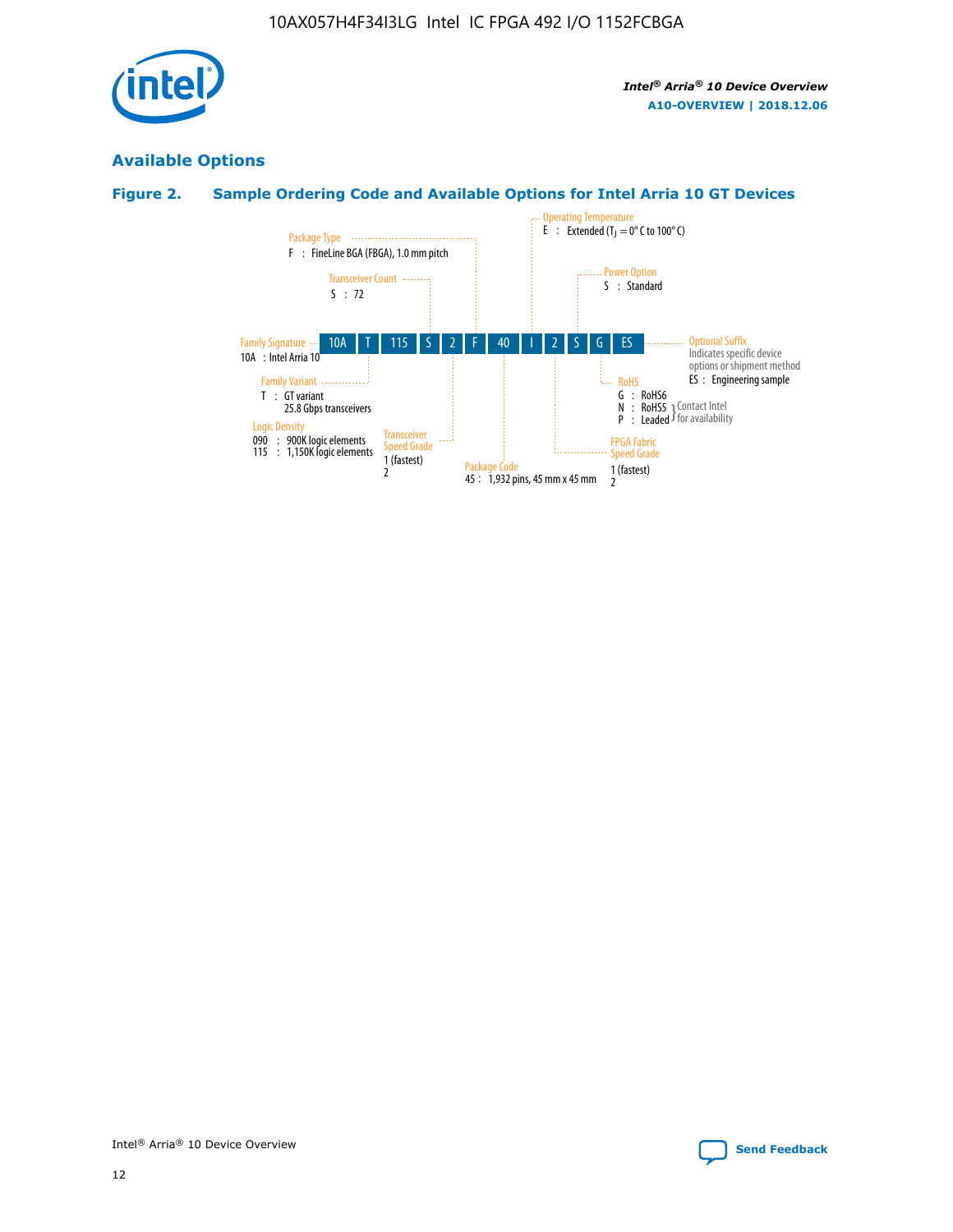## Available Options

### Figure 2. Sample Ordering Code and Available Options for Intel Arria 10 GT Devices

| 10A | T | 115 | S | 2 | F | 40 | I | 2 | S | G | ES |
|---|---|---|---|---|---|---|---|---|---|---|---|

**Family Signature**
10A : Intel Arria 10

**Family Variant**
T : GT variant
25.8 Gbps transceivers

**Logic Density**
090 : 900K logic elements
115 : 1,150K logic elements

**Transceiver Count**
S : 72

**Transceiver Speed Grade**
1 (fastest)
2

**Package Type**
F : FineLine BGA (FBGA), 1.0 mm pitch

**Package Code**
45 : 1,932 pins, 45 mm x 45 mm

**Operating Temperature**
E : Extended ($T_J$ = 0° C to 100° C)

**FPGA Fabric Speed Grade**
1 (fastest)
2

**Power Option**
S : Standard

**RoHS**
G : RoHS6
N : RoHS5 } Contact Intel for availability
P : Leaded } Contact Intel for availability

**Optional Suffix**
Indicates specific device options or shipment method
ES : Engineering sample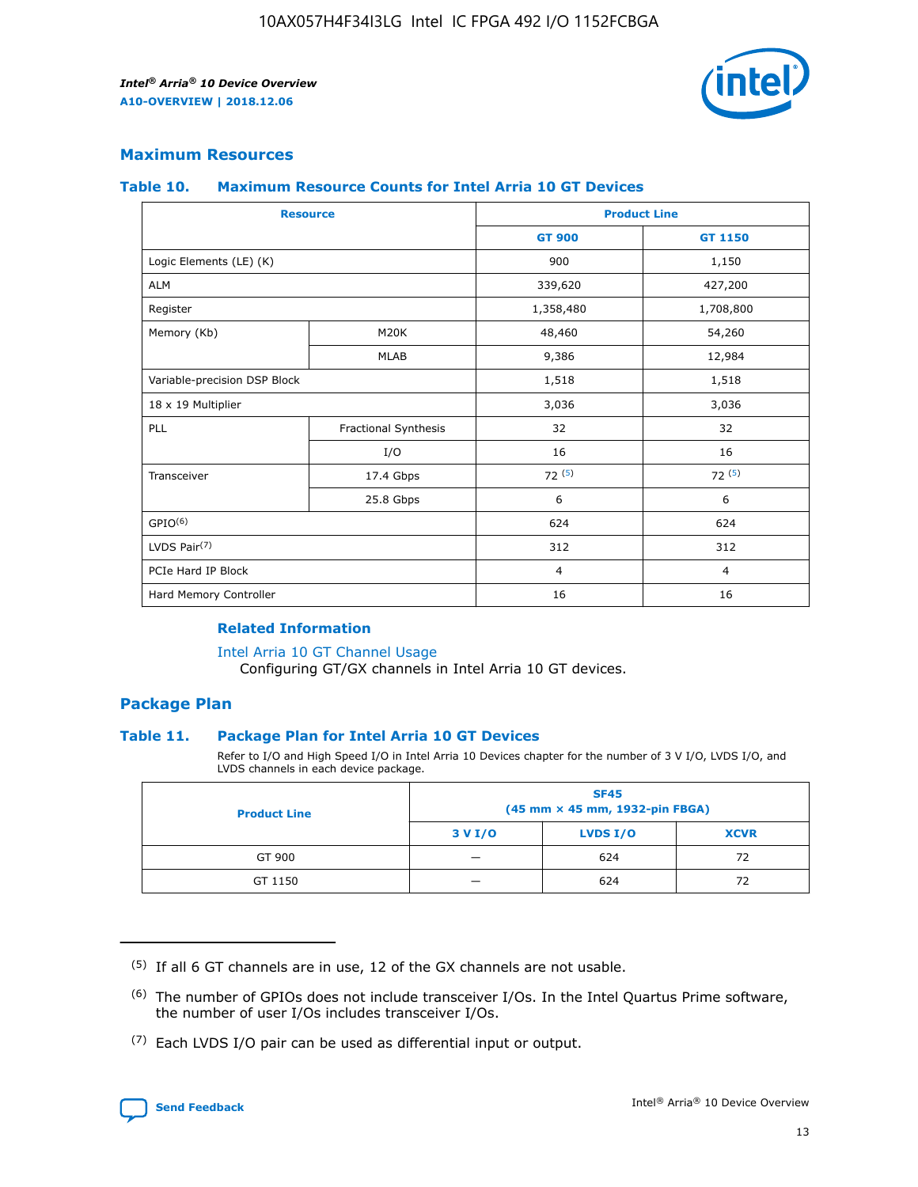## Maximum Resources

### Table 10. Maximum Resource Counts for Intel Arria 10 GT Devices

| Resource | | Product Line | |
|---|---|---|---|
| | | GT 900 | GT 1150 |
| Logic Elements (LE) (K) | | 900 | 1,150 |
| ALM | | 339,620 | 427,200 |
| Register | | 1,358,480 | 1,708,800 |
| Memory (Kb) | M20K | 48,460 | 54,260 |
| | MLAB | 9,386 | 12,984 |
| Variable-precision DSP Block | | 1,518 | 1,518 |
| 18 x 19 Multiplier | | 3,036 | 3,036 |
| PLL | Fractional Synthesis | 32 | 32 |
| | I/O | 16 | 16 |
| Transceiver | 17.4 Gbps | 72 [5] | 72 [5] |
| | 25.8 Gbps | 6 | 6 |
| GPIO[6] | | 624 | 624 |
| LVDS Pair[7] | | 312 | 312 |
| PCIe Hard IP Block | | 4 | 4 |
| Hard Memory Controller | | 16 | 16 |

#### Related Information

Intel Arria 10 GT Channel Usage
Configuring GT/GX channels in Intel Arria 10 GT devices.

## Package Plan

### Table 11. Package Plan for Intel Arria 10 GT Devices

Refer to I/O and High Speed I/O in Intel Arria 10 Devices chapter for the number of 3 V I/O, LVDS I/O, and LVDS channels in each device package.

| Product Line | SF45 (45 mm × 45 mm, 1932-pin FBGA) | | |
|---|---|---|---|
| | 3 V I/O | LVDS I/O | XCVR |
| GT 900 | — | 624 | 72 |
| GT 1150 | — | 624 | 72 |

---

(5) If all 6 GT channels are in use, 12 of the GX channels are not usable.

(6) The number of GPIOs does not include transceiver I/Os. In the Intel Quartus Prime software, the number of user I/Os includes transceiver I/Os.

(7) Each LVDS I/O pair can be used as differential input or output.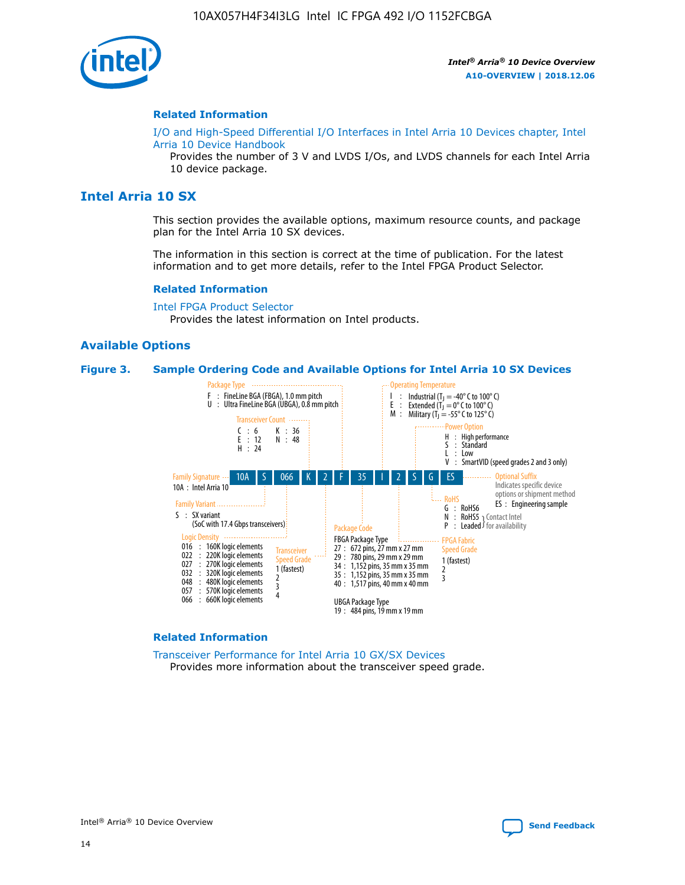### Related Information

I/O and High-Speed Differential I/O Interfaces in Intel Arria 10 Devices chapter, Intel Arria 10 Device Handbook

Provides the number of 3 V and LVDS I/Os, and LVDS channels for each Intel Arria 10 device package.

## Intel Arria 10 SX

This section provides the available options, maximum resource counts, and package plan for the Intel Arria 10 SX devices.

The information in this section is correct at the time of publication. For the latest information and to get more details, refer to the Intel FPGA Product Selector.

### Related Information

Intel FPGA Product Selector

Provides the latest information on Intel products.

### Available Options

**Figure 3. Sample Ordering Code and Available Options for Intel Arria 10 SX Devices**

Sample ordering code: 10A S 066 K 2 F 35 I 2 S G ES

- **Family Signature**
  - 10A : Intel Arria 10
- **Family Variant**
  - S : SX variant (SoC with 17.4 Gbps transceivers)
- **Logic Density**
  - 016 : 160K logic elements
  - 022 : 220K logic elements
  - 027 : 270K logic elements
  - 032 : 320K logic elements
  - 048 : 480K logic elements
  - 057 : 570K logic elements
  - 066 : 660K logic elements
- **Transceiver Count**
  - C : 6
  - E : 12
  - H : 24
  - K : 36
  - N : 48
- **Transceiver Speed Grade**
  - 1 (fastest)
  - 2
  - 3
  - 4
- **Package Type**
  - F : FineLine BGA (FBGA), 1.0 mm pitch
  - U : Ultra FineLine BGA (UBGA), 0.8 mm pitch
- **Package Code**
  - FBGA Package Type
    - 27 : 672 pins, 27 mm x 27 mm
    - 29 : 780 pins, 29 mm x 29 mm
    - 34 : 1,152 pins, 35 mm x 35 mm
    - 35 : 1,152 pins, 35 mm x 35 mm
    - 40 : 1,517 pins, 40 mm x 40 mm
  - UBGA Package Type
    - 19 : 484 pins, 19 mm x 19 mm
- **Operating Temperature**
  - I : Industrial ($T_J$ = -40° C to 100° C)
  - E : Extended ($T_J$ = 0° C to 100° C)
  - M : Military ($T_J$ = -55° C to 125° C)
- **FPGA Fabric Speed Grade**
  - 1 (fastest)
  - 2
  - 3
- **Power Option**
  - H : High performance
  - S : Standard
  - L : Low
  - V : SmartVID (speed grades 2 and 3 only)
- **RoHS**
  - G : RoHS6
  - N : RoHS5 (Contact Intel for availability)
  - P : Leaded (Contact Intel for availability)
- **Optional Suffix**
  - Indicates specific device options or shipment method
  - ES : Engineering sample

### Related Information

Transceiver Performance for Intel Arria 10 GX/SX Devices

Provides more information about the transceiver speed grade.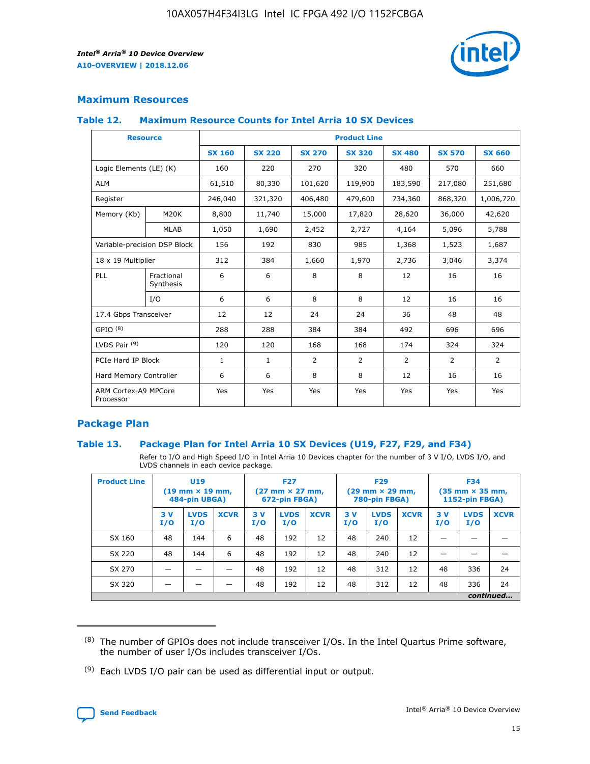## Maximum Resources

### Table 12. Maximum Resource Counts for Intel Arria 10 SX Devices

| Resource | | Product Line | | | | | | |
|---|---|---|---|---|---|---|---|---|
| | | SX 160 | SX 220 | SX 270 | SX 320 | SX 480 | SX 570 | SX 660 |
| Logic Elements (LE) (K) | | 160 | 220 | 270 | 320 | 480 | 570 | 660 |
| ALM | | 61,510 | 80,330 | 101,620 | 119,900 | 183,590 | 217,080 | 251,680 |
| Register | | 246,040 | 321,320 | 406,480 | 479,600 | 734,360 | 868,320 | 1,006,720 |
| Memory (Kb) | M20K | 8,800 | 11,740 | 15,000 | 17,820 | 28,620 | 36,000 | 42,620 |
| | MLAB | 1,050 | 1,690 | 2,452 | 2,727 | 4,164 | 5,096 | 5,788 |
| Variable-precision DSP Block | | 156 | 192 | 830 | 985 | 1,368 | 1,523 | 1,687 |
| 18 x 19 Multiplier | | 312 | 384 | 1,660 | 1,970 | 2,736 | 3,046 | 3,374 |
| PLL | Fractional Synthesis | 6 | 6 | 8 | 8 | 12 | 16 | 16 |
| | I/O | 6 | 6 | 8 | 8 | 12 | 16 | 16 |
| 17.4 Gbps Transceiver | | 12 | 12 | 24 | 24 | 36 | 48 | 48 |
| GPIO [8] | | 288 | 288 | 384 | 384 | 492 | 696 | 696 |
| LVDS Pair [9] | | 120 | 120 | 168 | 168 | 174 | 324 | 324 |
| PCIe Hard IP Block | | 1 | 1 | 2 | 2 | 2 | 2 | 2 |
| Hard Memory Controller | | 6 | 6 | 8 | 8 | 12 | 16 | 16 |
| ARM Cortex-A9 MPCore Processor | | Yes | Yes | Yes | Yes | Yes | Yes | Yes |

## Package Plan

### Table 13. Package Plan for Intel Arria 10 SX Devices (U19, F27, F29, and F34)

Refer to I/O and High Speed I/O in Intel Arria 10 Devices chapter for the number of 3 V I/O, LVDS I/O, and LVDS channels in each device package.

| Product Line | U19 (19 mm × 19 mm, 484-pin UBGA) | | | F27 (27 mm × 27 mm, 672-pin FBGA) | | | F29 (29 mm × 29 mm, 780-pin FBGA) | | | F34 (35 mm × 35 mm, 1152-pin FBGA) | | |
|---|---|---|---|---|---|---|---|---|---|---|---|---|
| | 3 V I/O | LVDS I/O | XCVR | 3 V I/O | LVDS I/O | XCVR | 3 V I/O | LVDS I/O | XCVR | 3 V I/O | LVDS I/O | XCVR |
| SX 160 | 48 | 144 | 6 | 48 | 192 | 12 | 48 | 240 | 12 | — | — | — |
| SX 220 | 48 | 144 | 6 | 48 | 192 | 12 | 48 | 240 | 12 | — | — | — |
| SX 270 | — | — | — | 48 | 192 | 12 | 48 | 312 | 12 | 48 | 336 | 24 |
| SX 320 | — | — | — | 48 | 192 | 12 | 48 | 312 | 12 | 48 | 336 | 24 |

*continued...*

(8) The number of GPIOs does not include transceiver I/Os. In the Intel Quartus Prime software, the number of user I/Os includes transceiver I/Os.

(9) Each LVDS I/O pair can be used as differential input or output.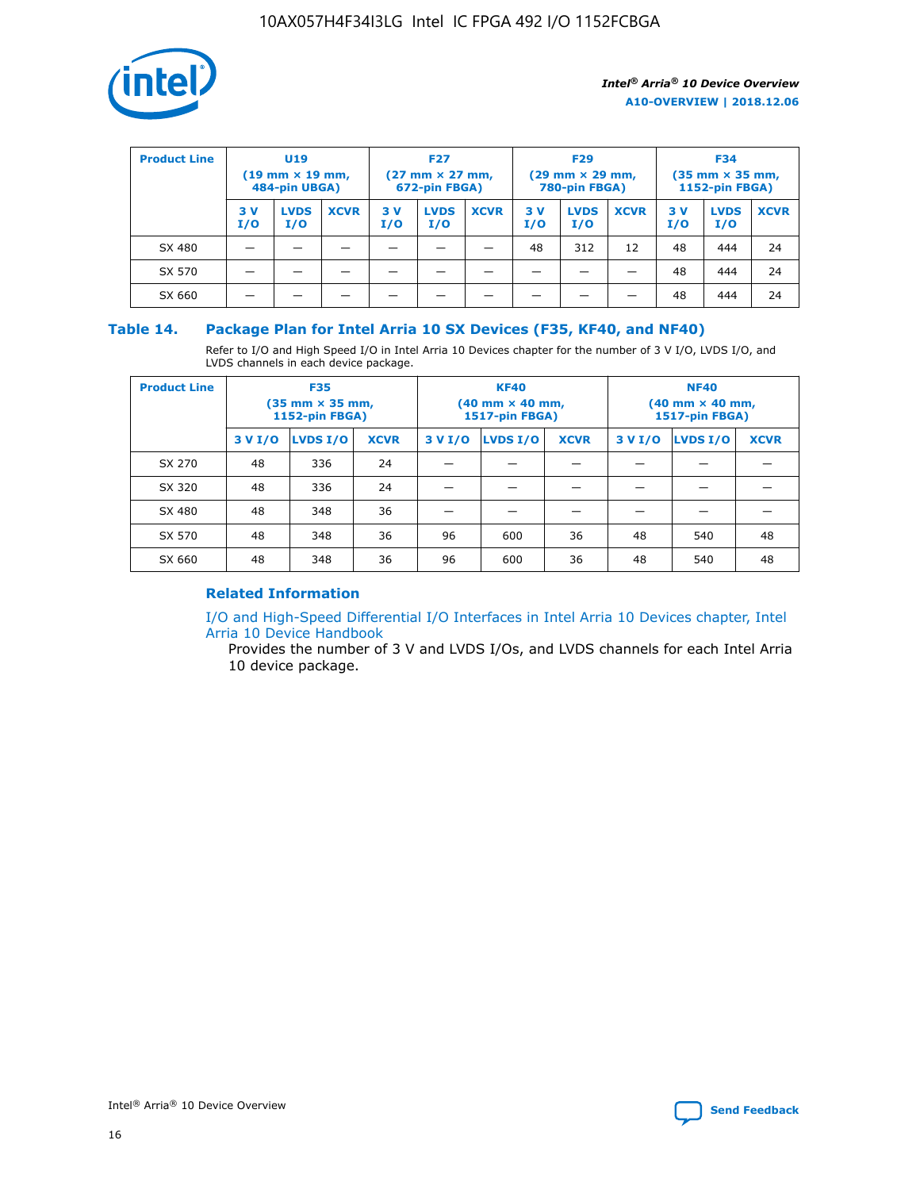| Product Line | U19 (19 mm × 19 mm, 484-pin UBGA) | | | F27 (27 mm × 27 mm, 672-pin FBGA) | | | F29 (29 mm × 29 mm, 780-pin FBGA) | | | F34 (35 mm × 35 mm, 1152-pin FBGA) | | |
|---|---|---|---|---|---|---|---|---|---|---|---|---|
| | 3 V I/O | LVDS I/O | XCVR | 3 V I/O | LVDS I/O | XCVR | 3 V I/O | LVDS I/O | XCVR | 3 V I/O | LVDS I/O | XCVR |
| SX 480 | — | — | — | — | — | — | 48 | 312 | 12 | 48 | 444 | 24 |
| SX 570 | — | — | — | — | — | — | — | — | — | 48 | 444 | 24 |
| SX 660 | — | — | — | — | — | — | — | — | — | 48 | 444 | 24 |

## Table 14. Package Plan for Intel Arria 10 SX Devices (F35, KF40, and NF40)

Refer to I/O and High Speed I/O in Intel Arria 10 Devices chapter for the number of 3 V I/O, LVDS I/O, and LVDS channels in each device package.

| Product Line | F35 (35 mm × 35 mm, 1152-pin FBGA) | | | KF40 (40 mm × 40 mm, 1517-pin FBGA) | | | NF40 (40 mm × 40 mm, 1517-pin FBGA) | | |
|---|---|---|---|---|---|---|---|---|---|
| | 3 V I/O | LVDS I/O | XCVR | 3 V I/O | LVDS I/O | XCVR | 3 V I/O | LVDS I/O | XCVR |
| SX 270 | 48 | 336 | 24 | — | — | — | — | — | — |
| SX 320 | 48 | 336 | 24 | — | — | — | — | — | — |
| SX 480 | 48 | 348 | 36 | — | — | — | — | — | — |
| SX 570 | 48 | 348 | 36 | 96 | 600 | 36 | 48 | 540 | 48 |
| SX 660 | 48 | 348 | 36 | 96 | 600 | 36 | 48 | 540 | 48 |

### Related Information

I/O and High-Speed Differential I/O Interfaces in Intel Arria 10 Devices chapter, Intel Arria 10 Device Handbook

Provides the number of 3 V and LVDS I/Os, and LVDS channels for each Intel Arria 10 device package.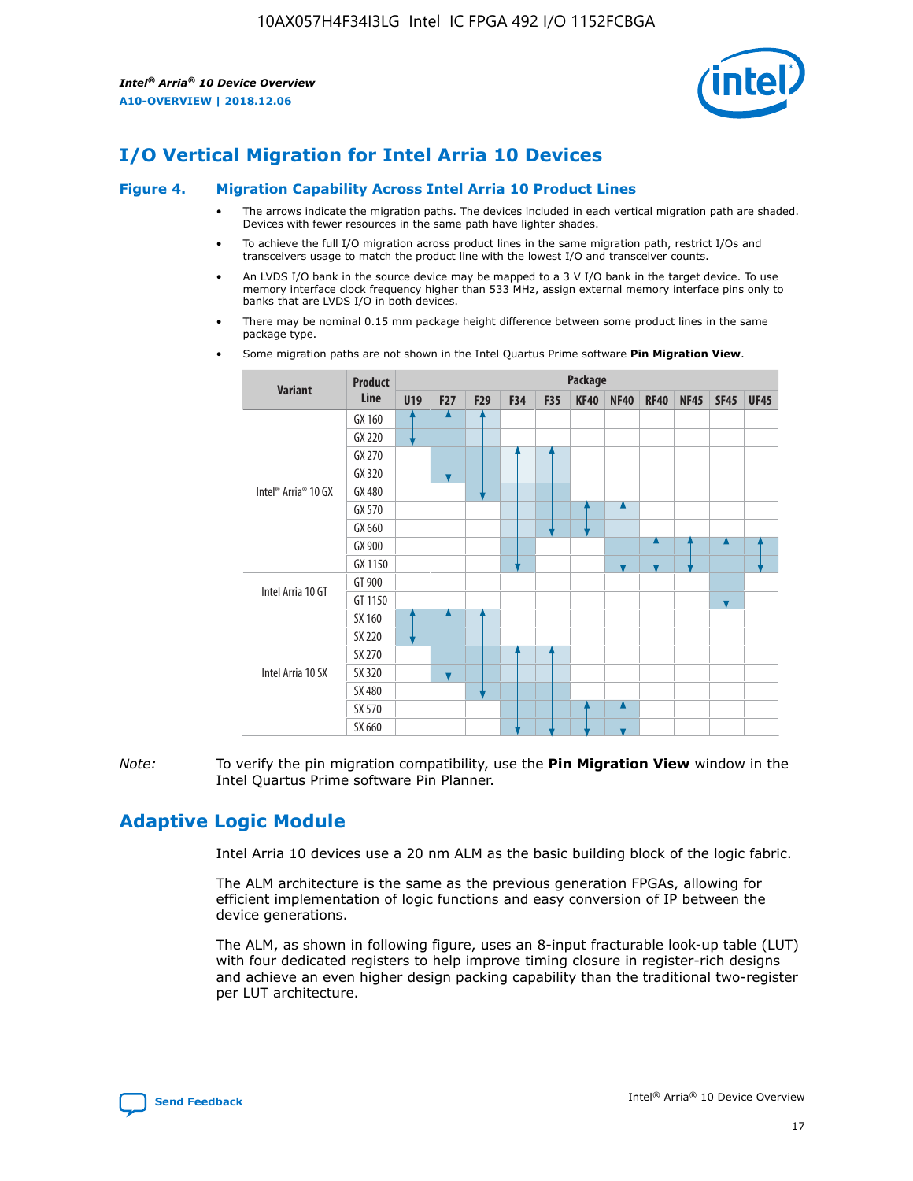# I/O Vertical Migration for Intel Arria 10 Devices

**Figure 4. Migration Capability Across Intel Arria 10 Product Lines**

- The arrows indicate the migration paths. The devices included in each vertical migration path are shaded. Devices with fewer resources in the same path have lighter shades.
- To achieve the full I/O migration across product lines in the same migration path, restrict I/Os and transceivers usage to match the product line with the lowest I/O and transceiver counts.
- An LVDS I/O bank in the source device may be mapped to a 3 V I/O bank in the target device. To use memory interface clock frequency higher than 533 MHz, assign external memory interface pins only to banks that are LVDS I/O in both devices.
- There may be nominal 0.15 mm package height difference between some product lines in the same package type.
- Some migration paths are not shown in the Intel Quartus Prime software **Pin Migration View**.

| Variant | Product Line | Package | | | | | | | | | | |
|---|---|---|---|---|---|---|---|---|---|---|---|---|
| | | U19 | F27 | F29 | F34 | F35 | KF40 | NF40 | RF40 | NF45 | SF45 | UF45 |
| Intel® Arria® 10 GX | GX 160 | | | | | | | | | | | |
| | GX 220 | | | | | | | | | | | |
| | GX 270 | | | | | | | | | | | |
| | GX 320 | | | | | | | | | | | |
| | GX 480 | | | | | | | | | | | |
| | GX 570 | | | | | | | | | | | |
| | GX 660 | | | | | | | | | | | |
| | GX 900 | | | | | | | | | | | |
| | GX 1150 | | | | | | | | | | | |
| Intel Arria 10 GT | GT 900 | | | | | | | | | | | |
| | GT 1150 | | | | | | | | | | | |
| Intel Arria 10 SX | SX 160 | | | | | | | | | | | |
| | SX 220 | | | | | | | | | | | |
| | SX 270 | | | | | | | | | | | |
| | SX 320 | | | | | | | | | | | |
| | SX 480 | | | | | | | | | | | |
| | SX 570 | | | | | | | | | | | |
| | SX 660 | | | | | | | | | | | |

*Note:* To verify the pin migration compatibility, use the **Pin Migration View** window in the Intel Quartus Prime software Pin Planner.

# Adaptive Logic Module

Intel Arria 10 devices use a 20 nm ALM as the basic building block of the logic fabric.

The ALM architecture is the same as the previous generation FPGAs, allowing for efficient implementation of logic functions and easy conversion of IP between the device generations.

The ALM, as shown in following figure, uses an 8-input fracturable look-up table (LUT) with four dedicated registers to help improve timing closure in register-rich designs and achieve an even higher design packing capability than the traditional two-register per LUT architecture.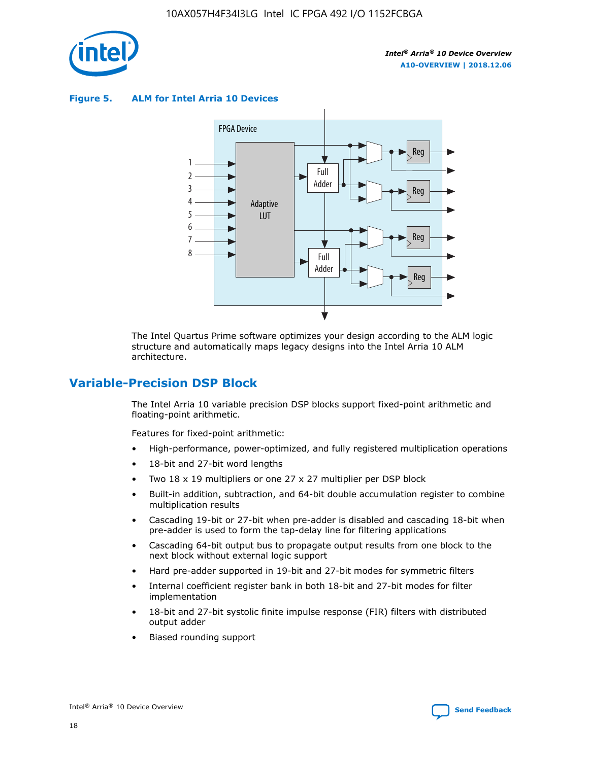**Figure 5. ALM for Intel Arria 10 Devices**

The Intel Quartus Prime software optimizes your design according to the ALM logic structure and automatically maps legacy designs into the Intel Arria 10 ALM architecture.

## Variable-Precision DSP Block

The Intel Arria 10 variable precision DSP blocks support fixed-point arithmetic and floating-point arithmetic.

Features for fixed-point arithmetic:

- High-performance, power-optimized, and fully registered multiplication operations
- 18-bit and 27-bit word lengths
- Two 18 x 19 multipliers or one 27 x 27 multiplier per DSP block
- Built-in addition, subtraction, and 64-bit double accumulation register to combine multiplication results
- Cascading 19-bit or 27-bit when pre-adder is disabled and cascading 18-bit when pre-adder is used to form the tap-delay line for filtering applications
- Cascading 64-bit output bus to propagate output results from one block to the next block without external logic support
- Hard pre-adder supported in 19-bit and 27-bit modes for symmetric filters
- Internal coefficient register bank in both 18-bit and 27-bit modes for filter implementation
- 18-bit and 27-bit systolic finite impulse response (FIR) filters with distributed output adder
- Biased rounding support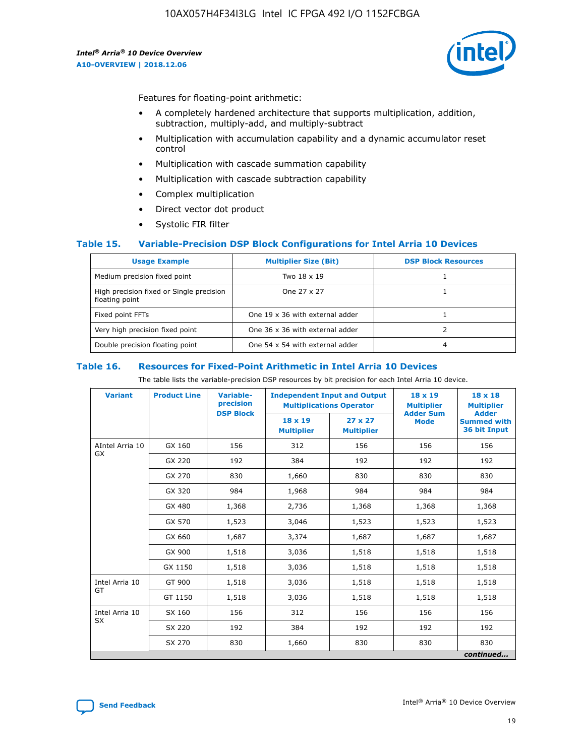Features for floating-point arithmetic:

- A completely hardened architecture that supports multiplication, addition, subtraction, multiply-add, and multiply-subtract
- Multiplication with accumulation capability and a dynamic accumulator reset control
- Multiplication with cascade summation capability
- Multiplication with cascade subtraction capability
- Complex multiplication
- Direct vector dot product
- Systolic FIR filter

### Table 15. Variable-Precision DSP Block Configurations for Intel Arria 10 Devices

| Usage Example | Multiplier Size (Bit) | DSP Block Resources |
|---|---|---|
| Medium precision fixed point | Two 18 x 19 | 1 |
| High precision fixed or Single precision floating point | One 27 x 27 | 1 |
| Fixed point FFTs | One 19 x 36 with external adder | 1 |
| Very high precision fixed point | One 36 x 36 with external adder | 2 |
| Double precision floating point | One 54 x 54 with external adder | 4 |

### Table 16. Resources for Fixed-Point Arithmetic in Intel Arria 10 Devices

The table lists the variable-precision DSP resources by bit precision for each Intel Arria 10 device.

| Variant | Product Line | Variable-precision DSP Block | Independent Input and Output Multiplications Operator | | 18 x 19 Multiplier Adder Sum Mode | 18 x 18 Multiplier Adder Summed with 36 bit Input |
|---|---|---|---|---|---|---|
| | | | 18 x 19 Multiplier | 27 x 27 Multiplier | | |
| AIntel Arria 10 GX | GX 160 | 156 | 312 | 156 | 156 | 156 |
| | GX 220 | 192 | 384 | 192 | 192 | 192 |
| | GX 270 | 830 | 1,660 | 830 | 830 | 830 |
| | GX 320 | 984 | 1,968 | 984 | 984 | 984 |
| | GX 480 | 1,368 | 2,736 | 1,368 | 1,368 | 1,368 |
| | GX 570 | 1,523 | 3,046 | 1,523 | 1,523 | 1,523 |
| | GX 660 | 1,687 | 3,374 | 1,687 | 1,687 | 1,687 |
| | GX 900 | 1,518 | 3,036 | 1,518 | 1,518 | 1,518 |
| | GX 1150 | 1,518 | 3,036 | 1,518 | 1,518 | 1,518 |
| Intel Arria 10 GT | GT 900 | 1,518 | 3,036 | 1,518 | 1,518 | 1,518 |
| | GT 1150 | 1,518 | 3,036 | 1,518 | 1,518 | 1,518 |
| Intel Arria 10 SX | SX 160 | 156 | 312 | 156 | 156 | 156 |
| | SX 220 | 192 | 384 | 192 | 192 | 192 |
| | SX 270 | 830 | 1,660 | 830 | 830 | 830 |

*continued...*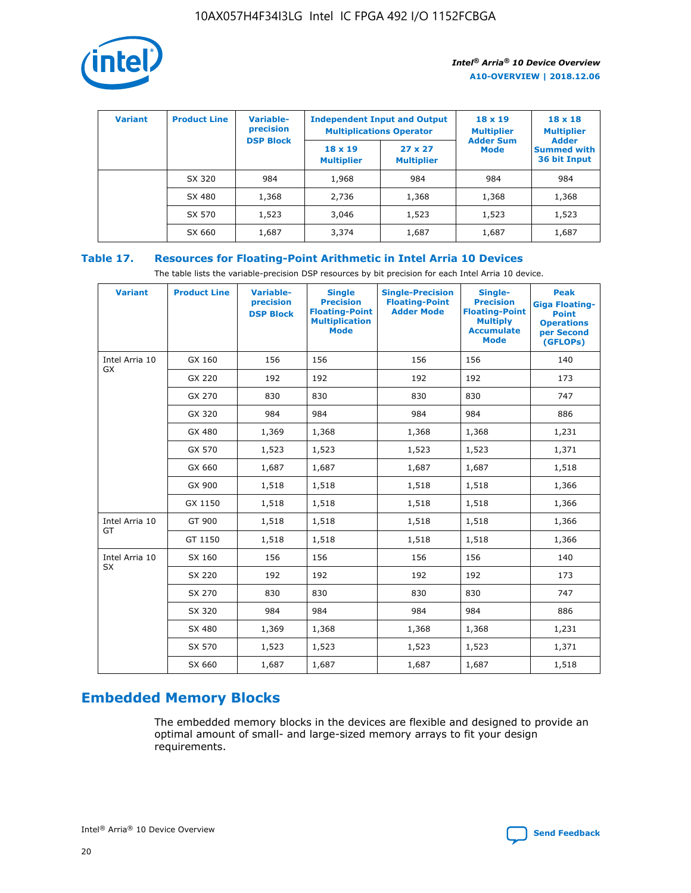| Variant | Product Line | Variable-precision DSP Block | Independent Input and Output Multiplications Operator | | 18 x 19 Multiplier Adder Sum Mode | 18 x 18 Multiplier Adder Summed with 36 bit Input |
|---|---|---|---|---|---|---|
| | | | 18 x 19 Multiplier | 27 x 27 Multiplier | | |
| | SX 320 | 984 | 1,968 | 984 | 984 | 984 |
| | SX 480 | 1,368 | 2,736 | 1,368 | 1,368 | 1,368 |
| | SX 570 | 1,523 | 3,046 | 1,523 | 1,523 | 1,523 |
| | SX 660 | 1,687 | 3,374 | 1,687 | 1,687 | 1,687 |

**Table 17. Resources for Floating-Point Arithmetic in Intel Arria 10 Devices**

The table lists the variable-precision DSP resources by bit precision for each Intel Arria 10 device.

| Variant | Product Line | Variable-precision DSP Block | Single Precision Floating-Point Multiplication Mode | Single-Precision Floating-Point Adder Mode | Single-Precision Floating-Point Multiply Accumulate Mode | Peak Giga Floating-Point Operations per Second (GFLOPs) |
|---|---|---|---|---|---|---|
| Intel Arria 10 GX | GX 160 | 156 | 156 | 156 | 156 | 140 |
| | GX 220 | 192 | 192 | 192 | 192 | 173 |
| | GX 270 | 830 | 830 | 830 | 830 | 747 |
| | GX 320 | 984 | 984 | 984 | 984 | 886 |
| | GX 480 | 1,369 | 1,368 | 1,368 | 1,368 | 1,231 |
| | GX 570 | 1,523 | 1,523 | 1,523 | 1,523 | 1,371 |
| | GX 660 | 1,687 | 1,687 | 1,687 | 1,687 | 1,518 |
| | GX 900 | 1,518 | 1,518 | 1,518 | 1,518 | 1,366 |
| | GX 1150 | 1,518 | 1,518 | 1,518 | 1,518 | 1,366 |
| Intel Arria 10 GT | GT 900 | 1,518 | 1,518 | 1,518 | 1,518 | 1,366 |
| | GT 1150 | 1,518 | 1,518 | 1,518 | 1,518 | 1,366 |
| Intel Arria 10 SX | SX 160 | 156 | 156 | 156 | 156 | 140 |
| | SX 220 | 192 | 192 | 192 | 192 | 173 |
| | SX 270 | 830 | 830 | 830 | 830 | 747 |
| | SX 320 | 984 | 984 | 984 | 984 | 886 |
| | SX 480 | 1,369 | 1,368 | 1,368 | 1,368 | 1,231 |
| | SX 570 | 1,523 | 1,523 | 1,523 | 1,523 | 1,371 |
| | SX 660 | 1,687 | 1,687 | 1,687 | 1,687 | 1,518 |

## Embedded Memory Blocks

The embedded memory blocks in the devices are flexible and designed to provide an optimal amount of small- and large-sized memory arrays to fit your design requirements.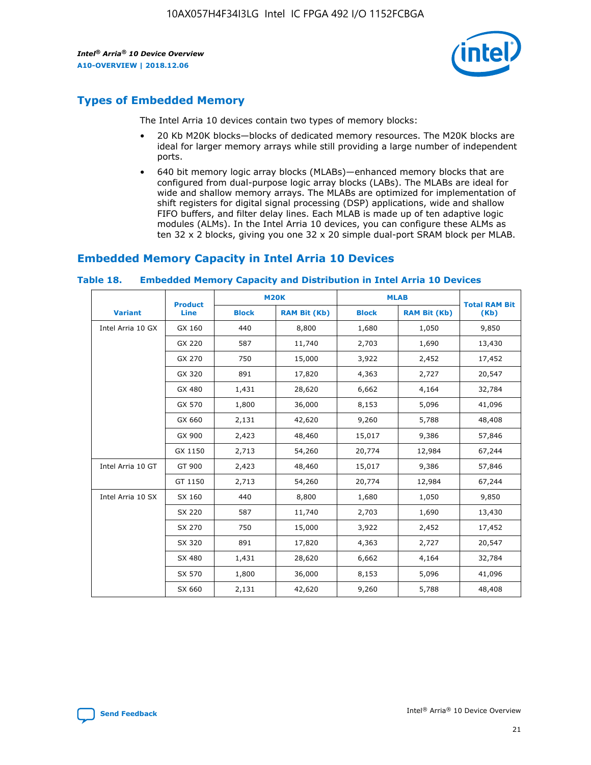## Types of Embedded Memory

The Intel Arria 10 devices contain two types of memory blocks:

- 20 Kb M20K blocks—blocks of dedicated memory resources. The M20K blocks are ideal for larger memory arrays while still providing a large number of independent ports.
- 640 bit memory logic array blocks (MLABs)—enhanced memory blocks that are configured from dual-purpose logic array blocks (LABs). The MLABs are ideal for wide and shallow memory arrays. The MLABs are optimized for implementation of shift registers for digital signal processing (DSP) applications, wide and shallow FIFO buffers, and filter delay lines. Each MLAB is made up of ten adaptive logic modules (ALMs). In the Intel Arria 10 devices, you can configure these ALMs as ten 32 x 2 blocks, giving you one 32 x 20 simple dual-port SRAM block per MLAB.

## Embedded Memory Capacity in Intel Arria 10 Devices

### Table 18. Embedded Memory Capacity and Distribution in Intel Arria 10 Devices

| Variant | Product Line | M20K | | MLAB | | Total RAM Bit (Kb) |
|---|---|---|---|---|---|---|
| | | Block | RAM Bit (Kb) | Block | RAM Bit (Kb) | |
| Intel Arria 10 GX | GX 160 | 440 | 8,800 | 1,680 | 1,050 | 9,850 |
| | GX 220 | 587 | 11,740 | 2,703 | 1,690 | 13,430 |
| | GX 270 | 750 | 15,000 | 3,922 | 2,452 | 17,452 |
| | GX 320 | 891 | 17,820 | 4,363 | 2,727 | 20,547 |
| | GX 480 | 1,431 | 28,620 | 6,662 | 4,164 | 32,784 |
| | GX 570 | 1,800 | 36,000 | 8,153 | 5,096 | 41,096 |
| | GX 660 | 2,131 | 42,620 | 9,260 | 5,788 | 48,408 |
| | GX 900 | 2,423 | 48,460 | 15,017 | 9,386 | 57,846 |
| | GX 1150 | 2,713 | 54,260 | 20,774 | 12,984 | 67,244 |
| Intel Arria 10 GT | GT 900 | 2,423 | 48,460 | 15,017 | 9,386 | 57,846 |
| | GT 1150 | 2,713 | 54,260 | 20,774 | 12,984 | 67,244 |
| Intel Arria 10 SX | SX 160 | 440 | 8,800 | 1,680 | 1,050 | 9,850 |
| | SX 220 | 587 | 11,740 | 2,703 | 1,690 | 13,430 |
| | SX 270 | 750 | 15,000 | 3,922 | 2,452 | 17,452 |
| | SX 320 | 891 | 17,820 | 4,363 | 2,727 | 20,547 |
| | SX 480 | 1,431 | 28,620 | 6,662 | 4,164 | 32,784 |
| | SX 570 | 1,800 | 36,000 | 8,153 | 5,096 | 41,096 |
| | SX 660 | 2,131 | 42,620 | 9,260 | 5,788 | 48,408 |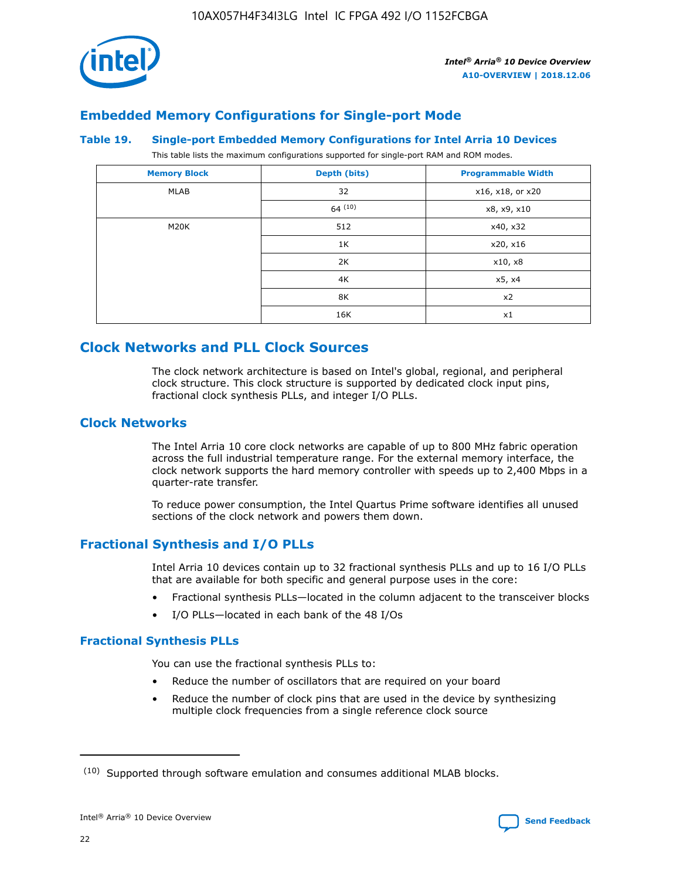## Embedded Memory Configurations for Single-port Mode

### Table 19. Single-port Embedded Memory Configurations for Intel Arria 10 Devices

This table lists the maximum configurations supported for single-port RAM and ROM modes.

| Memory Block | Depth (bits) | Programmable Width |
|---|---|---|
| MLAB | 32 | x16, x18, or x20 |
| | 64 [10] | x8, x9, x10 |
| M20K | 512 | x40, x32 |
| | 1K | x20, x16 |
| | 2K | x10, x8 |
| | 4K | x5, x4 |
| | 8K | x2 |
| | 16K | x1 |

## Clock Networks and PLL Clock Sources

The clock network architecture is based on Intel's global, regional, and peripheral clock structure. This clock structure is supported by dedicated clock input pins, fractional clock synthesis PLLs, and integer I/O PLLs.

## Clock Networks

The Intel Arria 10 core clock networks are capable of up to 800 MHz fabric operation across the full industrial temperature range. For the external memory interface, the clock network supports the hard memory controller with speeds up to 2,400 Mbps in a quarter-rate transfer.

To reduce power consumption, the Intel Quartus Prime software identifies all unused sections of the clock network and powers them down.

## Fractional Synthesis and I/O PLLs

Intel Arria 10 devices contain up to 32 fractional synthesis PLLs and up to 16 I/O PLLs that are available for both specific and general purpose uses in the core:

- Fractional synthesis PLLs—located in the column adjacent to the transceiver blocks
- I/O PLLs—located in each bank of the 48 I/Os

### Fractional Synthesis PLLs

You can use the fractional synthesis PLLs to:

- Reduce the number of oscillators that are required on your board
- Reduce the number of clock pins that are used in the device by synthesizing multiple clock frequencies from a single reference clock source

[10] Supported through software emulation and consumes additional MLAB blocks.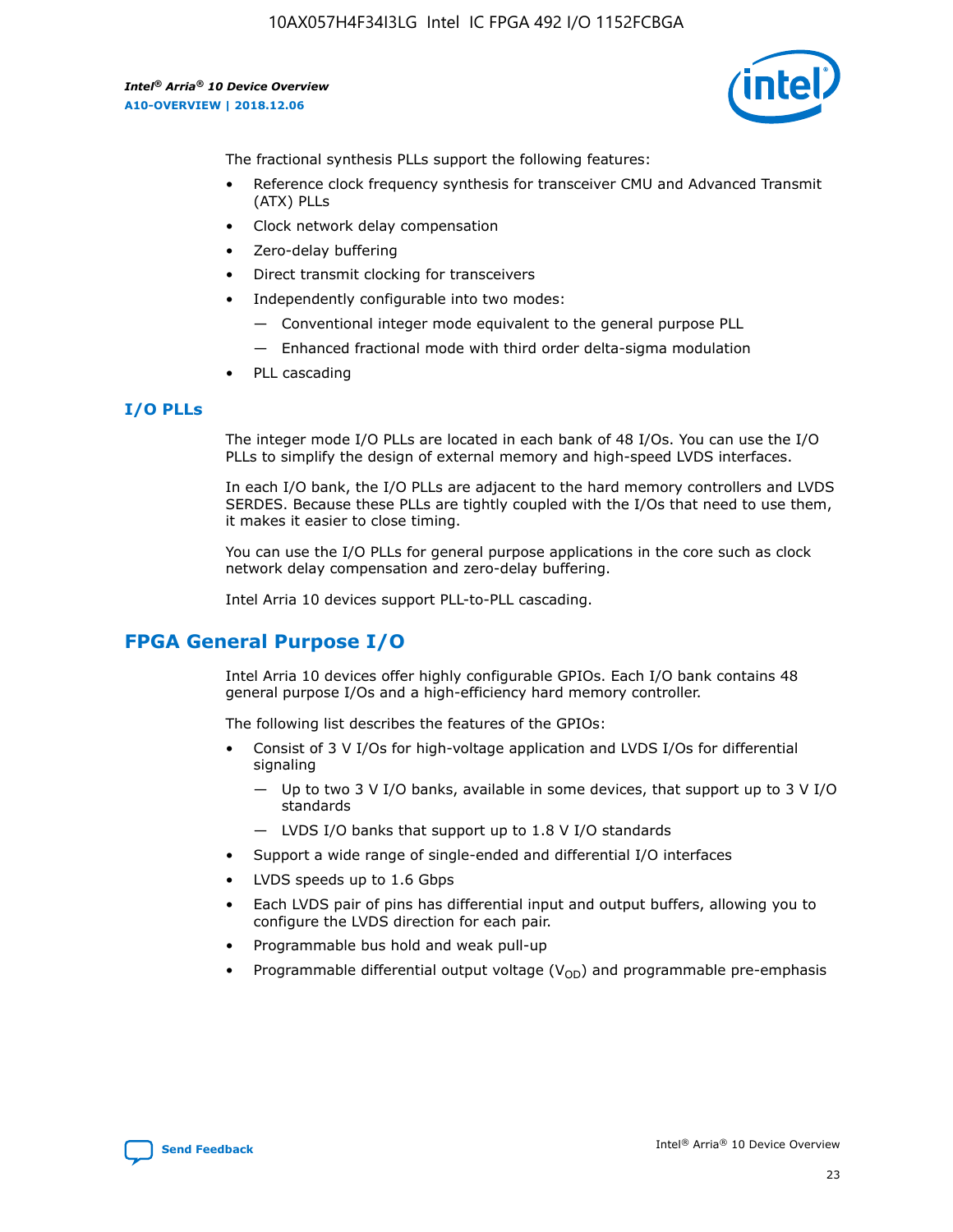The fractional synthesis PLLs support the following features:

- Reference clock frequency synthesis for transceiver CMU and Advanced Transmit (ATX) PLLs
- Clock network delay compensation
- Zero-delay buffering
- Direct transmit clocking for transceivers
- Independently configurable into two modes:
  - — Conventional integer mode equivalent to the general purpose PLL
  - — Enhanced fractional mode with third order delta-sigma modulation
- PLL cascading

### I/O PLLs

The integer mode I/O PLLs are located in each bank of 48 I/Os. You can use the I/O PLLs to simplify the design of external memory and high-speed LVDS interfaces.

In each I/O bank, the I/O PLLs are adjacent to the hard memory controllers and LVDS SERDES. Because these PLLs are tightly coupled with the I/Os that need to use them, it makes it easier to close timing.

You can use the I/O PLLs for general purpose applications in the core such as clock network delay compensation and zero-delay buffering.

Intel Arria 10 devices support PLL-to-PLL cascading.

## FPGA General Purpose I/O

Intel Arria 10 devices offer highly configurable GPIOs. Each I/O bank contains 48 general purpose I/Os and a high-efficiency hard memory controller.

The following list describes the features of the GPIOs:

- Consist of 3 V I/Os for high-voltage application and LVDS I/Os for differential signaling
  - — Up to two 3 V I/O banks, available in some devices, that support up to 3 V I/O standards
  - — LVDS I/O banks that support up to 1.8 V I/O standards
- Support a wide range of single-ended and differential I/O interfaces
- LVDS speeds up to 1.6 Gbps
- Each LVDS pair of pins has differential input and output buffers, allowing you to configure the LVDS direction for each pair.
- Programmable bus hold and weak pull-up
- Programmable differential output voltage ($V_{OD}$) and programmable pre-emphasis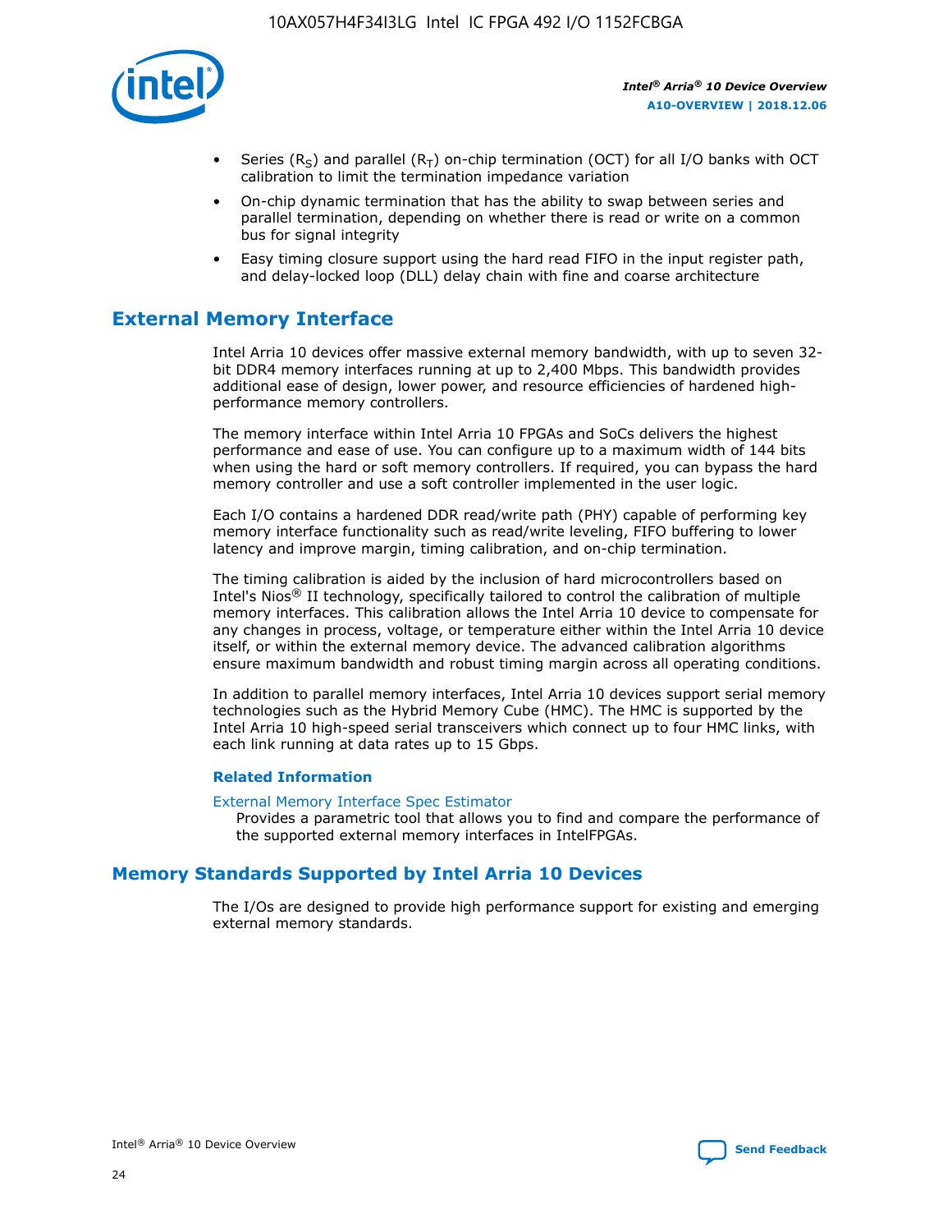- Series ($R_S$) and parallel ($R_T$) on-chip termination (OCT) for all I/O banks with OCT calibration to limit the termination impedance variation
- On-chip dynamic termination that has the ability to swap between series and parallel termination, depending on whether there is read or write on a common bus for signal integrity
- Easy timing closure support using the hard read FIFO in the input register path, and delay-locked loop (DLL) delay chain with fine and coarse architecture

## External Memory Interface

Intel Arria 10 devices offer massive external memory bandwidth, with up to seven 32-bit DDR4 memory interfaces running at up to 2,400 Mbps. This bandwidth provides additional ease of design, lower power, and resource efficiencies of hardened high-performance memory controllers.

The memory interface within Intel Arria 10 FPGAs and SoCs delivers the highest performance and ease of use. You can configure up to a maximum width of 144 bits when using the hard or soft memory controllers. If required, you can bypass the hard memory controller and use a soft controller implemented in the user logic.

Each I/O contains a hardened DDR read/write path (PHY) capable of performing key memory interface functionality such as read/write leveling, FIFO buffering to lower latency and improve margin, timing calibration, and on-chip termination.

The timing calibration is aided by the inclusion of hard microcontrollers based on Intel's Nios® II technology, specifically tailored to control the calibration of multiple memory interfaces. This calibration allows the Intel Arria 10 device to compensate for any changes in process, voltage, or temperature either within the Intel Arria 10 device itself, or within the external memory device. The advanced calibration algorithms ensure maximum bandwidth and robust timing margin across all operating conditions.

In addition to parallel memory interfaces, Intel Arria 10 devices support serial memory technologies such as the Hybrid Memory Cube (HMC). The HMC is supported by the Intel Arria 10 high-speed serial transceivers which connect up to four HMC links, with each link running at data rates up to 15 Gbps.

### Related Information

External Memory Interface Spec Estimator
Provides a parametric tool that allows you to find and compare the performance of the supported external memory interfaces in IntelFPGAs.

## Memory Standards Supported by Intel Arria 10 Devices

The I/Os are designed to provide high performance support for existing and emerging external memory standards.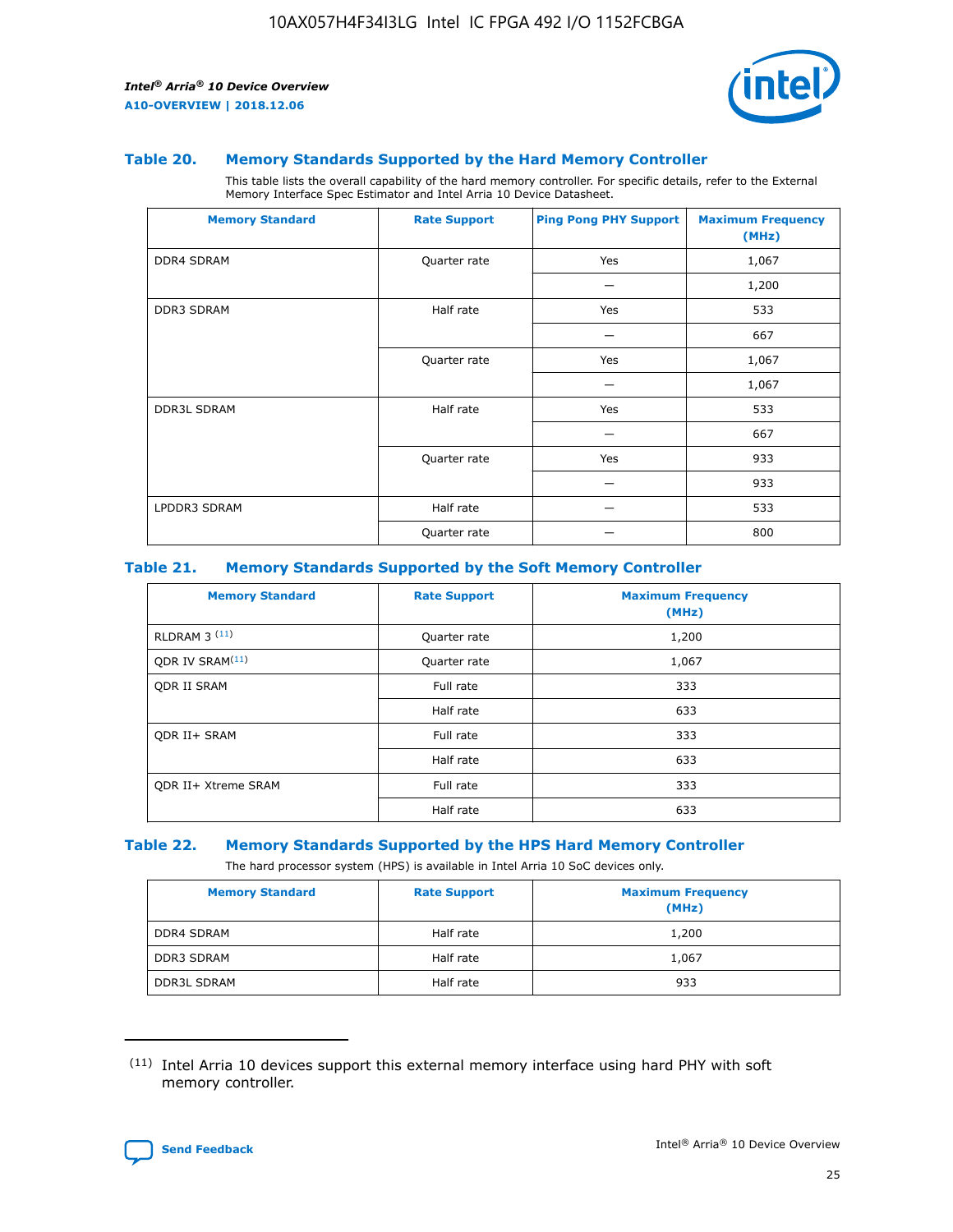### Table 20. Memory Standards Supported by the Hard Memory Controller

This table lists the overall capability of the hard memory controller. For specific details, refer to the External Memory Interface Spec Estimator and Intel Arria 10 Device Datasheet.

| Memory Standard | Rate Support | Ping Pong PHY Support | Maximum Frequency (MHz) |
| --- | --- | --- | --- |
| DDR4 SDRAM | Quarter rate | Yes | 1,067 |
| | | — | 1,200 |
| DDR3 SDRAM | Half rate | Yes | 533 |
| | | — | 667 |
| | Quarter rate | Yes | 1,067 |
| | | — | 1,067 |
| DDR3L SDRAM | Half rate | Yes | 533 |
| | | — | 667 |
| | Quarter rate | Yes | 933 |
| | | — | 933 |
| LPDDR3 SDRAM | Half rate | — | 533 |
| | Quarter rate | — | 800 |

### Table 21. Memory Standards Supported by the Soft Memory Controller

| Memory Standard | Rate Support | Maximum Frequency (MHz) |
| --- | --- | --- |
| RLDRAM 3 [11] | Quarter rate | 1,200 |
| QDR IV SRAM[11] | Quarter rate | 1,067 |
| QDR II SRAM | Full rate | 333 |
| | Half rate | 633 |
| QDR II+ SRAM | Full rate | 333 |
| | Half rate | 633 |
| QDR II+ Xtreme SRAM | Full rate | 333 |
| | Half rate | 633 |

### Table 22. Memory Standards Supported by the HPS Hard Memory Controller

The hard processor system (HPS) is available in Intel Arria 10 SoC devices only.

| Memory Standard | Rate Support | Maximum Frequency (MHz) |
| --- | --- | --- |
| DDR4 SDRAM | Half rate | 1,200 |
| DDR3 SDRAM | Half rate | 1,067 |
| DDR3L SDRAM | Half rate | 933 |

---

(11) Intel Arria 10 devices support this external memory interface using hard PHY with soft memory controller.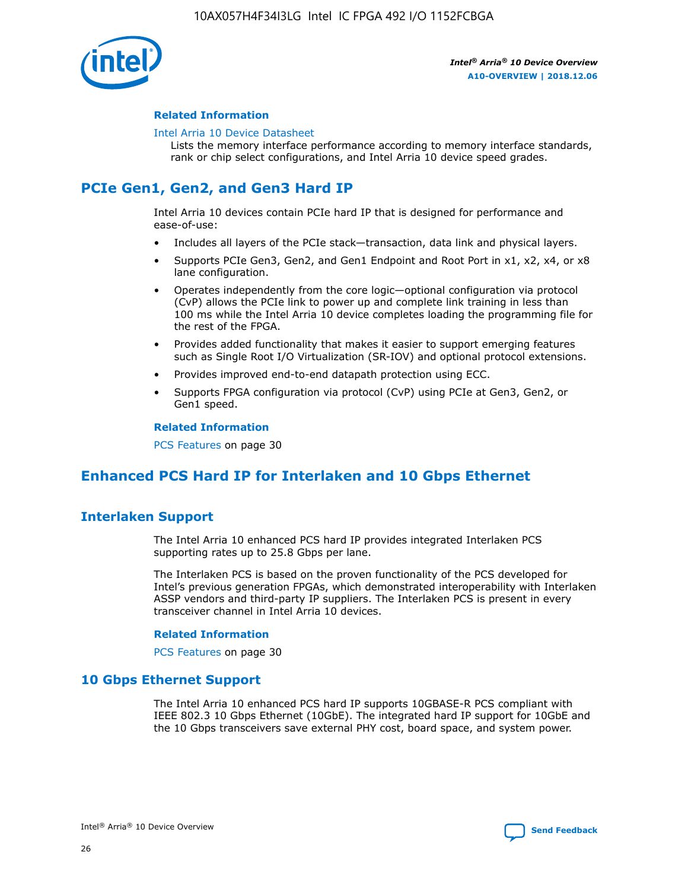### Related Information

Intel Arria 10 Device Datasheet

Lists the memory interface performance according to memory interface standards, rank or chip select configurations, and Intel Arria 10 device speed grades.

## PCIe Gen1, Gen2, and Gen3 Hard IP

Intel Arria 10 devices contain PCIe hard IP that is designed for performance and ease-of-use:

- Includes all layers of the PCIe stack—transaction, data link and physical layers.
- Supports PCIe Gen3, Gen2, and Gen1 Endpoint and Root Port in x1, x2, x4, or x8 lane configuration.
- Operates independently from the core logic—optional configuration via protocol (CvP) allows the PCIe link to power up and complete link training in less than 100 ms while the Intel Arria 10 device completes loading the programming file for the rest of the FPGA.
- Provides added functionality that makes it easier to support emerging features such as Single Root I/O Virtualization (SR-IOV) and optional protocol extensions.
- Provides improved end-to-end datapath protection using ECC.
- Supports FPGA configuration via protocol (CvP) using PCIe at Gen3, Gen2, or Gen1 speed.

### Related Information

PCS Features on page 30

## Enhanced PCS Hard IP for Interlaken and 10 Gbps Ethernet

## Interlaken Support

The Intel Arria 10 enhanced PCS hard IP provides integrated Interlaken PCS supporting rates up to 25.8 Gbps per lane.

The Interlaken PCS is based on the proven functionality of the PCS developed for Intel's previous generation FPGAs, which demonstrated interoperability with Interlaken ASSP vendors and third-party IP suppliers. The Interlaken PCS is present in every transceiver channel in Intel Arria 10 devices.

### Related Information

PCS Features on page 30

## 10 Gbps Ethernet Support

The Intel Arria 10 enhanced PCS hard IP supports 10GBASE-R PCS compliant with IEEE 802.3 10 Gbps Ethernet (10GbE). The integrated hard IP support for 10GbE and the 10 Gbps transceivers save external PHY cost, board space, and system power.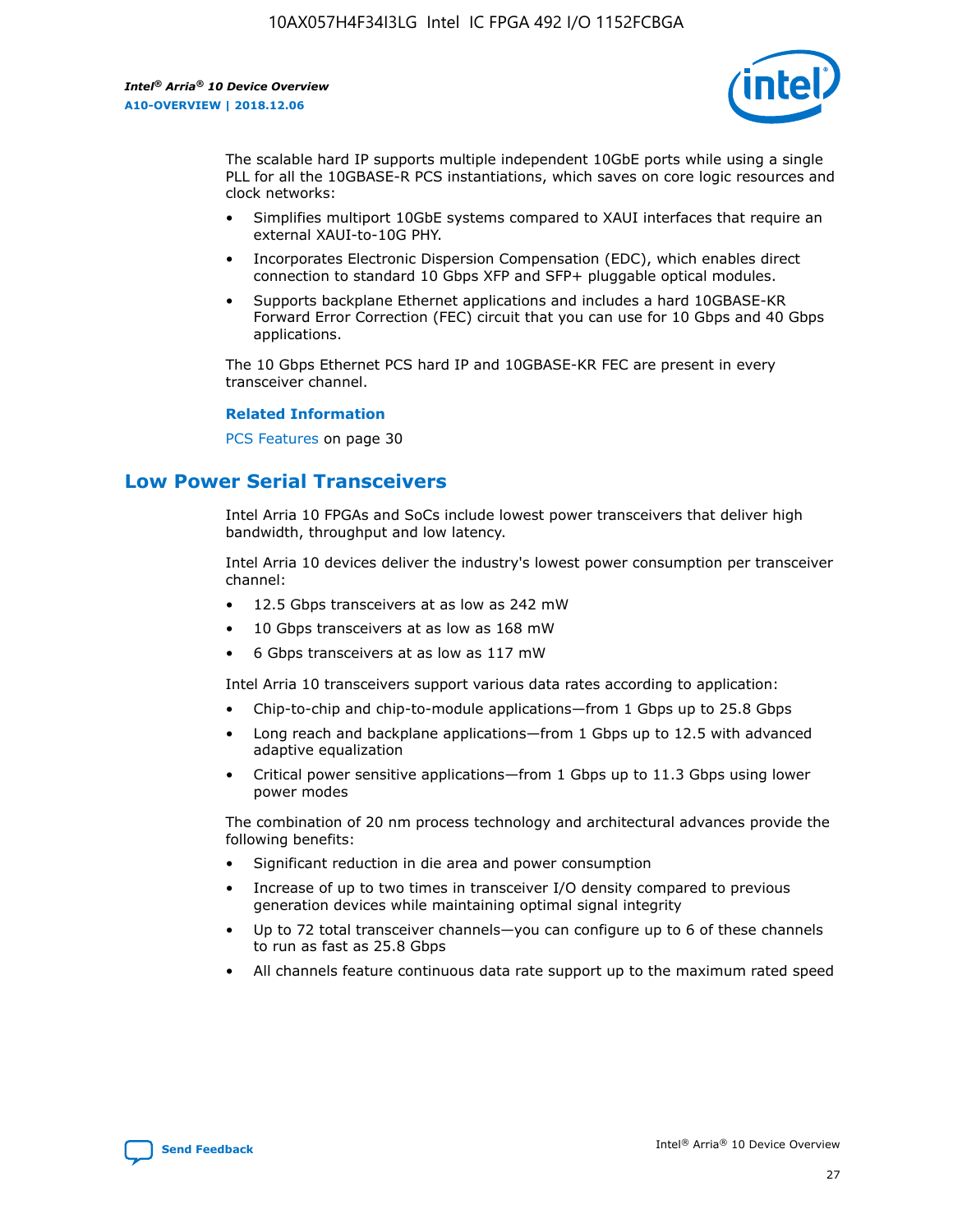The scalable hard IP supports multiple independent 10GbE ports while using a single PLL for all the 10GBASE-R PCS instantiations, which saves on core logic resources and clock networks:

- Simplifies multiport 10GbE systems compared to XAUI interfaces that require an external XAUI-to-10G PHY.
- Incorporates Electronic Dispersion Compensation (EDC), which enables direct connection to standard 10 Gbps XFP and SFP+ pluggable optical modules.
- Supports backplane Ethernet applications and includes a hard 10GBASE-KR Forward Error Correction (FEC) circuit that you can use for 10 Gbps and 40 Gbps applications.

The 10 Gbps Ethernet PCS hard IP and 10GBASE-KR FEC are present in every transceiver channel.

**Related Information**

PCS Features on page 30

## Low Power Serial Transceivers

Intel Arria 10 FPGAs and SoCs include lowest power transceivers that deliver high bandwidth, throughput and low latency.

Intel Arria 10 devices deliver the industry's lowest power consumption per transceiver channel:

- 12.5 Gbps transceivers at as low as 242 mW
- 10 Gbps transceivers at as low as 168 mW
- 6 Gbps transceivers at as low as 117 mW

Intel Arria 10 transceivers support various data rates according to application:

- Chip-to-chip and chip-to-module applications—from 1 Gbps up to 25.8 Gbps
- Long reach and backplane applications—from 1 Gbps up to 12.5 with advanced adaptive equalization
- Critical power sensitive applications—from 1 Gbps up to 11.3 Gbps using lower power modes

The combination of 20 nm process technology and architectural advances provide the following benefits:

- Significant reduction in die area and power consumption
- Increase of up to two times in transceiver I/O density compared to previous generation devices while maintaining optimal signal integrity
- Up to 72 total transceiver channels—you can configure up to 6 of these channels to run as fast as 25.8 Gbps
- All channels feature continuous data rate support up to the maximum rated speed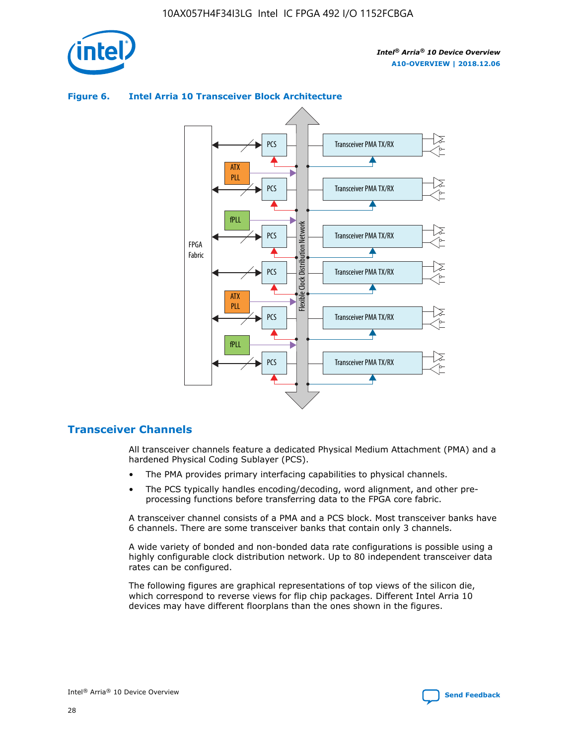**Figure 6. Intel Arria 10 Transceiver Block Architecture**

## Transceiver Channels

All transceiver channels feature a dedicated Physical Medium Attachment (PMA) and a hardened Physical Coding Sublayer (PCS).

- The PMA provides primary interfacing capabilities to physical channels.
- The PCS typically handles encoding/decoding, word alignment, and other pre-processing functions before transferring data to the FPGA core fabric.

A transceiver channel consists of a PMA and a PCS block. Most transceiver banks have 6 channels. There are some transceiver banks that contain only 3 channels.

A wide variety of bonded and non-bonded data rate configurations is possible using a highly configurable clock distribution network. Up to 80 independent transceiver data rates can be configured.

The following figures are graphical representations of top views of the silicon die, which correspond to reverse views for flip chip packages. Different Intel Arria 10 devices may have different floorplans than the ones shown in the figures.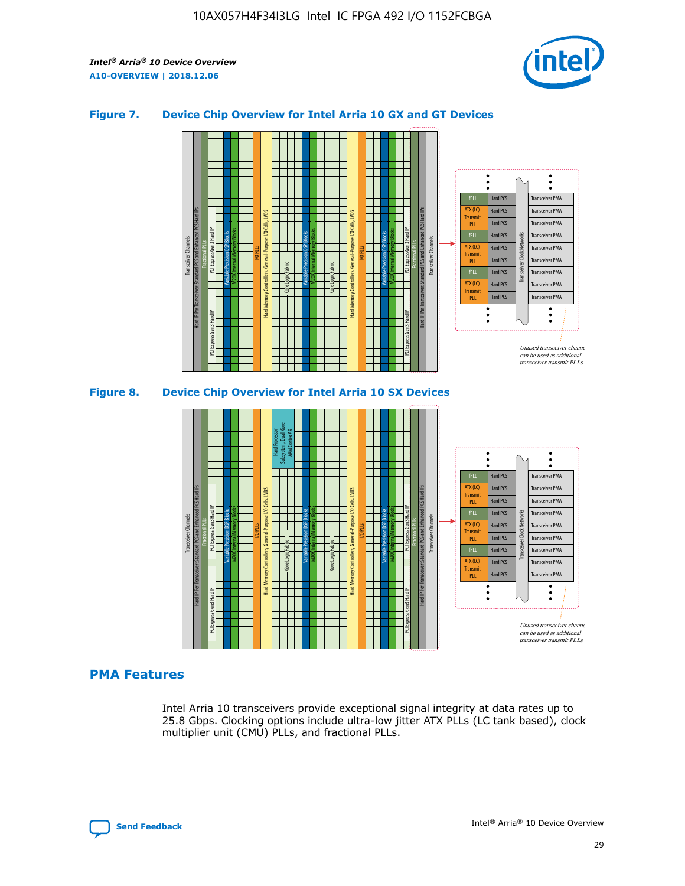### Figure 7. Device Chip Overview for Intel Arria 10 GX and GT Devices

### Figure 8. Device Chip Overview for Intel Arria 10 SX Devices

## PMA Features

Intel Arria 10 transceivers provide exceptional signal integrity at data rates up to 25.8 Gbps. Clocking options include ultra-low jitter ATX PLLs (LC tank based), clock multiplier unit (CMU) PLLs, and fractional PLLs.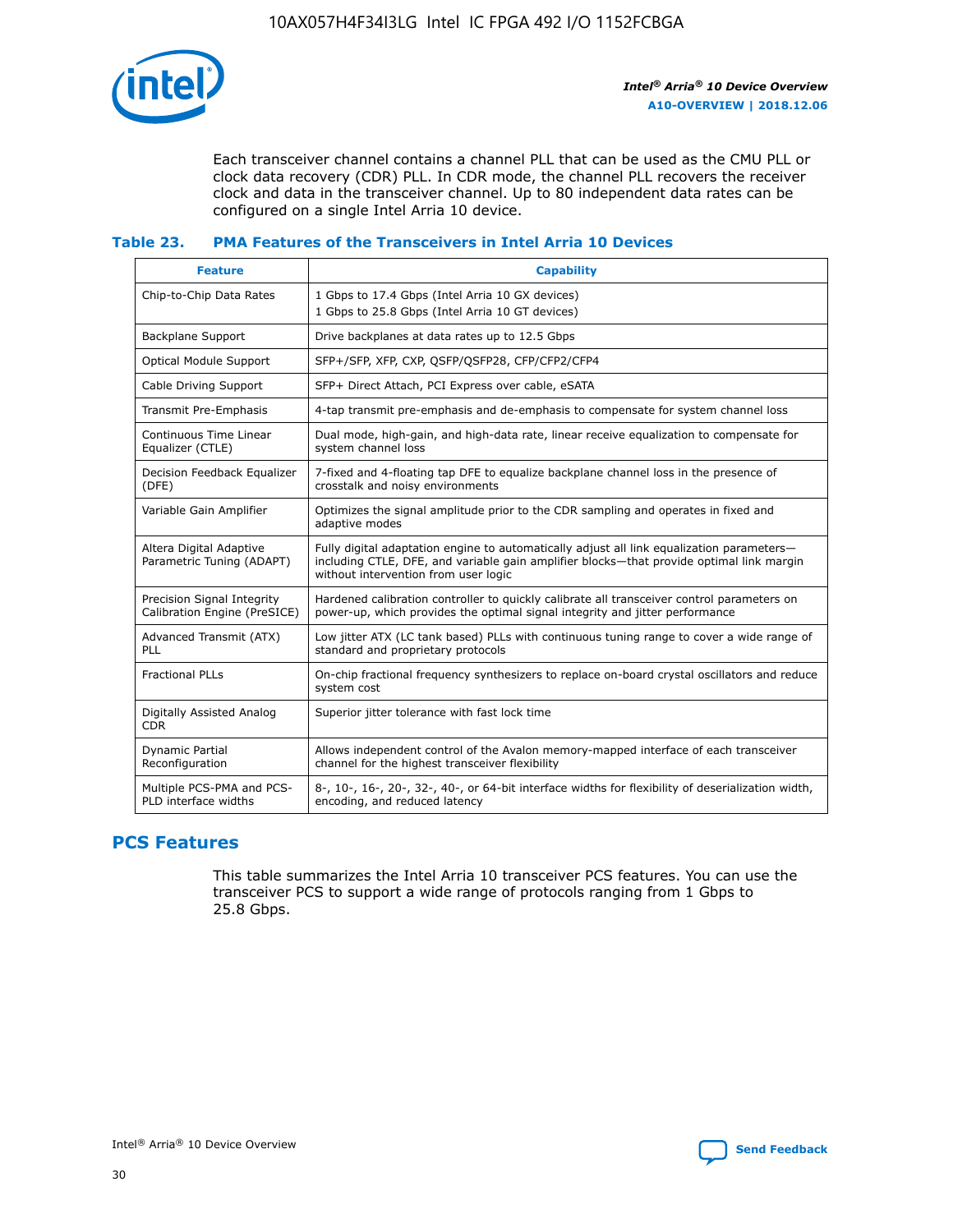Each transceiver channel contains a channel PLL that can be used as the CMU PLL or clock data recovery (CDR) PLL. In CDR mode, the channel PLL recovers the receiver clock and data in the transceiver channel. Up to 80 independent data rates can be configured on a single Intel Arria 10 device.

### Table 23. PMA Features of the Transceivers in Intel Arria 10 Devices

| Feature | Capability |
| --- | --- |
| Chip-to-Chip Data Rates | 1 Gbps to 17.4 Gbps (Intel Arria 10 GX devices)<br>1 Gbps to 25.8 Gbps (Intel Arria 10 GT devices) |
| Backplane Support | Drive backplanes at data rates up to 12.5 Gbps |
| Optical Module Support | SFP+/SFP, XFP, CXP, QSFP/QSFP28, CFP/CFP2/CFP4 |
| Cable Driving Support | SFP+ Direct Attach, PCI Express over cable, eSATA |
| Transmit Pre-Emphasis | 4-tap transmit pre-emphasis and de-emphasis to compensate for system channel loss |
| Continuous Time Linear Equalizer (CTLE) | Dual mode, high-gain, and high-data rate, linear receive equalization to compensate for system channel loss |
| Decision Feedback Equalizer (DFE) | 7-fixed and 4-floating tap DFE to equalize backplane channel loss in the presence of crosstalk and noisy environments |
| Variable Gain Amplifier | Optimizes the signal amplitude prior to the CDR sampling and operates in fixed and adaptive modes |
| Altera Digital Adaptive Parametric Tuning (ADAPT) | Fully digital adaptation engine to automatically adjust all link equalization parameters—including CTLE, DFE, and variable gain amplifier blocks—that provide optimal link margin without intervention from user logic |
| Precision Signal Integrity Calibration Engine (PreSICE) | Hardened calibration controller to quickly calibrate all transceiver control parameters on power-up, which provides the optimal signal integrity and jitter performance |
| Advanced Transmit (ATX) PLL | Low jitter ATX (LC tank based) PLLs with continuous tuning range to cover a wide range of standard and proprietary protocols |
| Fractional PLLs | On-chip fractional frequency synthesizers to replace on-board crystal oscillators and reduce system cost |
| Digitally Assisted Analog CDR | Superior jitter tolerance with fast lock time |
| Dynamic Partial Reconfiguration | Allows independent control of the Avalon memory-mapped interface of each transceiver channel for the highest transceiver flexibility |
| Multiple PCS-PMA and PCS-PLD interface widths | 8-, 10-, 16-, 20-, 32-, 40-, or 64-bit interface widths for flexibility of deserialization width, encoding, and reduced latency |

## PCS Features

This table summarizes the Intel Arria 10 transceiver PCS features. You can use the transceiver PCS to support a wide range of protocols ranging from 1 Gbps to 25.8 Gbps.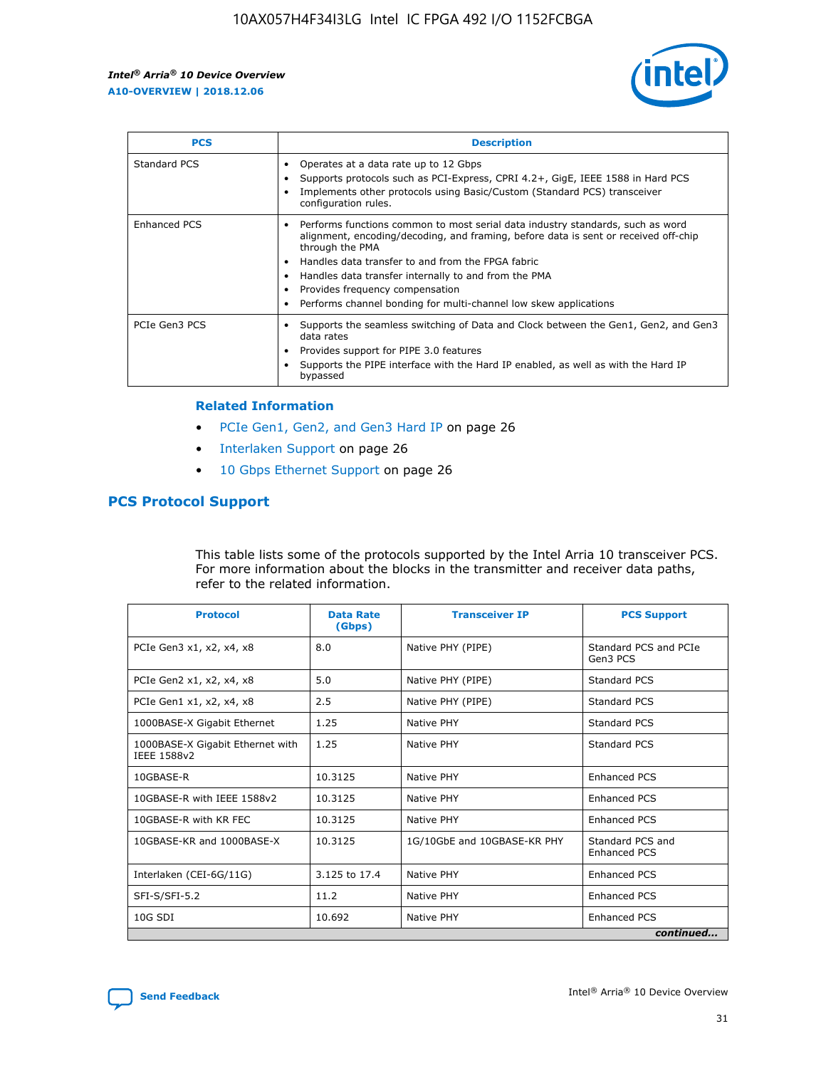| PCS | Description |
| --- | --- |
| Standard PCS | • Operates at a data rate up to 12 Gbps<br>• Supports protocols such as PCI-Express, CPRI 4.2+, GigE, IEEE 1588 in Hard PCS<br>• Implements other protocols using Basic/Custom (Standard PCS) transceiver configuration rules. |
| Enhanced PCS | • Performs functions common to most serial data industry standards, such as word alignment, encoding/decoding, and framing, before data is sent or received off-chip through the PMA<br>• Handles data transfer to and from the FPGA fabric<br>• Handles data transfer internally to and from the PMA<br>• Provides frequency compensation<br>• Performs channel bonding for multi-channel low skew applications |
| PCIe Gen3 PCS | • Supports the seamless switching of Data and Clock between the Gen1, Gen2, and Gen3 data rates<br>• Provides support for PIPE 3.0 features<br>• Supports the PIPE interface with the Hard IP enabled, as well as with the Hard IP bypassed |

**Related Information**

- PCIe Gen1, Gen2, and Gen3 Hard IP on page 26
- Interlaken Support on page 26
- 10 Gbps Ethernet Support on page 26

## PCS Protocol Support

This table lists some of the protocols supported by the Intel Arria 10 transceiver PCS. For more information about the blocks in the transmitter and receiver data paths, refer to the related information.

| Protocol | Data Rate (Gbps) | Transceiver IP | PCS Support |
| --- | --- | --- | --- |
| PCIe Gen3 x1, x2, x4, x8 | 8.0 | Native PHY (PIPE) | Standard PCS and PCIe Gen3 PCS |
| PCIe Gen2 x1, x2, x4, x8 | 5.0 | Native PHY (PIPE) | Standard PCS |
| PCIe Gen1 x1, x2, x4, x8 | 2.5 | Native PHY (PIPE) | Standard PCS |
| 1000BASE-X Gigabit Ethernet | 1.25 | Native PHY | Standard PCS |
| 1000BASE-X Gigabit Ethernet with IEEE 1588v2 | 1.25 | Native PHY | Standard PCS |
| 10GBASE-R | 10.3125 | Native PHY | Enhanced PCS |
| 10GBASE-R with IEEE 1588v2 | 10.3125 | Native PHY | Enhanced PCS |
| 10GBASE-R with KR FEC | 10.3125 | Native PHY | Enhanced PCS |
| 10GBASE-KR and 1000BASE-X | 10.3125 | 1G/10GbE and 10GBASE-KR PHY | Standard PCS and Enhanced PCS |
| Interlaken (CEI-6G/11G) | 3.125 to 17.4 | Native PHY | Enhanced PCS |
| SFI-S/SFI-5.2 | 11.2 | Native PHY | Enhanced PCS |
| 10G SDI | 10.692 | Native PHY | Enhanced PCS |

*continued...*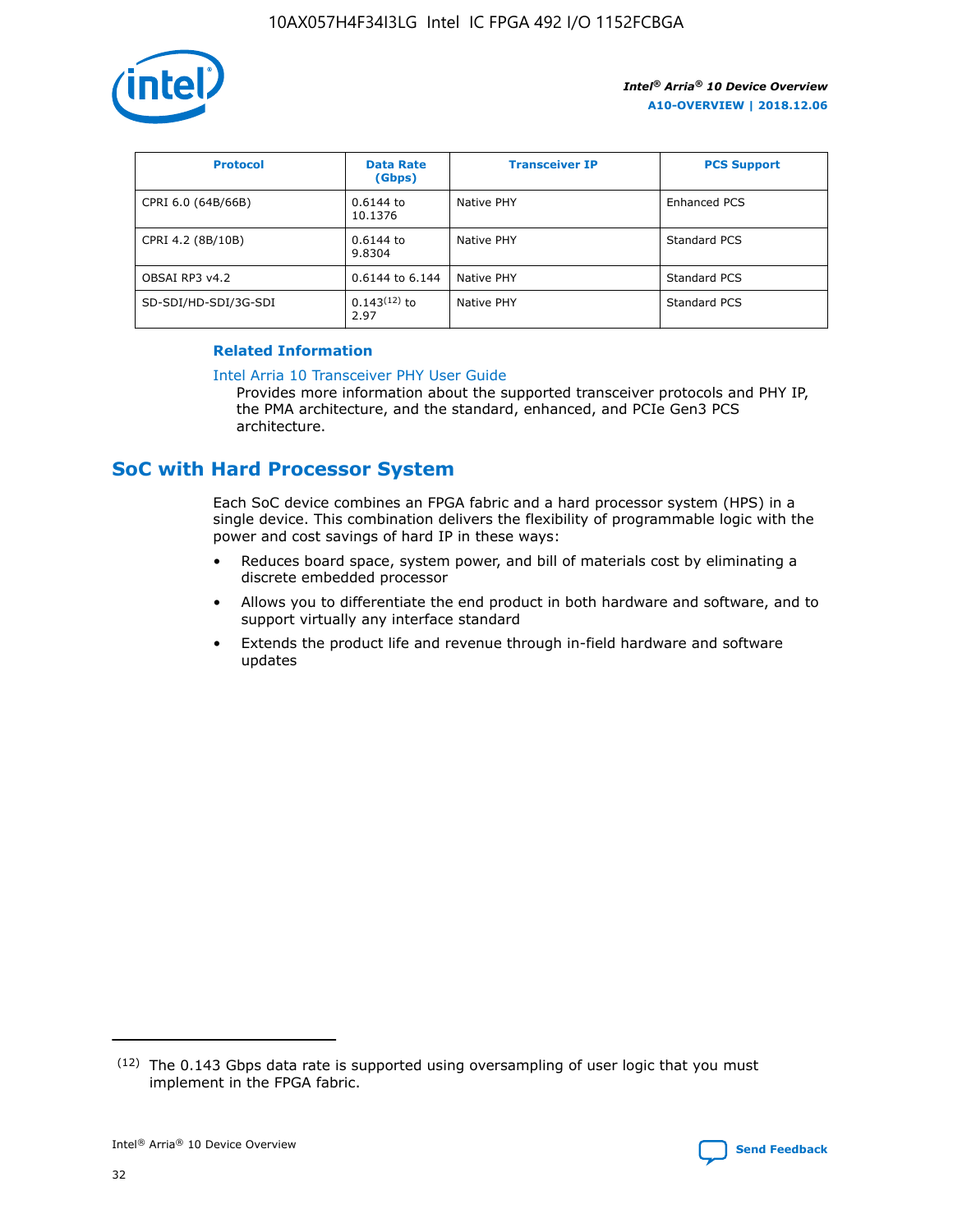| Protocol | Data Rate (Gbps) | Transceiver IP | PCS Support |
| --- | --- | --- | --- |
| CPRI 6.0 (64B/66B) | 0.6144 to 10.1376 | Native PHY | Enhanced PCS |
| CPRI 4.2 (8B/10B) | 0.6144 to 9.8304 | Native PHY | Standard PCS |
| OBSAI RP3 v4.2 | 0.6144 to 6.144 | Native PHY | Standard PCS |
| SD-SDI/HD-SDI/3G-SDI | 0.143[12] to 2.97 | Native PHY | Standard PCS |

**Related Information**

Intel Arria 10 Transceiver PHY User Guide

Provides more information about the supported transceiver protocols and PHY IP, the PMA architecture, and the standard, enhanced, and PCIe Gen3 PCS architecture.

## SoC with Hard Processor System

Each SoC device combines an FPGA fabric and a hard processor system (HPS) in a single device. This combination delivers the flexibility of programmable logic with the power and cost savings of hard IP in these ways:

- Reduces board space, system power, and bill of materials cost by eliminating a discrete embedded processor
- Allows you to differentiate the end product in both hardware and software, and to support virtually any interface standard
- Extends the product life and revenue through in-field hardware and software updates

[12] The 0.143 Gbps data rate is supported using oversampling of user logic that you must implement in the FPGA fabric.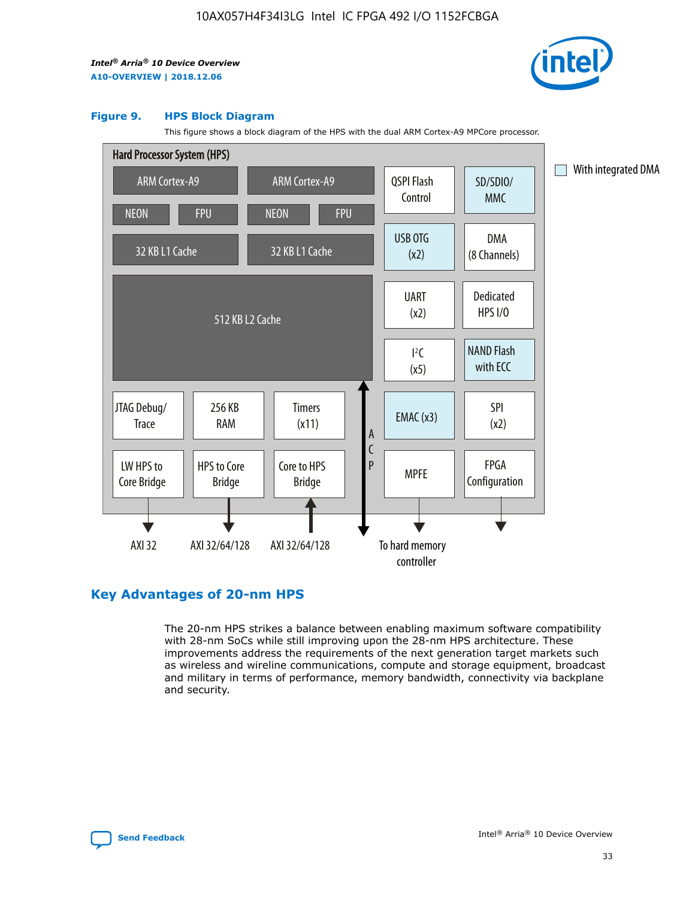**Figure 9. HPS Block Diagram**

This figure shows a block diagram of the HPS with the dual ARM Cortex-A9 MPCore processor.

Hard Processor System (HPS)

ARM Cortex-A9 | ARM Cortex-A9
NEON | FPU | NEON | FPU
32 KB L1 Cache | 32 KB L1 Cache
512 KB L2 Cache

QSPI Flash Control | SD/SDIO/MMC
USB OTG (x2) | DMA (8 Channels)
UART (x2) | Dedicated HPS I/O
I²C (x5) | NAND Flash with ECC
JTAG Debug/Trace | 256 KB RAM | Timers (x11) | EMAC (x3) | SPI (x2)
LW HPS to Core Bridge | HPS to Core Bridge | Core to HPS Bridge | ACP | MPFE | FPGA Configuration

AXI 32 | AXI 32/64/128 | AXI 32/64/128 | To hard memory controller

With integrated DMA

## Key Advantages of 20-nm HPS

The 20-nm HPS strikes a balance between enabling maximum software compatibility with 28-nm SoCs while still improving upon the 28-nm HPS architecture. These improvements address the requirements of the next generation target markets such as wireless and wireline communications, compute and storage equipment, broadcast and military in terms of performance, memory bandwidth, connectivity via backplane and security.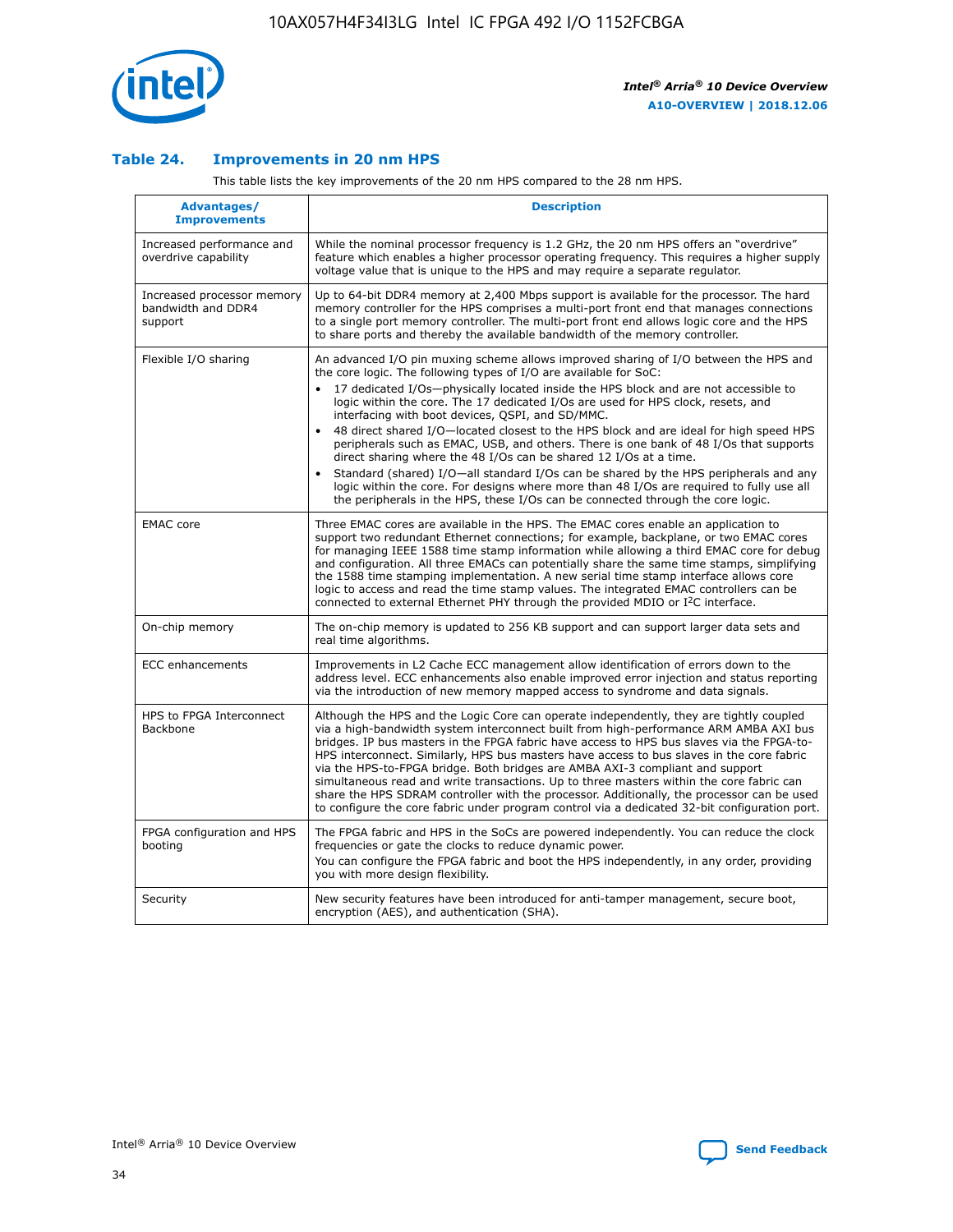### Table 24. Improvements in 20 nm HPS

This table lists the key improvements of the 20 nm HPS compared to the 28 nm HPS.

| Advantages/ Improvements | Description |
|---|---|
| Increased performance and overdrive capability | While the nominal processor frequency is 1.2 GHz, the 20 nm HPS offers an "overdrive" feature which enables a higher processor operating frequency. This requires a higher supply voltage value that is unique to the HPS and may require a separate regulator. |
| Increased processor memory bandwidth and DDR4 support | Up to 64-bit DDR4 memory at 2,400 Mbps support is available for the processor. The hard memory controller for the HPS comprises a multi-port front end that manages connections to a single port memory controller. The multi-port front end allows logic core and the HPS to share ports and thereby the available bandwidth of the memory controller. |
| Flexible I/O sharing | An advanced I/O pin muxing scheme allows improved sharing of I/O between the HPS and the core logic. The following types of I/O are available for SoC:<br>• 17 dedicated I/Os—physically located inside the HPS block and are not accessible to logic within the core. The 17 dedicated I/Os are used for HPS clock, resets, and interfacing with boot devices, QSPI, and SD/MMC.<br>• 48 direct shared I/O—located closest to the HPS block and are ideal for high speed HPS peripherals such as EMAC, USB, and others. There is one bank of 48 I/Os that supports direct sharing where the 48 I/Os can be shared 12 I/Os at a time.<br>• Standard (shared) I/O—all standard I/Os can be shared by the HPS peripherals and any logic within the core. For designs where more than 48 I/Os are required to fully use all the peripherals in the HPS, these I/Os can be connected through the core logic. |
| EMAC core | Three EMAC cores are available in the HPS. The EMAC cores enable an application to support two redundant Ethernet connections; for example, backplane, or two EMAC cores for managing IEEE 1588 time stamp information while allowing a third EMAC core for debug and configuration. All three EMACs can potentially share the same time stamps, simplifying the 1588 time stamping implementation. A new serial time stamp interface allows core logic to access and read the time stamp values. The integrated EMAC controllers can be connected to external Ethernet PHY through the provided MDIO or I²C interface. |
| On-chip memory | The on-chip memory is updated to 256 KB support and can support larger data sets and real time algorithms. |
| ECC enhancements | Improvements in L2 Cache ECC management allow identification of errors down to the address level. ECC enhancements also enable improved error injection and status reporting via the introduction of new memory mapped access to syndrome and data signals. |
| HPS to FPGA Interconnect Backbone | Although the HPS and the Logic Core can operate independently, they are tightly coupled via a high-bandwidth system interconnect built from high-performance ARM AMBA AXI bus bridges. IP bus masters in the FPGA fabric have access to HPS bus slaves via the FPGA-to-HPS interconnect. Similarly, HPS bus masters have access to bus slaves in the core fabric via the HPS-to-FPGA bridge. Both bridges are AMBA AXI-3 compliant and support simultaneous read and write transactions. Up to three masters within the core fabric can share the HPS SDRAM controller with the processor. Additionally, the processor can be used to configure the core fabric under program control via a dedicated 32-bit configuration port. |
| FPGA configuration and HPS booting | The FPGA fabric and HPS in the SoCs are powered independently. You can reduce the clock frequencies or gate the clocks to reduce dynamic power.<br>You can configure the FPGA fabric and boot the HPS independently, in any order, providing you with more design flexibility. |
| Security | New security features have been introduced for anti-tamper management, secure boot, encryption (AES), and authentication (SHA). |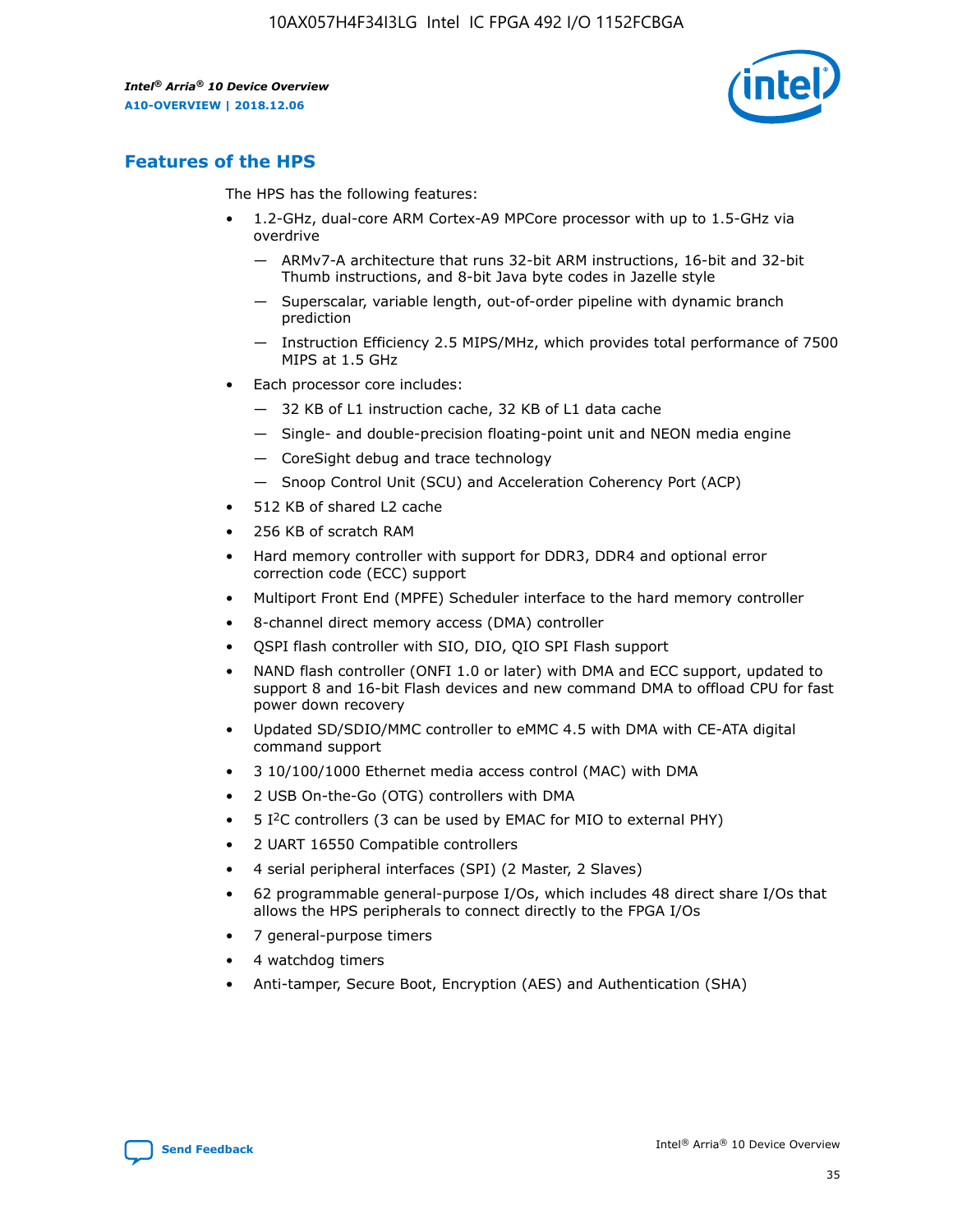## Features of the HPS

The HPS has the following features:

- 1.2-GHz, dual-core ARM Cortex-A9 MPCore processor with up to 1.5-GHz via overdrive
  - — ARMv7-A architecture that runs 32-bit ARM instructions, 16-bit and 32-bit Thumb instructions, and 8-bit Java byte codes in Jazelle style
  - — Superscalar, variable length, out-of-order pipeline with dynamic branch prediction
  - — Instruction Efficiency 2.5 MIPS/MHz, which provides total performance of 7500 MIPS at 1.5 GHz
- Each processor core includes:
  - — 32 KB of L1 instruction cache, 32 KB of L1 data cache
  - — Single- and double-precision floating-point unit and NEON media engine
  - — CoreSight debug and trace technology
  - — Snoop Control Unit (SCU) and Acceleration Coherency Port (ACP)
- 512 KB of shared L2 cache
- 256 KB of scratch RAM
- Hard memory controller with support for DDR3, DDR4 and optional error correction code (ECC) support
- Multiport Front End (MPFE) Scheduler interface to the hard memory controller
- 8-channel direct memory access (DMA) controller
- QSPI flash controller with SIO, DIO, QIO SPI Flash support
- NAND flash controller (ONFI 1.0 or later) with DMA and ECC support, updated to support 8 and 16-bit Flash devices and new command DMA to offload CPU for fast power down recovery
- Updated SD/SDIO/MMC controller to eMMC 4.5 with DMA with CE-ATA digital command support
- 3 10/100/1000 Ethernet media access control (MAC) with DMA
- 2 USB On-the-Go (OTG) controllers with DMA
- 5 I²C controllers (3 can be used by EMAC for MIO to external PHY)
- 2 UART 16550 Compatible controllers
- 4 serial peripheral interfaces (SPI) (2 Master, 2 Slaves)
- 62 programmable general-purpose I/Os, which includes 48 direct share I/Os that allows the HPS peripherals to connect directly to the FPGA I/Os
- 7 general-purpose timers
- 4 watchdog timers
- Anti-tamper, Secure Boot, Encryption (AES) and Authentication (SHA)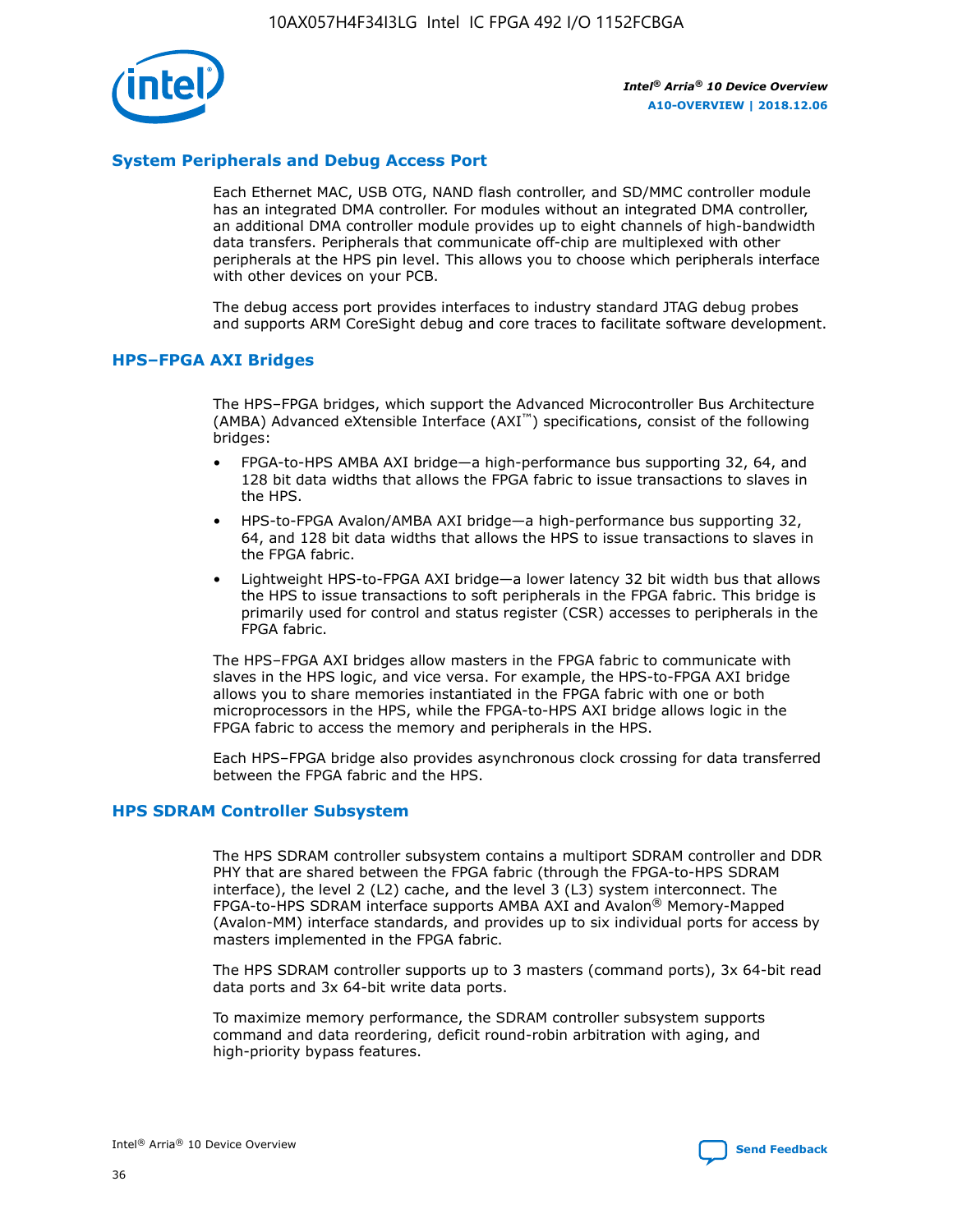## System Peripherals and Debug Access Port

Each Ethernet MAC, USB OTG, NAND flash controller, and SD/MMC controller module has an integrated DMA controller. For modules without an integrated DMA controller, an additional DMA controller module provides up to eight channels of high-bandwidth data transfers. Peripherals that communicate off-chip are multiplexed with other peripherals at the HPS pin level. This allows you to choose which peripherals interface with other devices on your PCB.

The debug access port provides interfaces to industry standard JTAG debug probes and supports ARM CoreSight debug and core traces to facilitate software development.

## HPS–FPGA AXI Bridges

The HPS–FPGA bridges, which support the Advanced Microcontroller Bus Architecture (AMBA) Advanced eXtensible Interface (AXI™) specifications, consist of the following bridges:

- FPGA-to-HPS AMBA AXI bridge—a high-performance bus supporting 32, 64, and 128 bit data widths that allows the FPGA fabric to issue transactions to slaves in the HPS.
- HPS-to-FPGA Avalon/AMBA AXI bridge—a high-performance bus supporting 32, 64, and 128 bit data widths that allows the HPS to issue transactions to slaves in the FPGA fabric.
- Lightweight HPS-to-FPGA AXI bridge—a lower latency 32 bit width bus that allows the HPS to issue transactions to soft peripherals in the FPGA fabric. This bridge is primarily used for control and status register (CSR) accesses to peripherals in the FPGA fabric.

The HPS–FPGA AXI bridges allow masters in the FPGA fabric to communicate with slaves in the HPS logic, and vice versa. For example, the HPS-to-FPGA AXI bridge allows you to share memories instantiated in the FPGA fabric with one or both microprocessors in the HPS, while the FPGA-to-HPS AXI bridge allows logic in the FPGA fabric to access the memory and peripherals in the HPS.

Each HPS–FPGA bridge also provides asynchronous clock crossing for data transferred between the FPGA fabric and the HPS.

## HPS SDRAM Controller Subsystem

The HPS SDRAM controller subsystem contains a multiport SDRAM controller and DDR PHY that are shared between the FPGA fabric (through the FPGA-to-HPS SDRAM interface), the level 2 (L2) cache, and the level 3 (L3) system interconnect. The FPGA-to-HPS SDRAM interface supports AMBA AXI and Avalon® Memory-Mapped (Avalon-MM) interface standards, and provides up to six individual ports for access by masters implemented in the FPGA fabric.

The HPS SDRAM controller supports up to 3 masters (command ports), 3x 64-bit read data ports and 3x 64-bit write data ports.

To maximize memory performance, the SDRAM controller subsystem supports command and data reordering, deficit round-robin arbitration with aging, and high-priority bypass features.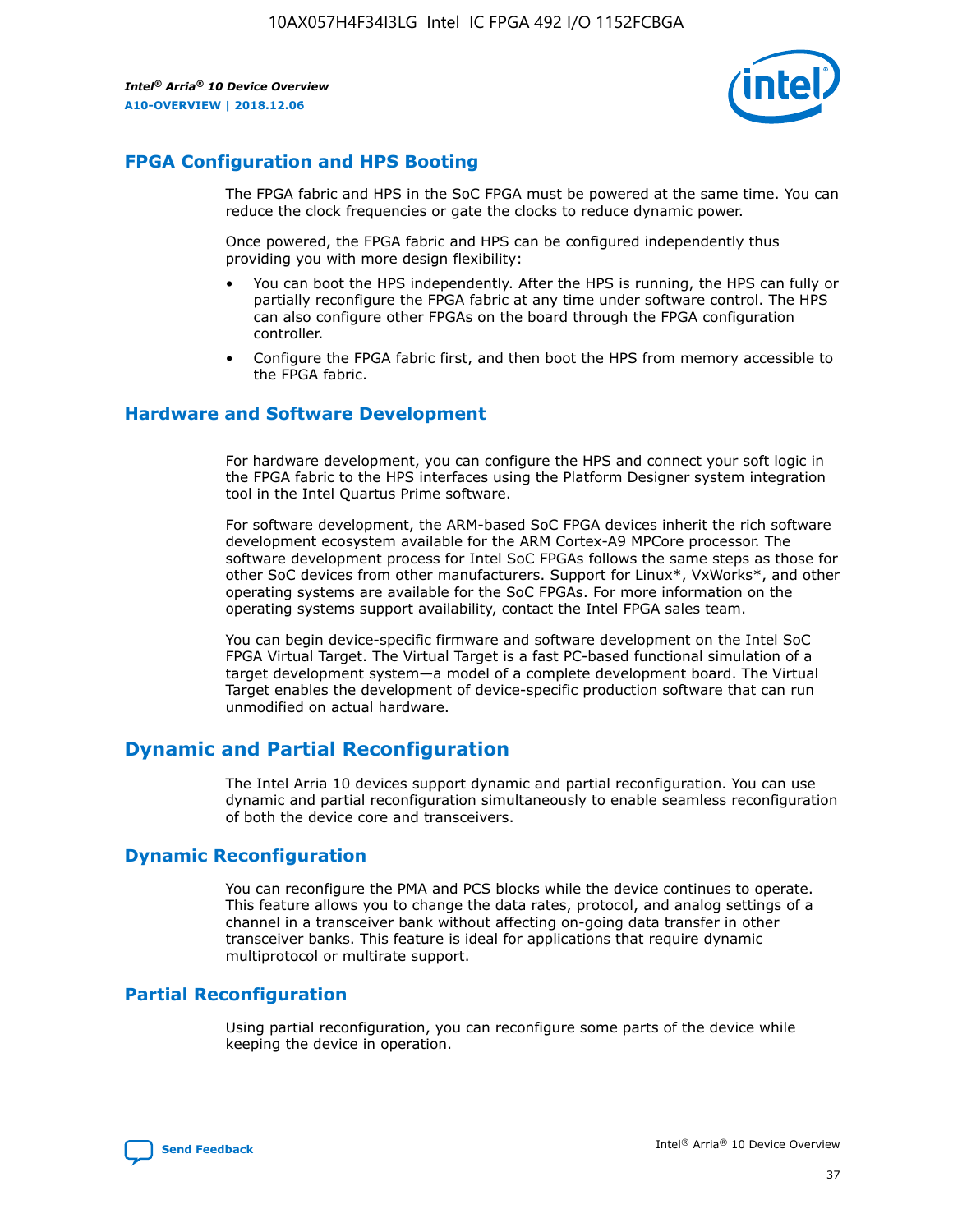## FPGA Configuration and HPS Booting

The FPGA fabric and HPS in the SoC FPGA must be powered at the same time. You can reduce the clock frequencies or gate the clocks to reduce dynamic power.

Once powered, the FPGA fabric and HPS can be configured independently thus providing you with more design flexibility:

- You can boot the HPS independently. After the HPS is running, the HPS can fully or partially reconfigure the FPGA fabric at any time under software control. The HPS can also configure other FPGAs on the board through the FPGA configuration controller.
- Configure the FPGA fabric first, and then boot the HPS from memory accessible to the FPGA fabric.

## Hardware and Software Development

For hardware development, you can configure the HPS and connect your soft logic in the FPGA fabric to the HPS interfaces using the Platform Designer system integration tool in the Intel Quartus Prime software.

For software development, the ARM-based SoC FPGA devices inherit the rich software development ecosystem available for the ARM Cortex-A9 MPCore processor. The software development process for Intel SoC FPGAs follows the same steps as those for other SoC devices from other manufacturers. Support for Linux*, VxWorks*, and other operating systems are available for the SoC FPGAs. For more information on the operating systems support availability, contact the Intel FPGA sales team.

You can begin device-specific firmware and software development on the Intel SoC FPGA Virtual Target. The Virtual Target is a fast PC-based functional simulation of a target development system—a model of a complete development board. The Virtual Target enables the development of device-specific production software that can run unmodified on actual hardware.

# Dynamic and Partial Reconfiguration

The Intel Arria 10 devices support dynamic and partial reconfiguration. You can use dynamic and partial reconfiguration simultaneously to enable seamless reconfiguration of both the device core and transceivers.

## Dynamic Reconfiguration

You can reconfigure the PMA and PCS blocks while the device continues to operate. This feature allows you to change the data rates, protocol, and analog settings of a channel in a transceiver bank without affecting on-going data transfer in other transceiver banks. This feature is ideal for applications that require dynamic multiprotocol or multirate support.

## Partial Reconfiguration

Using partial reconfiguration, you can reconfigure some parts of the device while keeping the device in operation.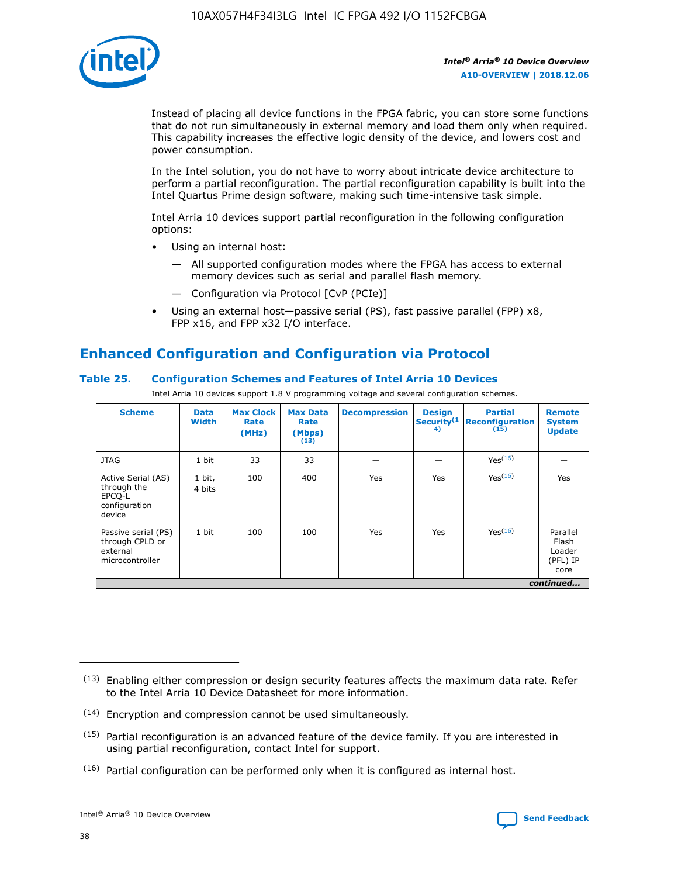Instead of placing all device functions in the FPGA fabric, you can store some functions that do not run simultaneously in external memory and load them only when required. This capability increases the effective logic density of the device, and lowers cost and power consumption.

In the Intel solution, you do not have to worry about intricate device architecture to perform a partial reconfiguration. The partial reconfiguration capability is built into the Intel Quartus Prime design software, making such time-intensive task simple.

Intel Arria 10 devices support partial reconfiguration in the following configuration options:

- Using an internal host:
  - — All supported configuration modes where the FPGA has access to external memory devices such as serial and parallel flash memory.
  - — Configuration via Protocol [CvP (PCIe)]
- Using an external host—passive serial (PS), fast passive parallel (FPP) x8, FPP x16, and FPP x32 I/O interface.

## Enhanced Configuration and Configuration via Protocol

**Table 25. Configuration Schemes and Features of Intel Arria 10 Devices**

Intel Arria 10 devices support 1.8 V programming voltage and several configuration schemes.

| Scheme | Data Width | Max Clock Rate (MHz) | Max Data Rate (Mbps) (13) | Decompression | Design Security(14) | Partial Reconfiguration (15) | Remote System Update |
|---|---|---|---|---|---|---|---|
| JTAG | 1 bit | 33 | 33 | — | — | Yes(16) | — |
| Active Serial (AS) through the EPCQ-L configuration device | 1 bit, 4 bits | 100 | 400 | Yes | Yes | Yes(16) | Yes |
| Passive serial (PS) through CPLD or external microcontroller | 1 bit | 100 | 100 | Yes | Yes | Yes(16) | Parallel Flash Loader (PFL) IP core |

*continued...*

(13) Enabling either compression or design security features affects the maximum data rate. Refer to the Intel Arria 10 Device Datasheet for more information.

(14) Encryption and compression cannot be used simultaneously.

(15) Partial reconfiguration is an advanced feature of the device family. If you are interested in using partial reconfiguration, contact Intel for support.

(16) Partial configuration can be performed only when it is configured as internal host.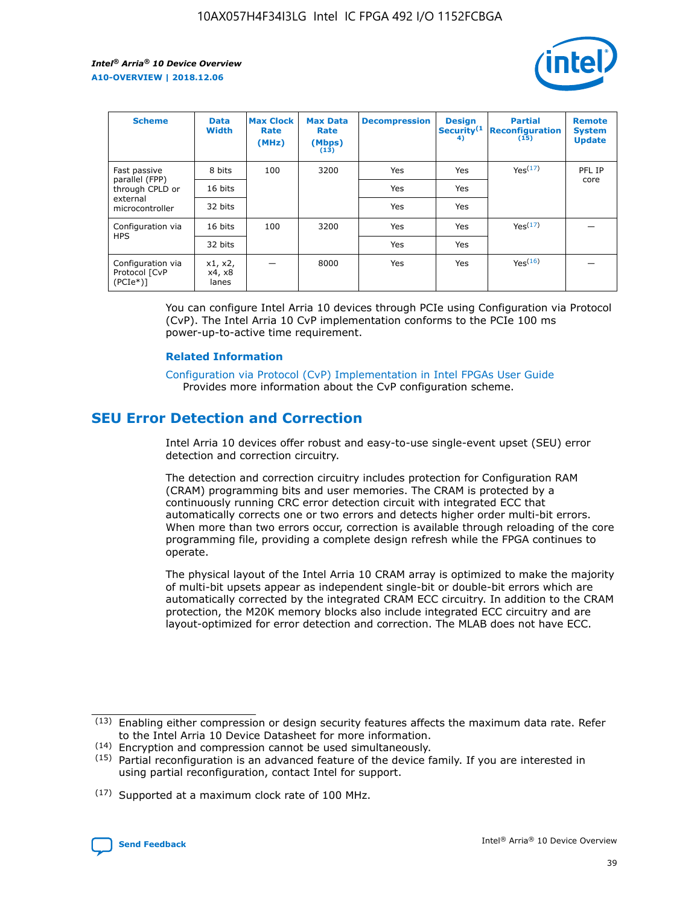| Scheme | Data Width | Max Clock Rate (MHz) | Max Data Rate (Mbps) (13) | Decompression | Design Security(14) | Partial Reconfiguration (15) | Remote System Update |
|---|---|---|---|---|---|---|---|
| Fast passive parallel (FPP) through CPLD or external microcontroller | 8 bits | 100 | 3200 | Yes | Yes | Yes(17) | PFL IP core |
| | 16 bits | | | Yes | Yes | | |
| | 32 bits | | | Yes | Yes | | |
| Configuration via HPS | 16 bits | 100 | 3200 | Yes | Yes | Yes(17) | — |
| | 32 bits | | | Yes | Yes | | |
| Configuration via Protocol [CvP (PCIe*)] | x1, x2, x4, x8 lanes | — | 8000 | Yes | Yes | Yes(16) | — |

You can configure Intel Arria 10 devices through PCIe using Configuration via Protocol (CvP). The Intel Arria 10 CvP implementation conforms to the PCIe 100 ms power-up-to-active time requirement.

### Related Information

Configuration via Protocol (CvP) Implementation in Intel FPGAs User Guide
Provides more information about the CvP configuration scheme.

## SEU Error Detection and Correction

Intel Arria 10 devices offer robust and easy-to-use single-event upset (SEU) error detection and correction circuitry.

The detection and correction circuitry includes protection for Configuration RAM (CRAM) programming bits and user memories. The CRAM is protected by a continuously running CRC error detection circuit with integrated ECC that automatically corrects one or two errors and detects higher order multi-bit errors. When more than two errors occur, correction is available through reloading of the core programming file, providing a complete design refresh while the FPGA continues to operate.

The physical layout of the Intel Arria 10 CRAM array is optimized to make the majority of multi-bit upsets appear as independent single-bit or double-bit errors which are automatically corrected by the integrated CRAM ECC circuitry. In addition to the CRAM protection, the M20K memory blocks also include integrated ECC circuitry and are layout-optimized for error detection and correction. The MLAB does not have ECC.

(13) Enabling either compression or design security features affects the maximum data rate. Refer to the Intel Arria 10 Device Datasheet for more information.

(14) Encryption and compression cannot be used simultaneously.

(15) Partial reconfiguration is an advanced feature of the device family. If you are interested in using partial reconfiguration, contact Intel for support.

(17) Supported at a maximum clock rate of 100 MHz.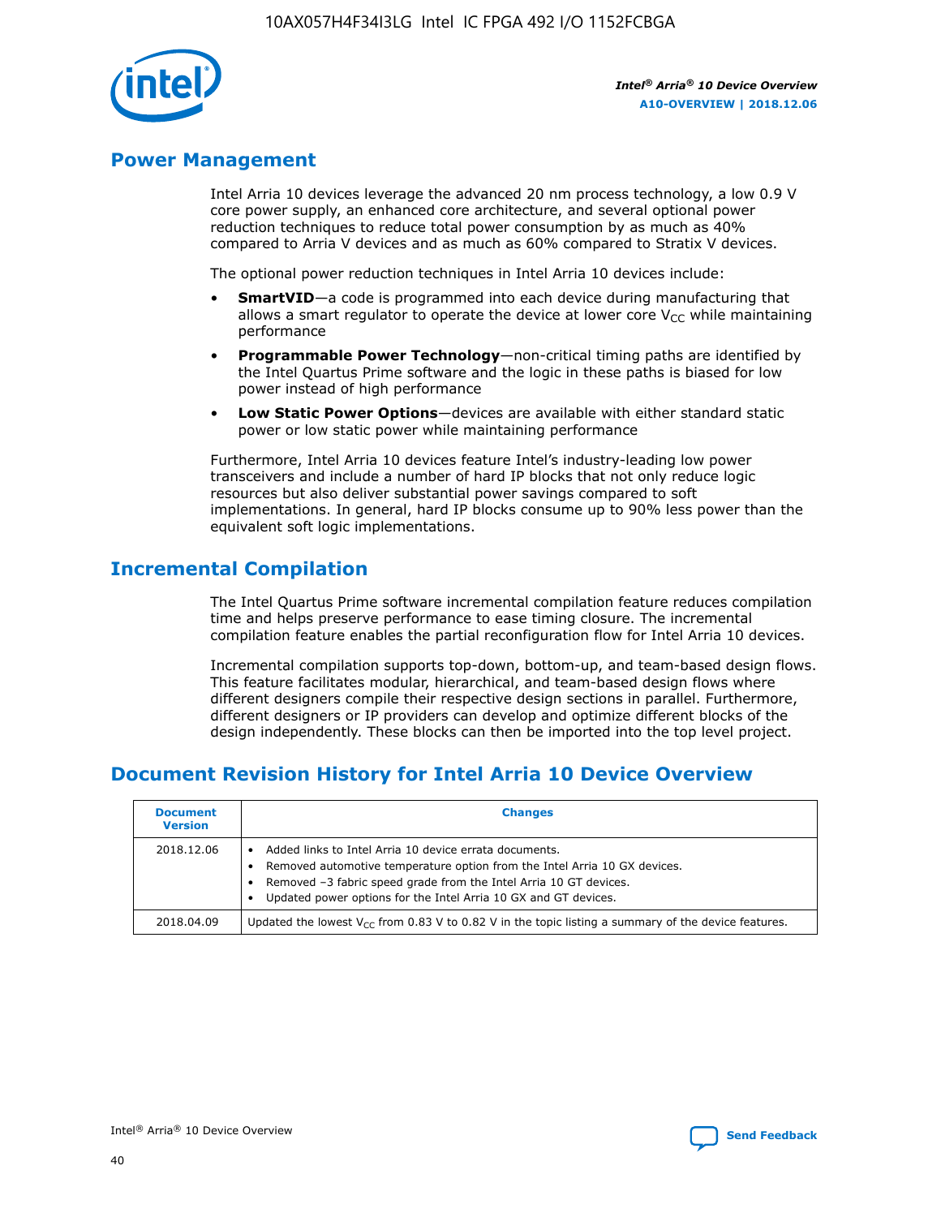## Power Management

Intel Arria 10 devices leverage the advanced 20 nm process technology, a low 0.9 V core power supply, an enhanced core architecture, and several optional power reduction techniques to reduce total power consumption by as much as 40% compared to Arria V devices and as much as 60% compared to Stratix V devices.

The optional power reduction techniques in Intel Arria 10 devices include:

- **SmartVID**—a code is programmed into each device during manufacturing that allows a smart regulator to operate the device at lower core $V_{CC}$ while maintaining performance
- **Programmable Power Technology**—non-critical timing paths are identified by the Intel Quartus Prime software and the logic in these paths is biased for low power instead of high performance
- **Low Static Power Options**—devices are available with either standard static power or low static power while maintaining performance

Furthermore, Intel Arria 10 devices feature Intel's industry-leading low power transceivers and include a number of hard IP blocks that not only reduce logic resources but also deliver substantial power savings compared to soft implementations. In general, hard IP blocks consume up to 90% less power than the equivalent soft logic implementations.

## Incremental Compilation

The Intel Quartus Prime software incremental compilation feature reduces compilation time and helps preserve performance to ease timing closure. The incremental compilation feature enables the partial reconfiguration flow for Intel Arria 10 devices.

Incremental compilation supports top-down, bottom-up, and team-based design flows. This feature facilitates modular, hierarchical, and team-based design flows where different designers compile their respective design sections in parallel. Furthermore, different designers or IP providers can develop and optimize different blocks of the design independently. These blocks can then be imported into the top level project.

## Document Revision History for Intel Arria 10 Device Overview

| Document Version | Changes |
| --- | --- |
| 2018.12.06 | • Added links to Intel Arria 10 device errata documents.<br>• Removed automotive temperature option from the Intel Arria 10 GX devices.<br>• Removed –3 fabric speed grade from the Intel Arria 10 GT devices.<br>• Updated power options for the Intel Arria 10 GX and GT devices. |
| 2018.04.09 | Updated the lowest $V_{CC}$ from 0.83 V to 0.82 V in the topic listing a summary of the device features. |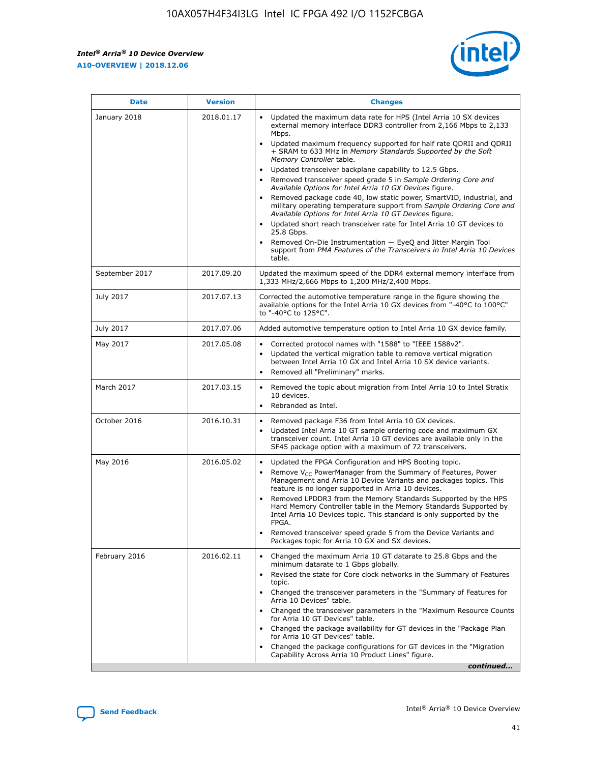| Date | Version | Changes |
| --- | --- | --- |
| January 2018 | 2018.01.17 | • Updated the maximum data rate for HPS (Intel Arria 10 SX devices external memory interface DDR3 controller from 2,166 Mbps to 2,133 Mbps.<br>• Updated maximum frequency supported for half rate QDRII and QDRII + SRAM to 633 MHz in *Memory Standards Supported by the Soft Memory Controller* table.<br>• Updated transceiver backplane capability to 12.5 Gbps.<br>• Removed transceiver speed grade 5 in *Sample Ordering Core and Available Options for Intel Arria 10 GX Devices* figure.<br>• Removed package code 40, low static power, SmartVID, industrial, and military operating temperature support from *Sample Ordering Core and Available Options for Intel Arria 10 GT Devices* figure.<br>• Updated short reach transceiver rate for Intel Arria 10 GT devices to 25.8 Gbps.<br>• Removed On-Die Instrumentation — EyeQ and Jitter Margin Tool support from *PMA Features of the Transceivers in Intel Arria 10 Devices* table. |
| September 2017 | 2017.09.20 | Updated the maximum speed of the DDR4 external memory interface from 1,333 MHz/2,666 Mbps to 1,200 MHz/2,400 Mbps. |
| July 2017 | 2017.07.13 | Corrected the automotive temperature range in the figure showing the available options for the Intel Arria 10 GX devices from "-40°C to 100°C" to "-40°C to 125°C". |
| July 2017 | 2017.07.06 | Added automotive temperature option to Intel Arria 10 GX device family. |
| May 2017 | 2017.05.08 | • Corrected protocol names with "1588" to "IEEE 1588v2".<br>• Updated the vertical migration table to remove vertical migration between Intel Arria 10 GX and Intel Arria 10 SX device variants.<br>• Removed all "Preliminary" marks. |
| March 2017 | 2017.03.15 | • Removed the topic about migration from Intel Arria 10 to Intel Stratix 10 devices.<br>• Rebranded as Intel. |
| October 2016 | 2016.10.31 | • Removed package F36 from Intel Arria 10 GX devices.<br>• Updated Intel Arria 10 GT sample ordering code and maximum GX transceiver count. Intel Arria 10 GT devices are available only in the SF45 package option with a maximum of 72 transceivers. |
| May 2016 | 2016.05.02 | • Updated the FPGA Configuration and HPS Booting topic.<br>• Remove $V_{CC}$ PowerManager from the Summary of Features, Power Management and Arria 10 Device Variants and packages topics. This feature is no longer supported in Arria 10 devices.<br>• Removed LPDDR3 from the Memory Standards Supported by the HPS Hard Memory Controller table in the Memory Standards Supported by Intel Arria 10 Devices topic. This standard is only supported by the FPGA.<br>• Removed transceiver speed grade 5 from the Device Variants and Packages topic for Arria 10 GX and SX devices. |
| February 2016 | 2016.02.11 | • Changed the maximum Arria 10 GT datarate to 25.8 Gbps and the minimum datarate to 1 Gbps globally.<br>• Revised the state for Core clock networks in the Summary of Features topic.<br>• Changed the transceiver parameters in the "Summary of Features for Arria 10 Devices" table.<br>• Changed the transceiver parameters in the "Maximum Resource Counts for Arria 10 GT Devices" table.<br>• Changed the package availability for GT devices in the "Package Plan for Arria 10 GT Devices" table.<br>• Changed the package configurations for GT devices in the "Migration Capability Across Arria 10 Product Lines" figure. |

*continued...*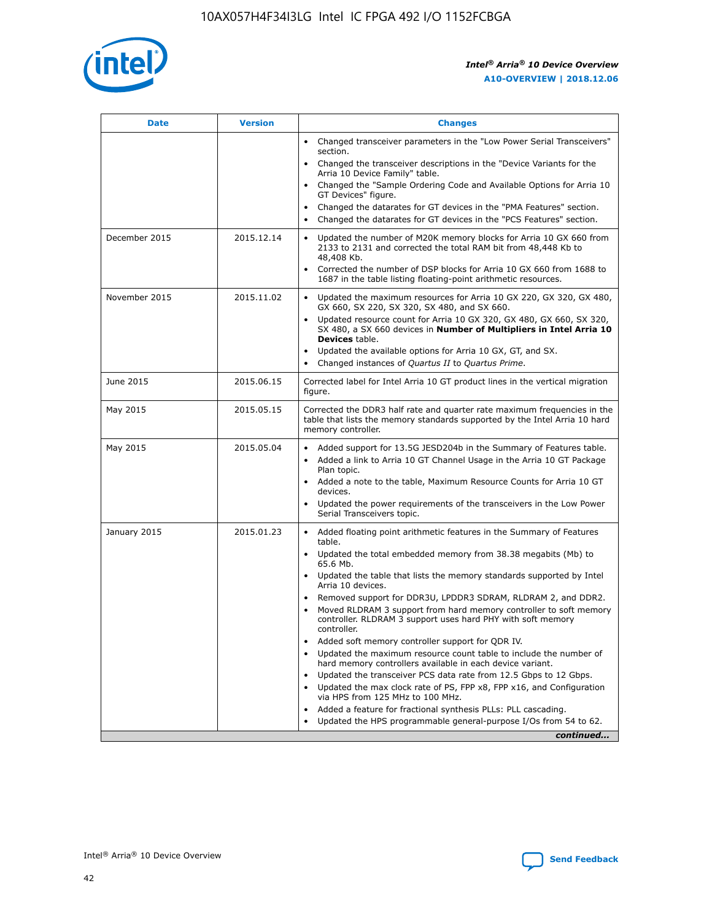| Date | Version | Changes |
| --- | --- | --- |
| | | • Changed transceiver parameters in the "Low Power Serial Transceivers" section.<br>• Changed the transceiver descriptions in the "Device Variants for the Arria 10 Device Family" table.<br>• Changed the "Sample Ordering Code and Available Options for Arria 10 GT Devices" figure.<br>• Changed the datarates for GT devices in the "PMA Features" section.<br>• Changed the datarates for GT devices in the "PCS Features" section. |
| December 2015 | 2015.12.14 | • Updated the number of M20K memory blocks for Arria 10 GX 660 from 2133 to 2131 and corrected the total RAM bit from 48,448 Kb to 48,408 Kb.<br>• Corrected the number of DSP blocks for Arria 10 GX 660 from 1688 to 1687 in the table listing floating-point arithmetic resources. |
| November 2015 | 2015.11.02 | • Updated the maximum resources for Arria 10 GX 220, GX 320, GX 480, GX 660, SX 220, SX 320, SX 480, and SX 660.<br>• Updated resource count for Arria 10 GX 320, GX 480, GX 660, SX 320, SX 480, a SX 660 devices in **Number of Multipliers in Intel Arria 10 Devices** table.<br>• Updated the available options for Arria 10 GX, GT, and SX.<br>• Changed instances of *Quartus II* to *Quartus Prime*. |
| June 2015 | 2015.06.15 | Corrected label for Intel Arria 10 GT product lines in the vertical migration figure. |
| May 2015 | 2015.05.15 | Corrected the DDR3 half rate and quarter rate maximum frequencies in the table that lists the memory standards supported by the Intel Arria 10 hard memory controller. |
| May 2015 | 2015.05.04 | • Added support for 13.5G JESD204b in the Summary of Features table.<br>• Added a link to Arria 10 GT Channel Usage in the Arria 10 GT Package Plan topic.<br>• Added a note to the table, Maximum Resource Counts for Arria 10 GT devices.<br>• Updated the power requirements of the transceivers in the Low Power Serial Transceivers topic. |
| January 2015 | 2015.01.23 | • Added floating point arithmetic features in the Summary of Features table.<br>• Updated the total embedded memory from 38.38 megabits (Mb) to 65.6 Mb.<br>• Updated the table that lists the memory standards supported by Intel Arria 10 devices.<br>• Removed support for DDR3U, LPDDR3 SDRAM, RLDRAM 2, and DDR2.<br>• Moved RLDRAM 3 support from hard memory controller to soft memory controller. RLDRAM 3 support uses hard PHY with soft memory controller.<br>• Added soft memory controller support for QDR IV.<br>• Updated the maximum resource count table to include the number of hard memory controllers available in each device variant.<br>• Updated the transceiver PCS data rate from 12.5 Gbps to 12 Gbps.<br>• Updated the max clock rate of PS, FPP x8, FPP x16, and Configuration via HPS from 125 MHz to 100 MHz.<br>• Added a feature for fractional synthesis PLLs: PLL cascading.<br>• Updated the HPS programmable general-purpose I/Os from 54 to 62. |

*continued...*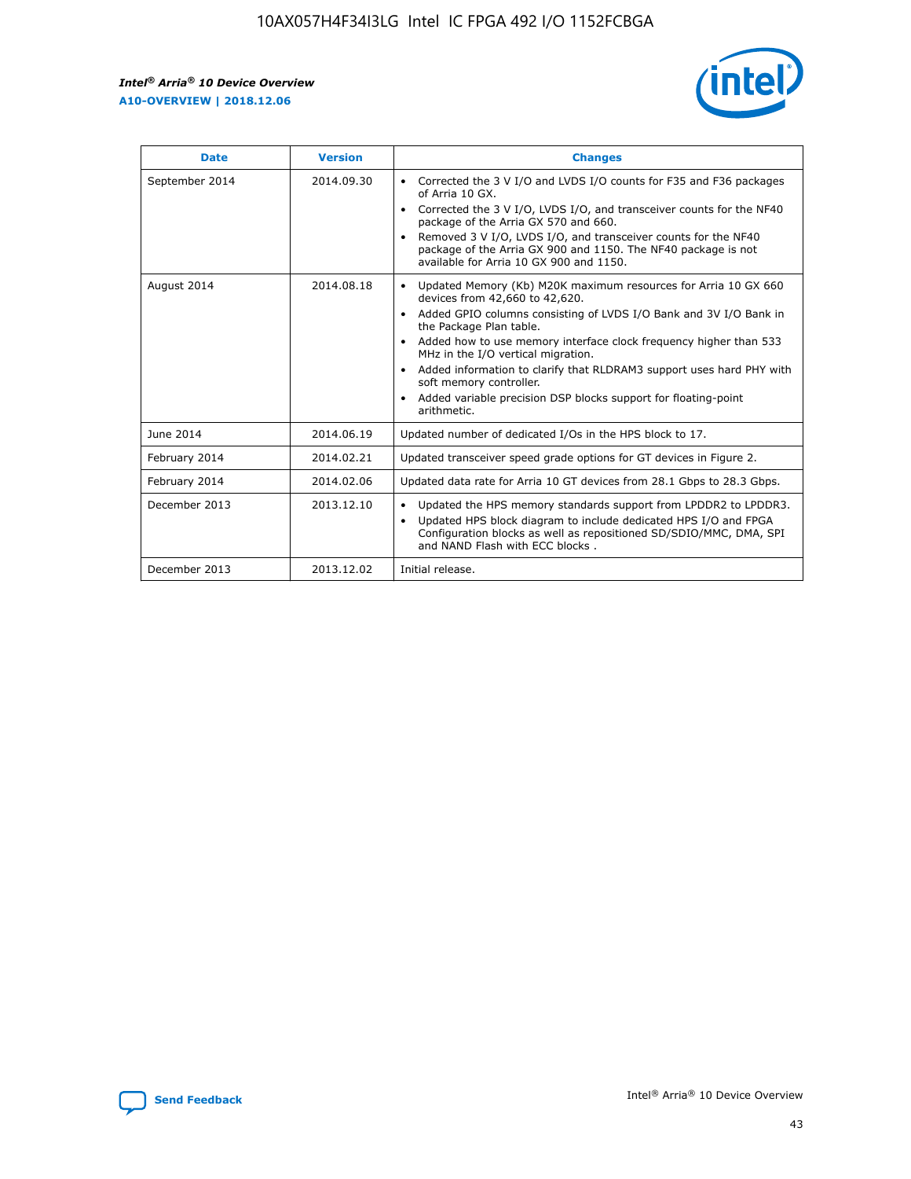| Date | Version | Changes |
| --- | --- | --- |
| September 2014 | 2014.09.30 | • Corrected the 3 V I/O and LVDS I/O counts for F35 and F36 packages of Arria 10 GX.<br>• Corrected the 3 V I/O, LVDS I/O, and transceiver counts for the NF40 package of the Arria GX 570 and 660.<br>• Removed 3 V I/O, LVDS I/O, and transceiver counts for the NF40 package of the Arria GX 900 and 1150. The NF40 package is not available for Arria 10 GX 900 and 1150. |
| August 2014 | 2014.08.18 | • Updated Memory (Kb) M20K maximum resources for Arria 10 GX 660 devices from 42,660 to 42,620.<br>• Added GPIO columns consisting of LVDS I/O Bank and 3V I/O Bank in the Package Plan table.<br>• Added how to use memory interface clock frequency higher than 533 MHz in the I/O vertical migration.<br>• Added information to clarify that RLDRAM3 support uses hard PHY with soft memory controller.<br>• Added variable precision DSP blocks support for floating-point arithmetic. |
| June 2014 | 2014.06.19 | Updated number of dedicated I/Os in the HPS block to 17. |
| February 2014 | 2014.02.21 | Updated transceiver speed grade options for GT devices in Figure 2. |
| February 2014 | 2014.02.06 | Updated data rate for Arria 10 GT devices from 28.1 Gbps to 28.3 Gbps. |
| December 2013 | 2013.12.10 | • Updated the HPS memory standards support from LPDDR2 to LPDDR3.<br>• Updated HPS block diagram to include dedicated HPS I/O and FPGA Configuration blocks as well as repositioned SD/SDIO/MMC, DMA, SPI and NAND Flash with ECC blocks . |
| December 2013 | 2013.12.02 | Initial release. |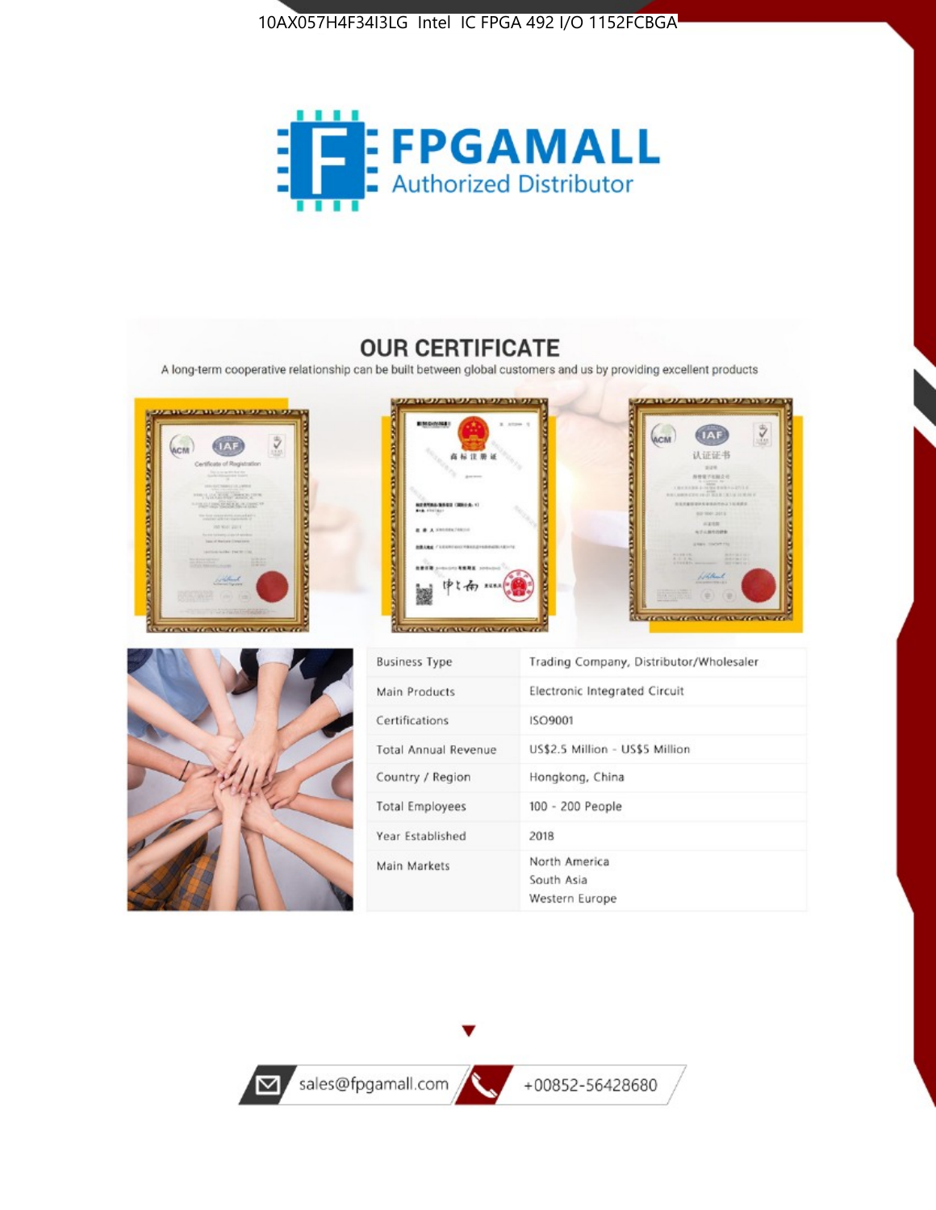FPGAMALL
Authorized Distributor

## OUR CERTIFICATE

A long-term cooperative relationship can be built between global customers and us by providing excellent products

| | |
|---|---|
| Business Type | Trading Company, Distributor/Wholesaler |
| Main Products | Electronic Integrated Circuit |
| Certifications | ISO9001 |
| Total Annual Revenue | US$2.5 Million - US$5 Million |
| Country / Region | Hongkong, China |
| Total Employees | 100 - 200 People |
| Year Established | 2018 |
| Main Markets | North America<br>South Asia<br>Western Europe |

sales@fpgamall.com

+00852-56428680